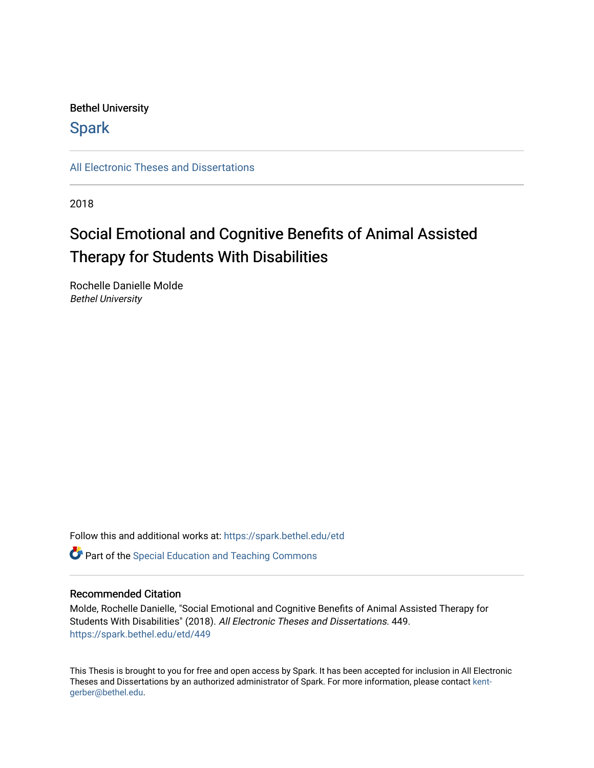Bethel University

Spark

All Electronic Theses and Dissertations

2018

# Social Emotional and Cognitive Benefits of Animal Assisted Therapy for Students With Disabilities

Rochelle Danielle Molde
*Bethel University*

Follow this and additional works at: https://spark.bethel.edu/etd

Part of the Special Education and Teaching Commons

## Recommended Citation

Molde, Rochelle Danielle, "Social Emotional and Cognitive Benefits of Animal Assisted Therapy for Students With Disabilities" (2018). *All Electronic Theses and Dissertations*. 449.
https://spark.bethel.edu/etd/449

This Thesis is brought to you for free and open access by Spark. It has been accepted for inclusion in All Electronic Theses and Dissertations by an authorized administrator of Spark. For more information, please contact kent-gerber@bethel.edu.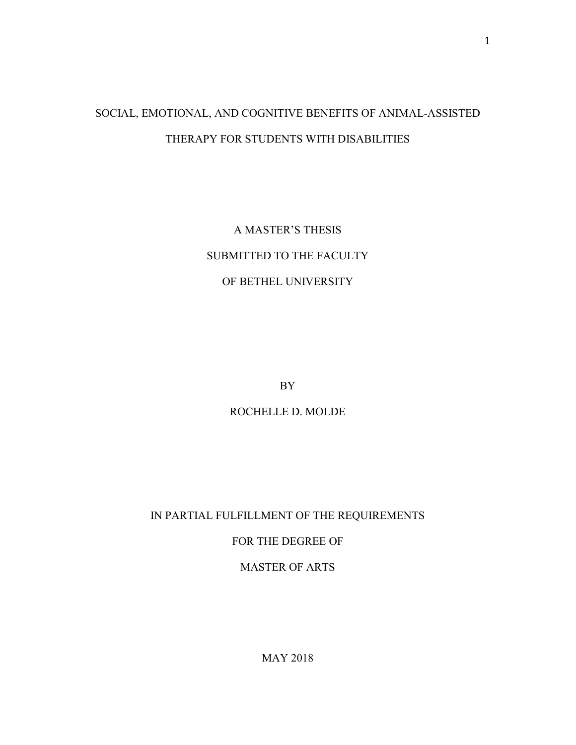# SOCIAL, EMOTIONAL, AND COGNITIVE BENEFITS OF ANIMAL-ASSISTED THERAPY FOR STUDENTS WITH DISABILITIES

A MASTER'S THESIS

SUBMITTED TO THE FACULTY

OF BETHEL UNIVERSITY

BY

ROCHELLE D. MOLDE

IN PARTIAL FULFILLMENT OF THE REQUIREMENTS

FOR THE DEGREE OF

MASTER OF ARTS

MAY 2018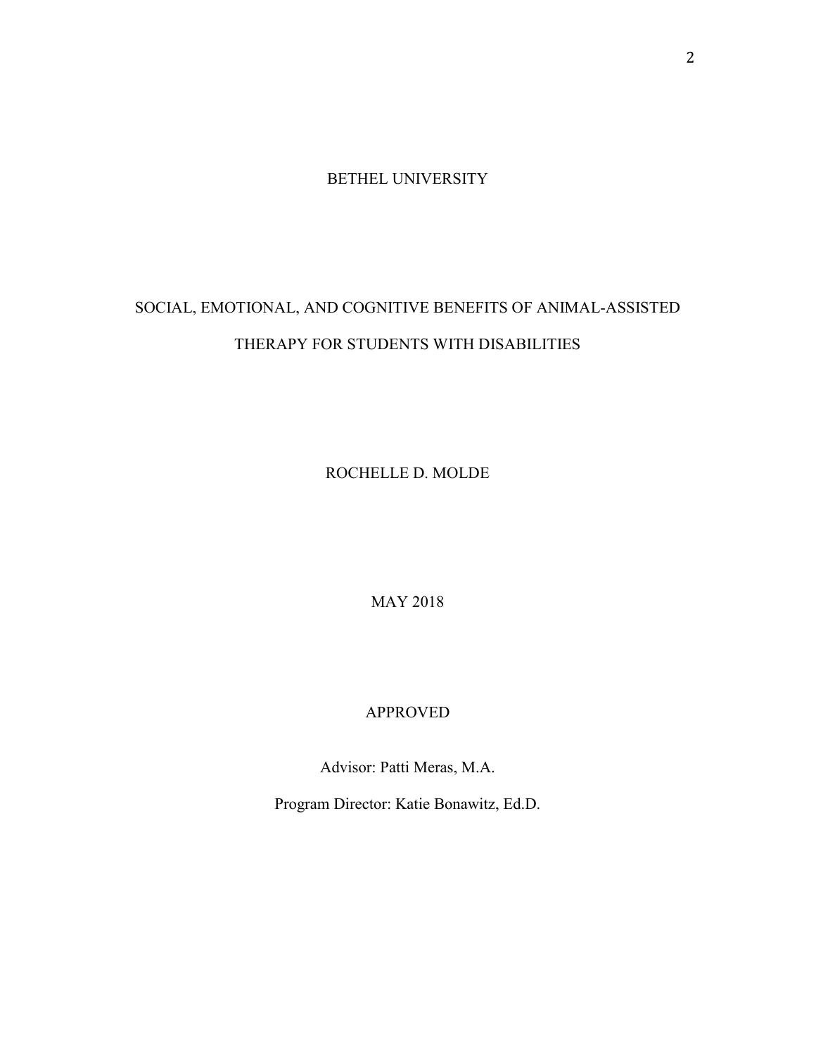BETHEL UNIVERSITY

SOCIAL, EMOTIONAL, AND COGNITIVE BENEFITS OF ANIMAL-ASSISTED THERAPY FOR STUDENTS WITH DISABILITIES

ROCHELLE D. MOLDE

MAY 2018

APPROVED

Advisor: Patti Meras, M.A.

Program Director: Katie Bonawitz, Ed.D.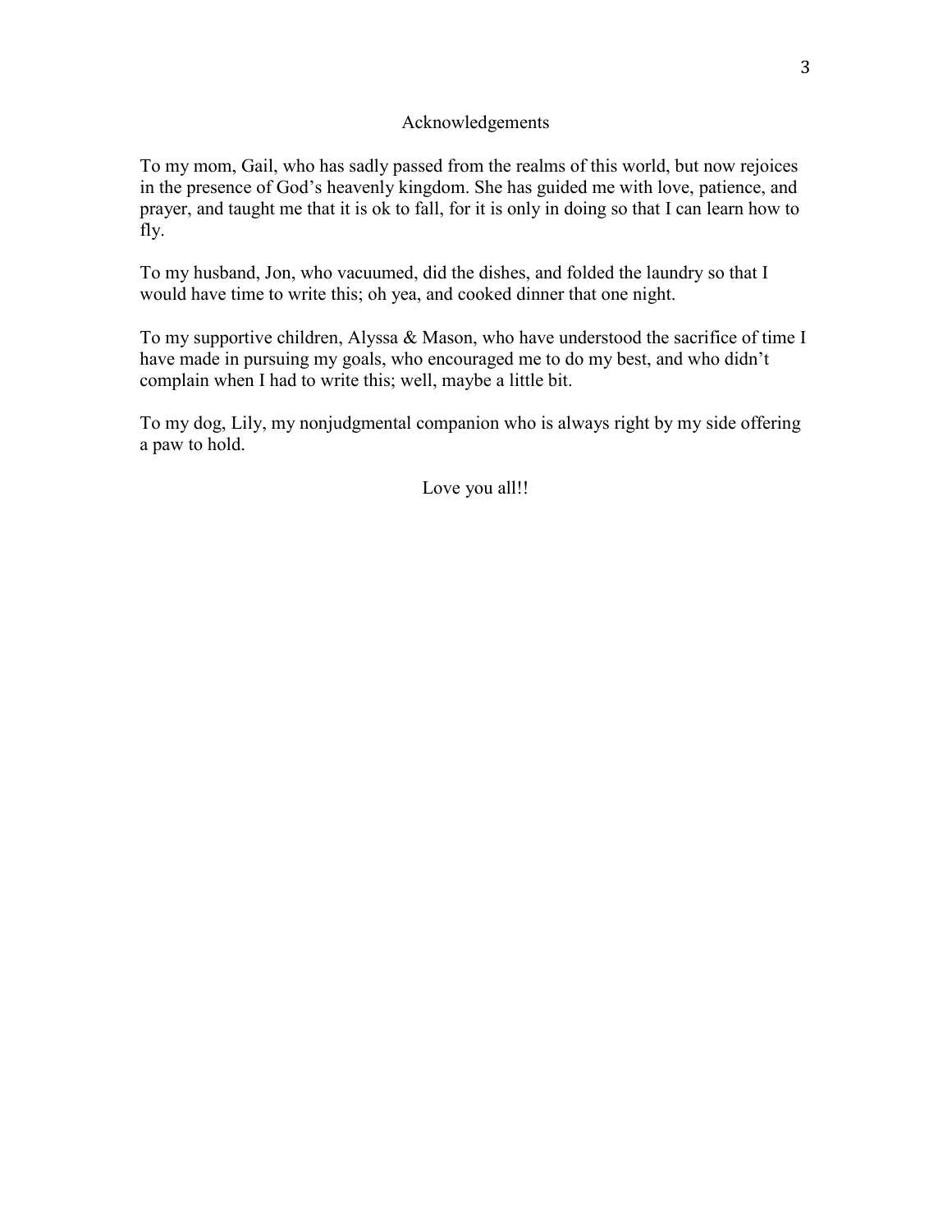# Acknowledgements

To my mom, Gail, who has sadly passed from the realms of this world, but now rejoices in the presence of God's heavenly kingdom. She has guided me with love, patience, and prayer, and taught me that it is ok to fall, for it is only in doing so that I can learn how to fly.

To my husband, Jon, who vacuumed, did the dishes, and folded the laundry so that I would have time to write this; oh yea, and cooked dinner that one night.

To my supportive children, Alyssa & Mason, who have understood the sacrifice of time I have made in pursuing my goals, who encouraged me to do my best, and who didn't complain when I had to write this; well, maybe a little bit.

To my dog, Lily, my nonjudgmental companion who is always right by my side offering a paw to hold.

Love you all!!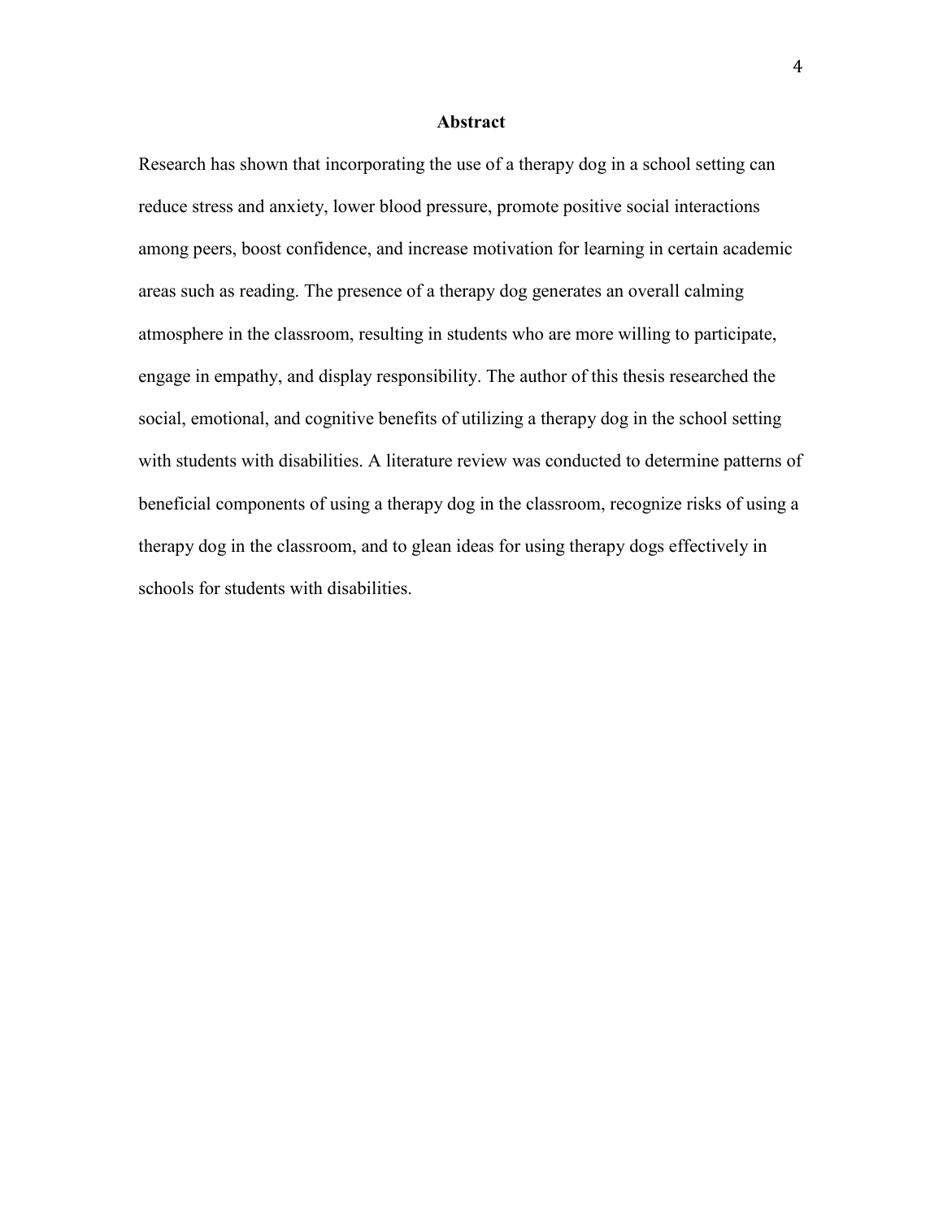# Abstract

Research has shown that incorporating the use of a therapy dog in a school setting can reduce stress and anxiety, lower blood pressure, promote positive social interactions among peers, boost confidence, and increase motivation for learning in certain academic areas such as reading. The presence of a therapy dog generates an overall calming atmosphere in the classroom, resulting in students who are more willing to participate, engage in empathy, and display responsibility. The author of this thesis researched the social, emotional, and cognitive benefits of utilizing a therapy dog in the school setting with students with disabilities. A literature review was conducted to determine patterns of beneficial components of using a therapy dog in the classroom, recognize risks of using a therapy dog in the classroom, and to glean ideas for using therapy dogs effectively in schools for students with disabilities.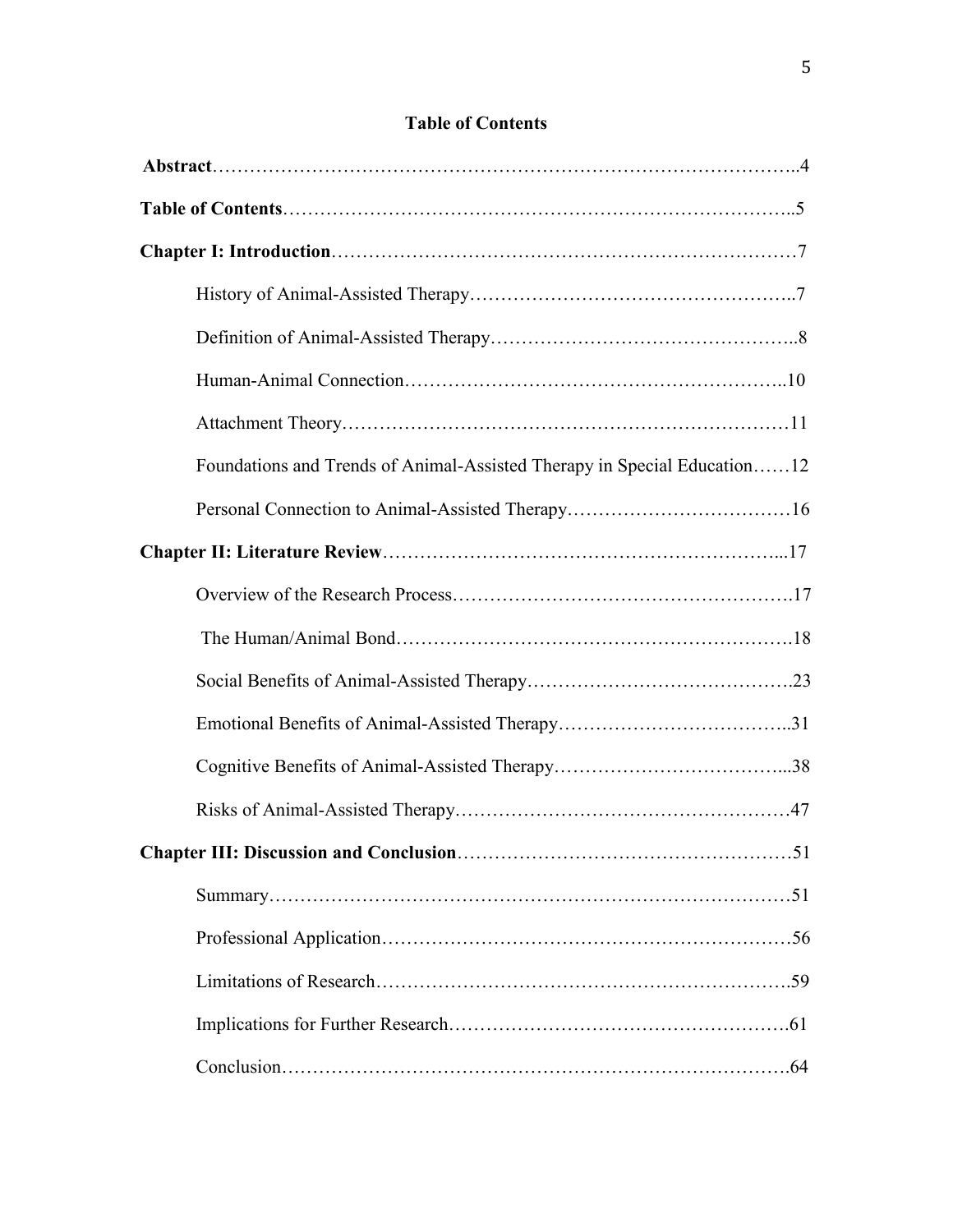# Table of Contents

**Abstract**……………………………………………………………………………..4

**Table of Contents**…………………………………………………………………..5

**Chapter I: Introduction**………………………………………………………………7

History of Animal-Assisted Therapy……………………………………………..7

Definition of Animal-Assisted Therapy…………………………………………..8

Human-Animal Connection………………………………………………..10

Attachment Theory………………………………………………………………11

Foundations and Trends of Animal-Assisted Therapy in Special Education……12

Personal Connection to Animal-Assisted Therapy………………………………16

**Chapter II: Literature Review**…………………………………………………...17

Overview of the Research Process……………………………………………….17

The Human/Animal Bond……………………………………………………….18

Social Benefits of Animal-Assisted Therapy…………………………………….23

Emotional Benefits of Animal-Assisted Therapy………………………………..31

Cognitive Benefits of Animal-Assisted Therapy………………………………...38

Risks of Animal-Assisted Therapy………………………………………………47

**Chapter III: Discussion and Conclusion**………………………………………………51

Summary…………………………………………………………………………51

Professional Application…………………………………………………………56

Limitations of Research………………………………………………………….59

Implications for Further Research……………………………………………….61

Conclusion……………………………………………………………………….64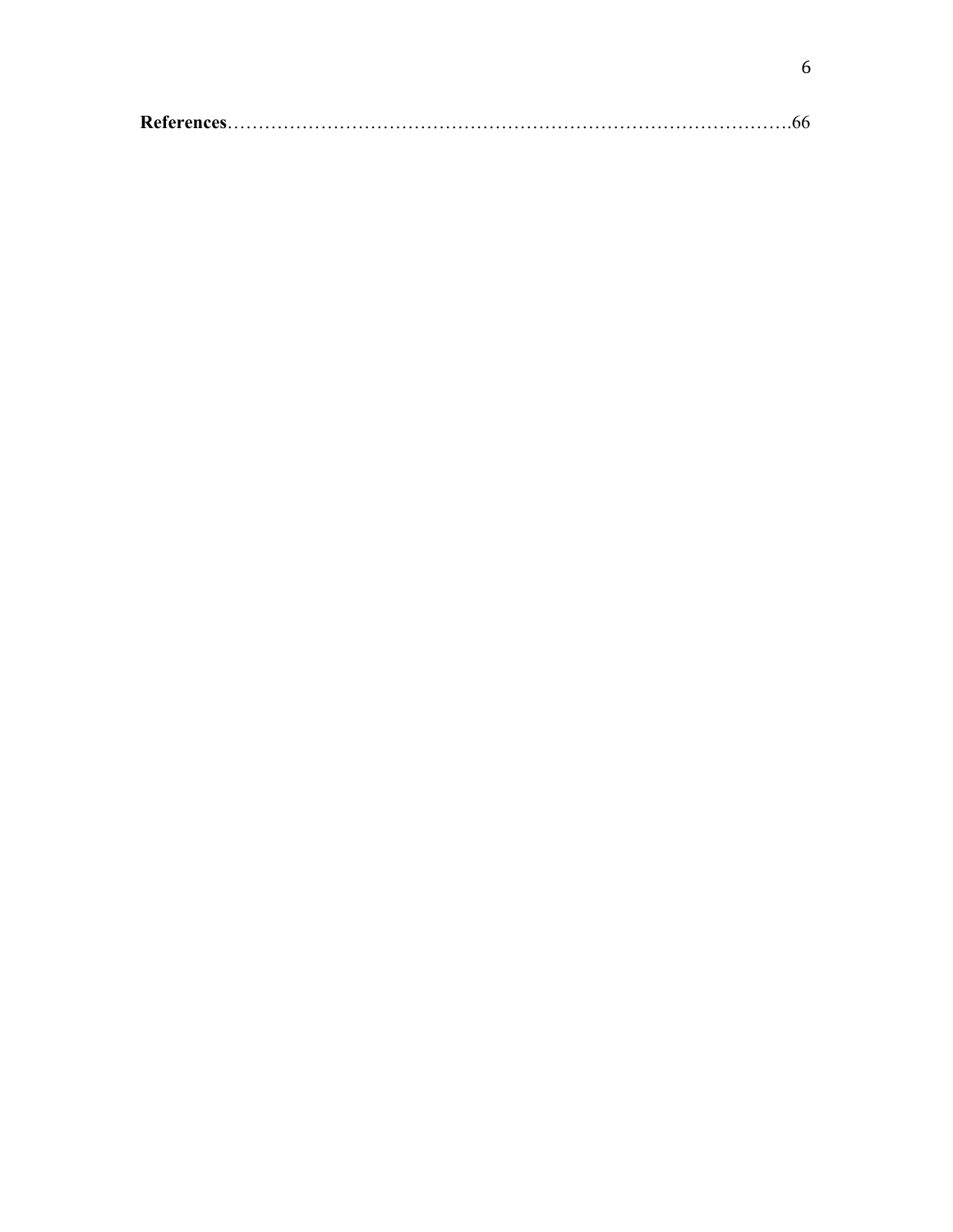**References**……………………………………………………………………………….66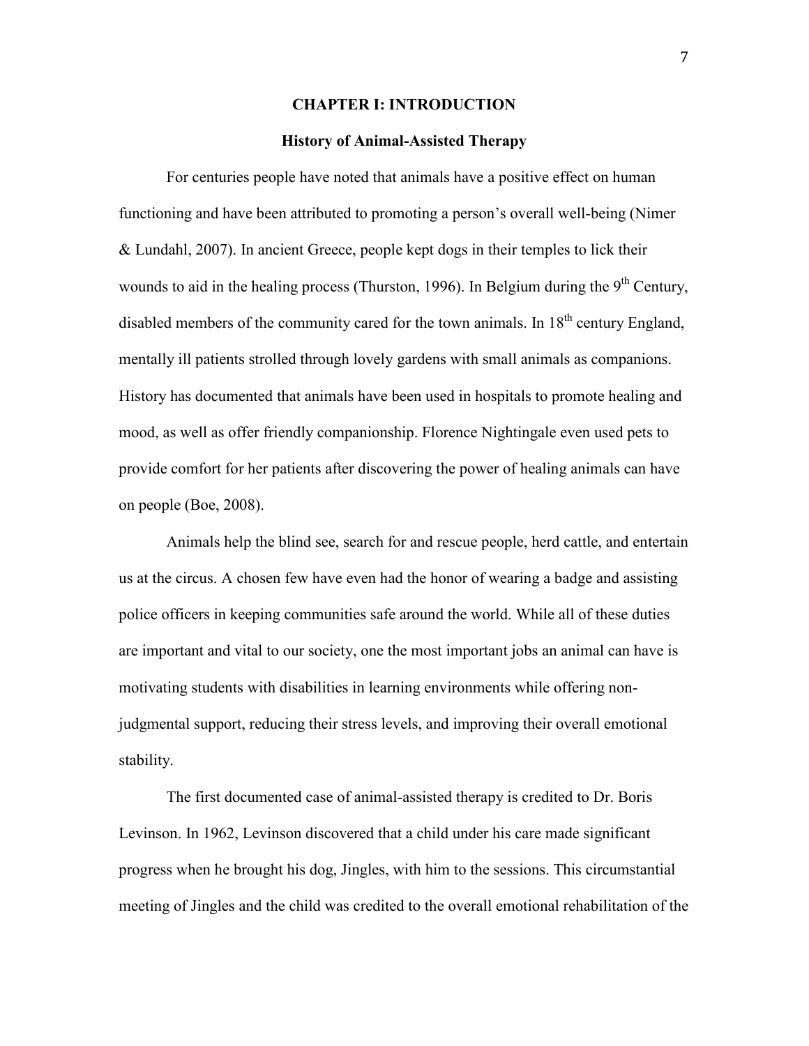# CHAPTER I: INTRODUCTION

## History of Animal-Assisted Therapy

For centuries people have noted that animals have a positive effect on human functioning and have been attributed to promoting a person's overall well-being (Nimer & Lundahl, 2007). In ancient Greece, people kept dogs in their temples to lick their wounds to aid in the healing process (Thurston, 1996). In Belgium during the 9th Century, disabled members of the community cared for the town animals. In 18th century England, mentally ill patients strolled through lovely gardens with small animals as companions. History has documented that animals have been used in hospitals to promote healing and mood, as well as offer friendly companionship. Florence Nightingale even used pets to provide comfort for her patients after discovering the power of healing animals can have on people (Boe, 2008).

Animals help the blind see, search for and rescue people, herd cattle, and entertain us at the circus. A chosen few have even had the honor of wearing a badge and assisting police officers in keeping communities safe around the world. While all of these duties are important and vital to our society, one the most important jobs an animal can have is motivating students with disabilities in learning environments while offering non-judgmental support, reducing their stress levels, and improving their overall emotional stability.

The first documented case of animal-assisted therapy is credited to Dr. Boris Levinson. In 1962, Levinson discovered that a child under his care made significant progress when he brought his dog, Jingles, with him to the sessions. This circumstantial meeting of Jingles and the child was credited to the overall emotional rehabilitation of the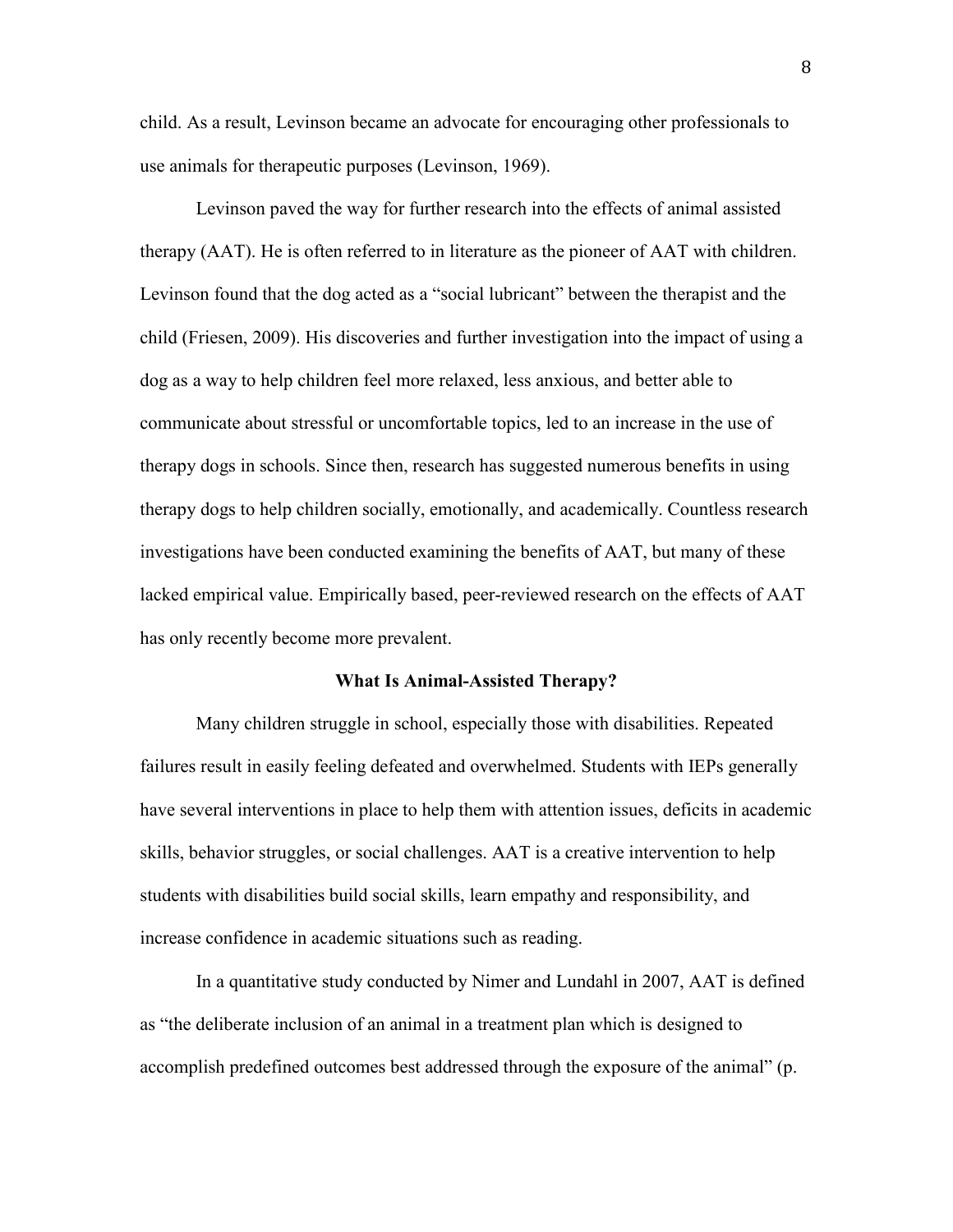child. As a result, Levinson became an advocate for encouraging other professionals to use animals for therapeutic purposes (Levinson, 1969).

Levinson paved the way for further research into the effects of animal assisted therapy (AAT). He is often referred to in literature as the pioneer of AAT with children. Levinson found that the dog acted as a "social lubricant" between the therapist and the child (Friesen, 2009). His discoveries and further investigation into the impact of using a dog as a way to help children feel more relaxed, less anxious, and better able to communicate about stressful or uncomfortable topics, led to an increase in the use of therapy dogs in schools. Since then, research has suggested numerous benefits in using therapy dogs to help children socially, emotionally, and academically. Countless research investigations have been conducted examining the benefits of AAT, but many of these lacked empirical value. Empirically based, peer-reviewed research on the effects of AAT has only recently become more prevalent.

## What Is Animal-Assisted Therapy?

Many children struggle in school, especially those with disabilities. Repeated failures result in easily feeling defeated and overwhelmed. Students with IEPs generally have several interventions in place to help them with attention issues, deficits in academic skills, behavior struggles, or social challenges. AAT is a creative intervention to help students with disabilities build social skills, learn empathy and responsibility, and increase confidence in academic situations such as reading.

In a quantitative study conducted by Nimer and Lundahl in 2007, AAT is defined as "the deliberate inclusion of an animal in a treatment plan which is designed to accomplish predefined outcomes best addressed through the exposure of the animal" (p.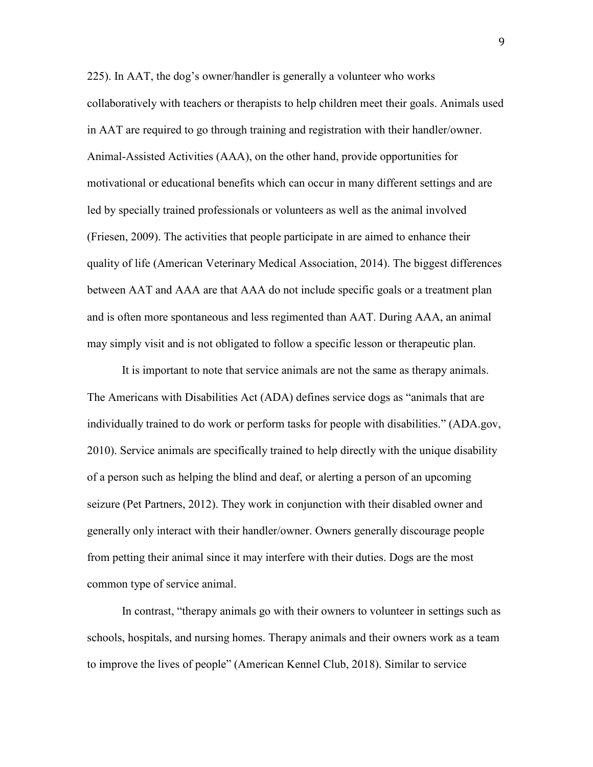225). In AAT, the dog's owner/handler is generally a volunteer who works collaboratively with teachers or therapists to help children meet their goals. Animals used in AAT are required to go through training and registration with their handler/owner. Animal-Assisted Activities (AAA), on the other hand, provide opportunities for motivational or educational benefits which can occur in many different settings and are led by specially trained professionals or volunteers as well as the animal involved (Friesen, 2009). The activities that people participate in are aimed to enhance their quality of life (American Veterinary Medical Association, 2014). The biggest differences between AAT and AAA are that AAA do not include specific goals or a treatment plan and is often more spontaneous and less regimented than AAT. During AAA, an animal may simply visit and is not obligated to follow a specific lesson or therapeutic plan.

It is important to note that service animals are not the same as therapy animals. The Americans with Disabilities Act (ADA) defines service dogs as "animals that are individually trained to do work or perform tasks for people with disabilities." (ADA.gov, 2010). Service animals are specifically trained to help directly with the unique disability of a person such as helping the blind and deaf, or alerting a person of an upcoming seizure (Pet Partners, 2012). They work in conjunction with their disabled owner and generally only interact with their handler/owner. Owners generally discourage people from petting their animal since it may interfere with their duties. Dogs are the most common type of service animal.

In contrast, "therapy animals go with their owners to volunteer in settings such as schools, hospitals, and nursing homes. Therapy animals and their owners work as a team to improve the lives of people" (American Kennel Club, 2018). Similar to service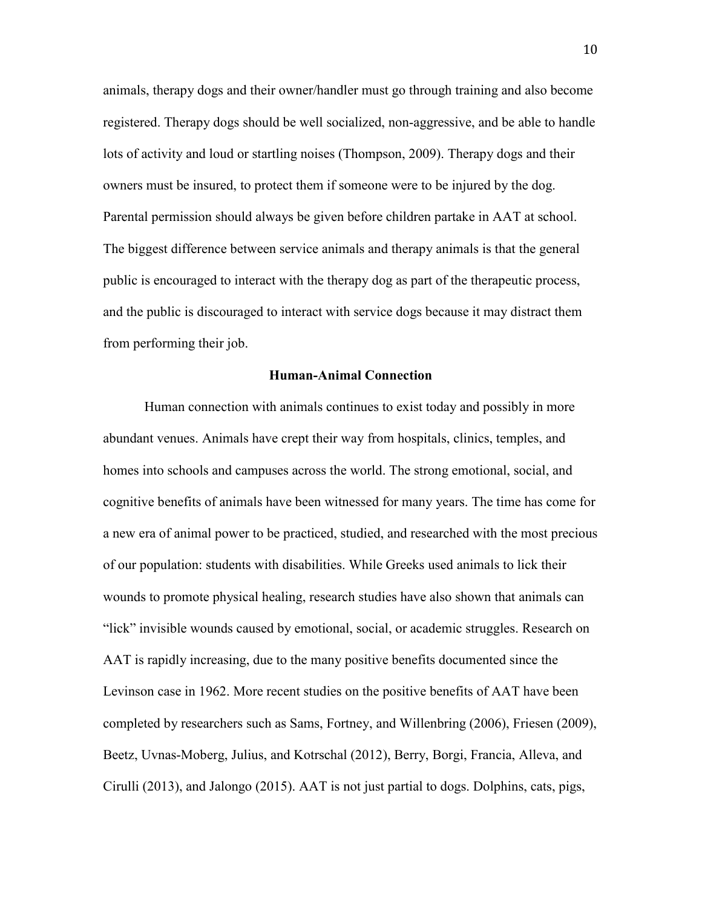animals, therapy dogs and their owner/handler must go through training and also become registered. Therapy dogs should be well socialized, non-aggressive, and be able to handle lots of activity and loud or startling noises (Thompson, 2009). Therapy dogs and their owners must be insured, to protect them if someone were to be injured by the dog. Parental permission should always be given before children partake in AAT at school. The biggest difference between service animals and therapy animals is that the general public is encouraged to interact with the therapy dog as part of the therapeutic process, and the public is discouraged to interact with service dogs because it may distract them from performing their job.

## Human-Animal Connection

Human connection with animals continues to exist today and possibly in more abundant venues. Animals have crept their way from hospitals, clinics, temples, and homes into schools and campuses across the world. The strong emotional, social, and cognitive benefits of animals have been witnessed for many years. The time has come for a new era of animal power to be practiced, studied, and researched with the most precious of our population: students with disabilities. While Greeks used animals to lick their wounds to promote physical healing, research studies have also shown that animals can "lick" invisible wounds caused by emotional, social, or academic struggles. Research on AAT is rapidly increasing, due to the many positive benefits documented since the Levinson case in 1962. More recent studies on the positive benefits of AAT have been completed by researchers such as Sams, Fortney, and Willenbring (2006), Friesen (2009), Beetz, Uvnas-Moberg, Julius, and Kotrschal (2012), Berry, Borgi, Francia, Alleva, and Cirulli (2013), and Jalongo (2015). AAT is not just partial to dogs. Dolphins, cats, pigs,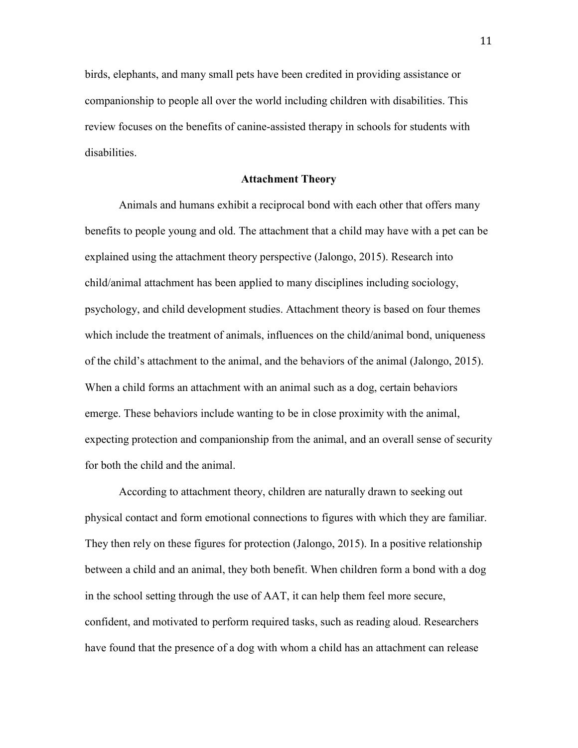birds, elephants, and many small pets have been credited in providing assistance or companionship to people all over the world including children with disabilities. This review focuses on the benefits of canine-assisted therapy in schools for students with disabilities.

## Attachment Theory

Animals and humans exhibit a reciprocal bond with each other that offers many benefits to people young and old. The attachment that a child may have with a pet can be explained using the attachment theory perspective (Jalongo, 2015). Research into child/animal attachment has been applied to many disciplines including sociology, psychology, and child development studies. Attachment theory is based on four themes which include the treatment of animals, influences on the child/animal bond, uniqueness of the child's attachment to the animal, and the behaviors of the animal (Jalongo, 2015). When a child forms an attachment with an animal such as a dog, certain behaviors emerge. These behaviors include wanting to be in close proximity with the animal, expecting protection and companionship from the animal, and an overall sense of security for both the child and the animal.

According to attachment theory, children are naturally drawn to seeking out physical contact and form emotional connections to figures with which they are familiar. They then rely on these figures for protection (Jalongo, 2015). In a positive relationship between a child and an animal, they both benefit. When children form a bond with a dog in the school setting through the use of AAT, it can help them feel more secure, confident, and motivated to perform required tasks, such as reading aloud. Researchers have found that the presence of a dog with whom a child has an attachment can release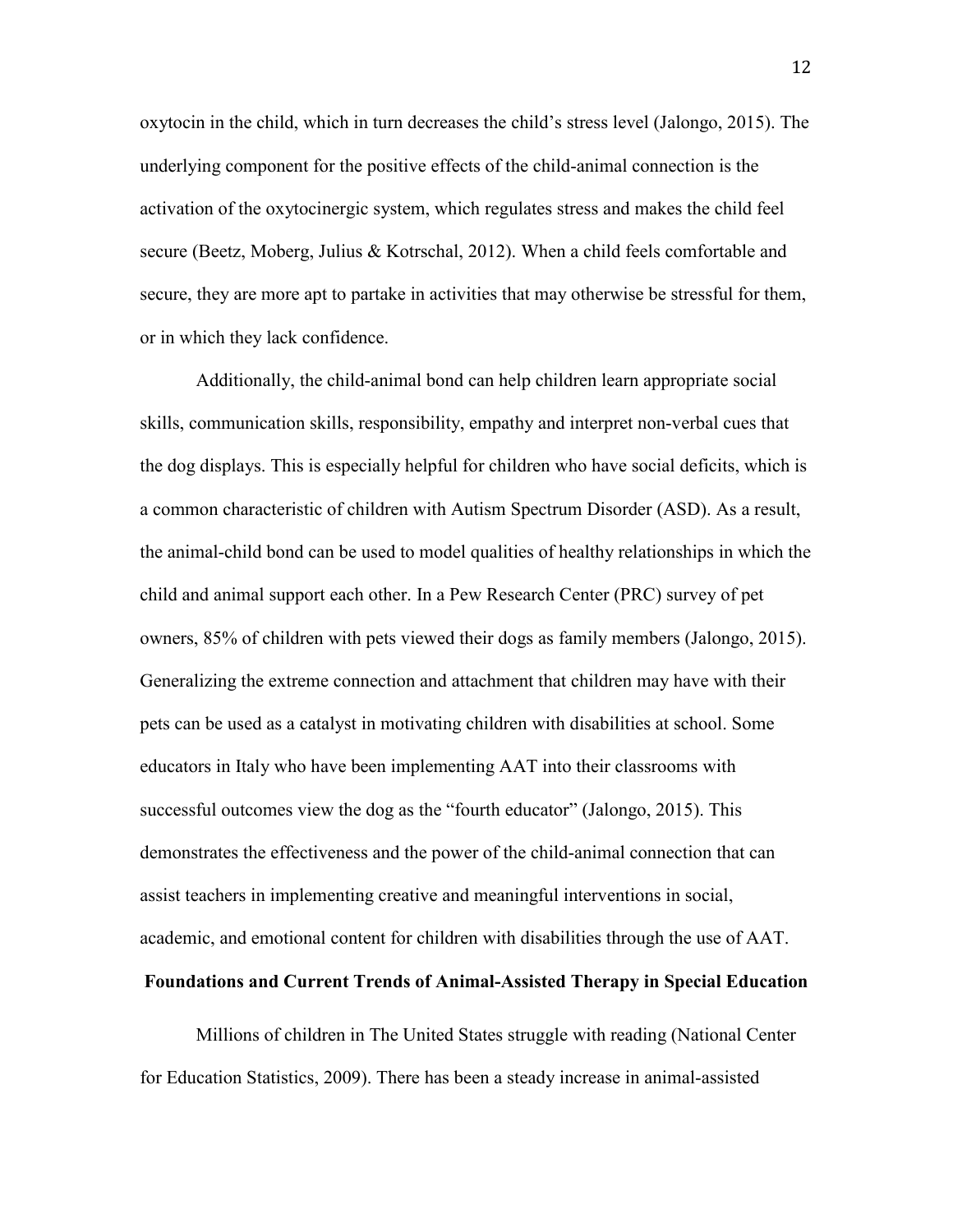oxytocin in the child, which in turn decreases the child's stress level (Jalongo, 2015). The underlying component for the positive effects of the child-animal connection is the activation of the oxytocinergic system, which regulates stress and makes the child feel secure (Beetz, Moberg, Julius & Kotrschal, 2012). When a child feels comfortable and secure, they are more apt to partake in activities that may otherwise be stressful for them, or in which they lack confidence.

Additionally, the child-animal bond can help children learn appropriate social skills, communication skills, responsibility, empathy and interpret non-verbal cues that the dog displays. This is especially helpful for children who have social deficits, which is a common characteristic of children with Autism Spectrum Disorder (ASD). As a result, the animal-child bond can be used to model qualities of healthy relationships in which the child and animal support each other. In a Pew Research Center (PRC) survey of pet owners, 85% of children with pets viewed their dogs as family members (Jalongo, 2015). Generalizing the extreme connection and attachment that children may have with their pets can be used as a catalyst in motivating children with disabilities at school. Some educators in Italy who have been implementing AAT into their classrooms with successful outcomes view the dog as the "fourth educator" (Jalongo, 2015). This demonstrates the effectiveness and the power of the child-animal connection that can assist teachers in implementing creative and meaningful interventions in social, academic, and emotional content for children with disabilities through the use of AAT.

## Foundations and Current Trends of Animal-Assisted Therapy in Special Education

Millions of children in The United States struggle with reading (National Center for Education Statistics, 2009). There has been a steady increase in animal-assisted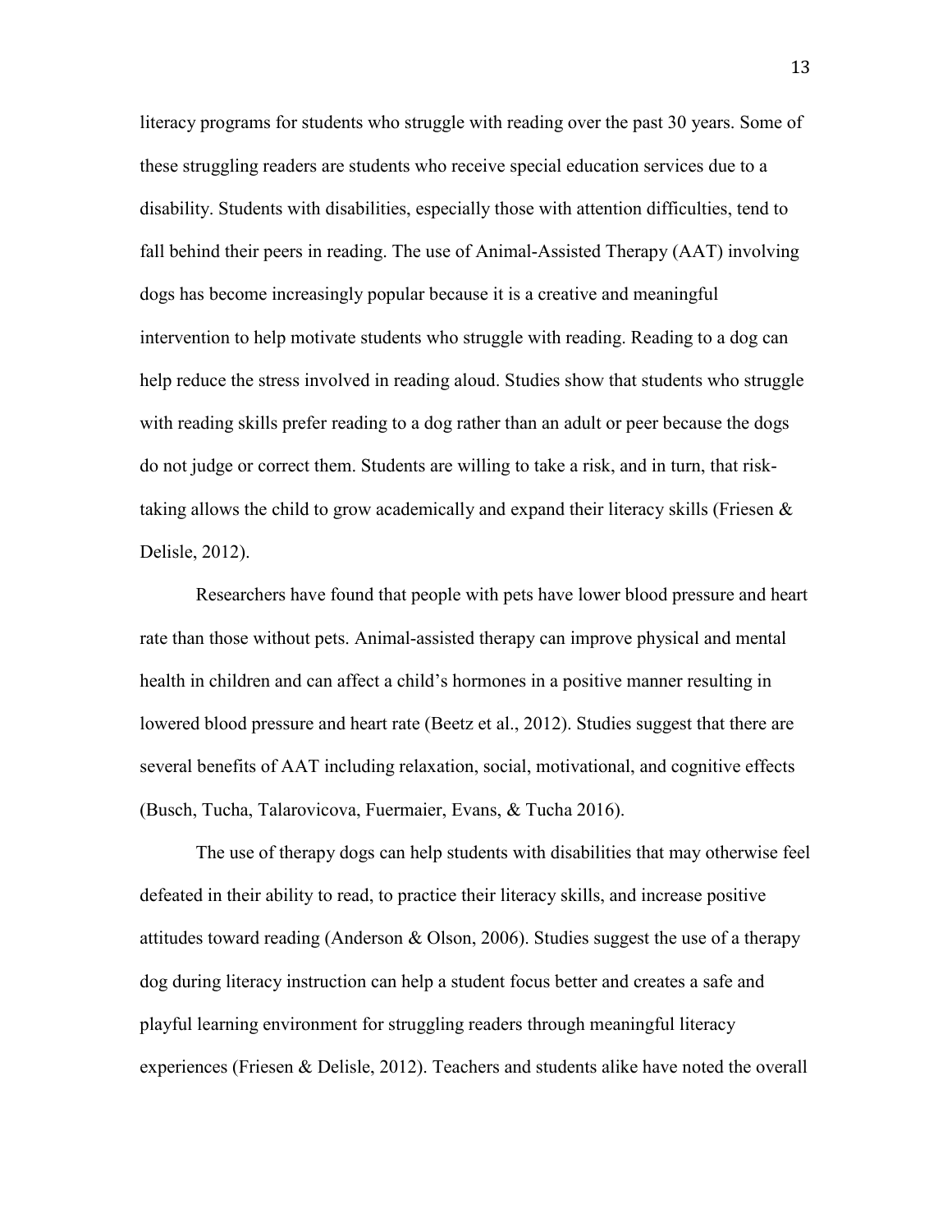literacy programs for students who struggle with reading over the past 30 years. Some of these struggling readers are students who receive special education services due to a disability. Students with disabilities, especially those with attention difficulties, tend to fall behind their peers in reading. The use of Animal-Assisted Therapy (AAT) involving dogs has become increasingly popular because it is a creative and meaningful intervention to help motivate students who struggle with reading. Reading to a dog can help reduce the stress involved in reading aloud. Studies show that students who struggle with reading skills prefer reading to a dog rather than an adult or peer because the dogs do not judge or correct them. Students are willing to take a risk, and in turn, that risk-taking allows the child to grow academically and expand their literacy skills (Friesen & Delisle, 2012).

Researchers have found that people with pets have lower blood pressure and heart rate than those without pets. Animal-assisted therapy can improve physical and mental health in children and can affect a child's hormones in a positive manner resulting in lowered blood pressure and heart rate (Beetz et al., 2012). Studies suggest that there are several benefits of AAT including relaxation, social, motivational, and cognitive effects (Busch, Tucha, Talarovicova, Fuermaier, Evans, & Tucha 2016).

The use of therapy dogs can help students with disabilities that may otherwise feel defeated in their ability to read, to practice their literacy skills, and increase positive attitudes toward reading (Anderson & Olson, 2006). Studies suggest the use of a therapy dog during literacy instruction can help a student focus better and creates a safe and playful learning environment for struggling readers through meaningful literacy experiences (Friesen & Delisle, 2012). Teachers and students alike have noted the overall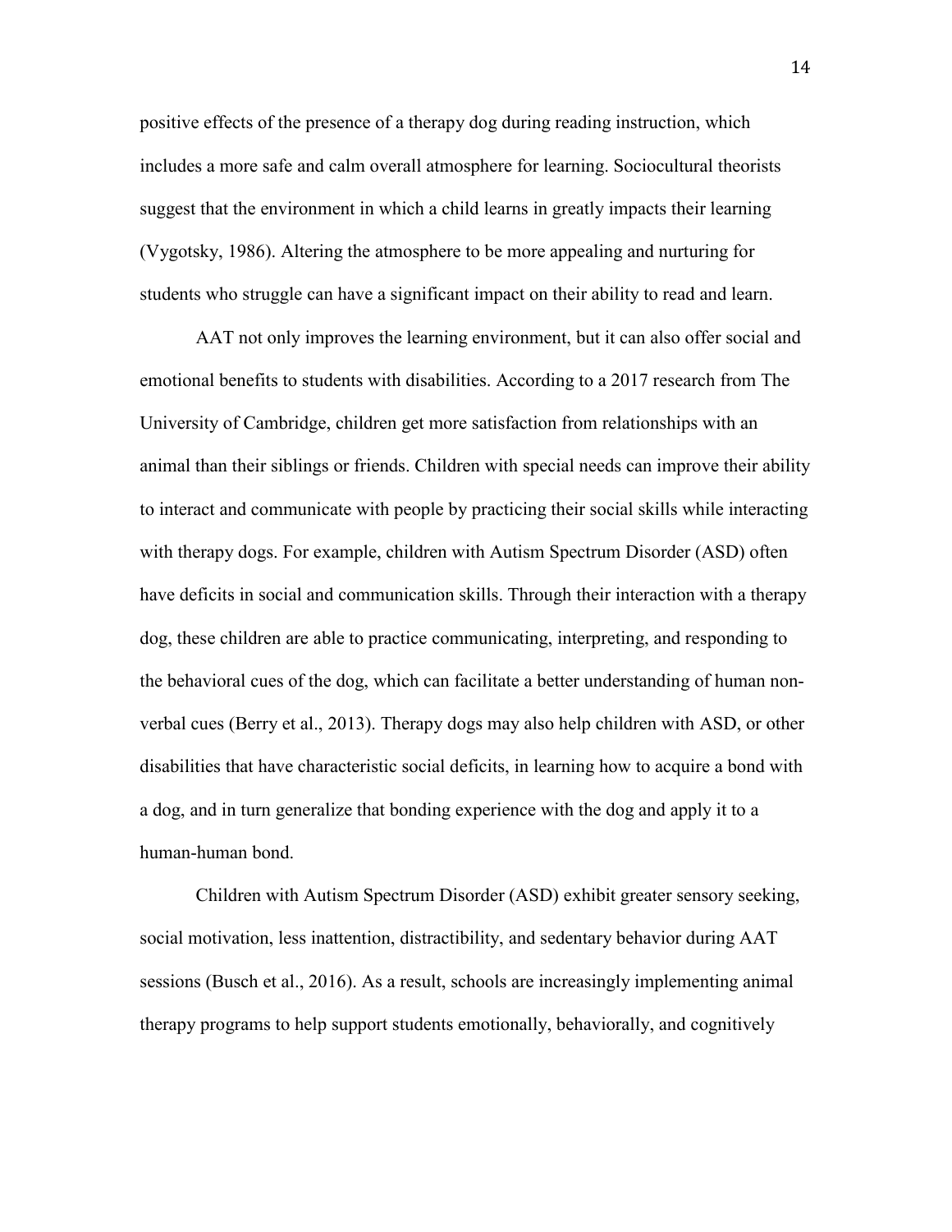positive effects of the presence of a therapy dog during reading instruction, which includes a more safe and calm overall atmosphere for learning. Sociocultural theorists suggest that the environment in which a child learns in greatly impacts their learning (Vygotsky, 1986). Altering the atmosphere to be more appealing and nurturing for students who struggle can have a significant impact on their ability to read and learn.

AAT not only improves the learning environment, but it can also offer social and emotional benefits to students with disabilities. According to a 2017 research from The University of Cambridge, children get more satisfaction from relationships with an animal than their siblings or friends. Children with special needs can improve their ability to interact and communicate with people by practicing their social skills while interacting with therapy dogs. For example, children with Autism Spectrum Disorder (ASD) often have deficits in social and communication skills. Through their interaction with a therapy dog, these children are able to practice communicating, interpreting, and responding to the behavioral cues of the dog, which can facilitate a better understanding of human non-verbal cues (Berry et al., 2013). Therapy dogs may also help children with ASD, or other disabilities that have characteristic social deficits, in learning how to acquire a bond with a dog, and in turn generalize that bonding experience with the dog and apply it to a human-human bond.

Children with Autism Spectrum Disorder (ASD) exhibit greater sensory seeking, social motivation, less inattention, distractibility, and sedentary behavior during AAT sessions (Busch et al., 2016). As a result, schools are increasingly implementing animal therapy programs to help support students emotionally, behaviorally, and cognitively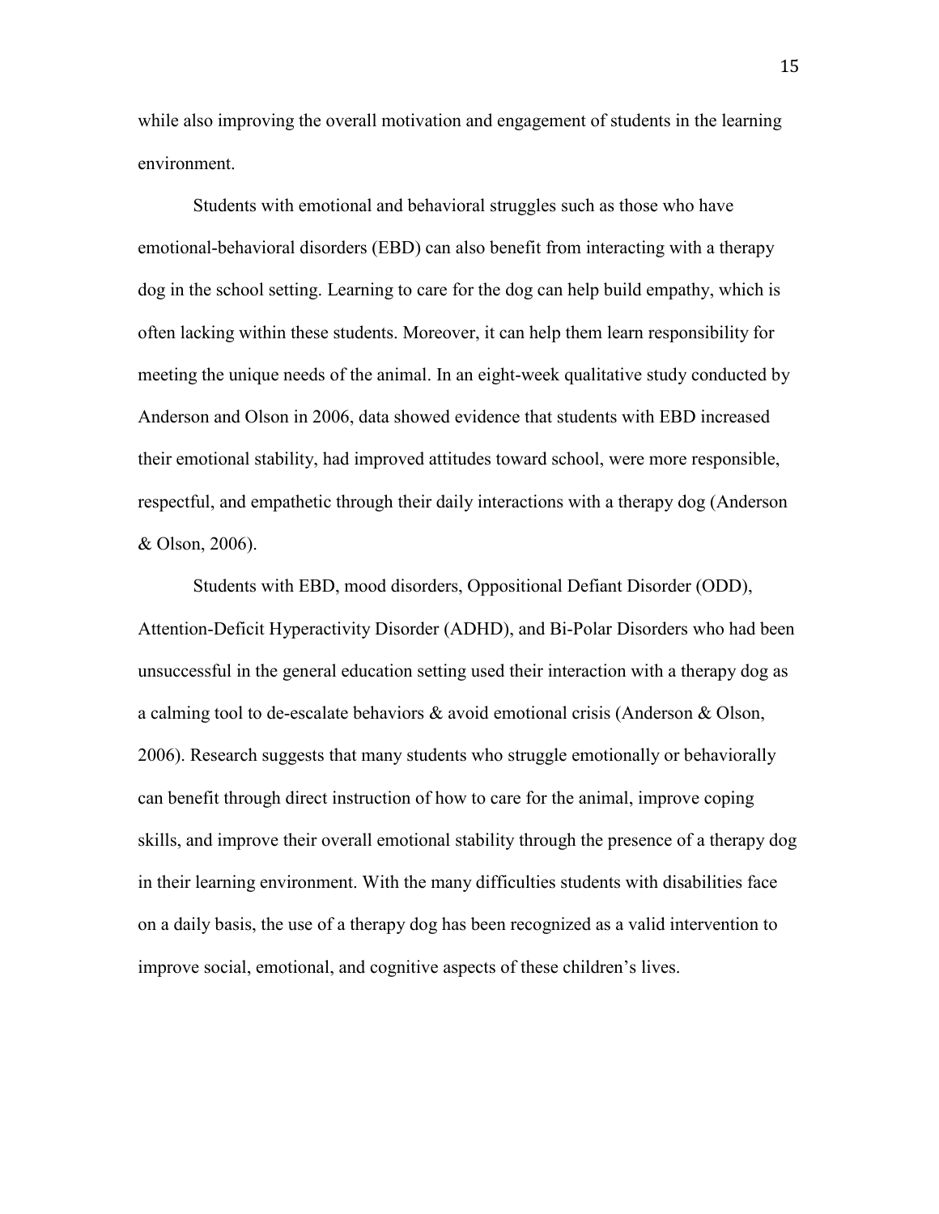while also improving the overall motivation and engagement of students in the learning environment.

Students with emotional and behavioral struggles such as those who have emotional-behavioral disorders (EBD) can also benefit from interacting with a therapy dog in the school setting. Learning to care for the dog can help build empathy, which is often lacking within these students. Moreover, it can help them learn responsibility for meeting the unique needs of the animal. In an eight-week qualitative study conducted by Anderson and Olson in 2006, data showed evidence that students with EBD increased their emotional stability, had improved attitudes toward school, were more responsible, respectful, and empathetic through their daily interactions with a therapy dog (Anderson & Olson, 2006).

Students with EBD, mood disorders, Oppositional Defiant Disorder (ODD), Attention-Deficit Hyperactivity Disorder (ADHD), and Bi-Polar Disorders who had been unsuccessful in the general education setting used their interaction with a therapy dog as a calming tool to de-escalate behaviors & avoid emotional crisis (Anderson & Olson, 2006). Research suggests that many students who struggle emotionally or behaviorally can benefit through direct instruction of how to care for the animal, improve coping skills, and improve their overall emotional stability through the presence of a therapy dog in their learning environment. With the many difficulties students with disabilities face on a daily basis, the use of a therapy dog has been recognized as a valid intervention to improve social, emotional, and cognitive aspects of these children's lives.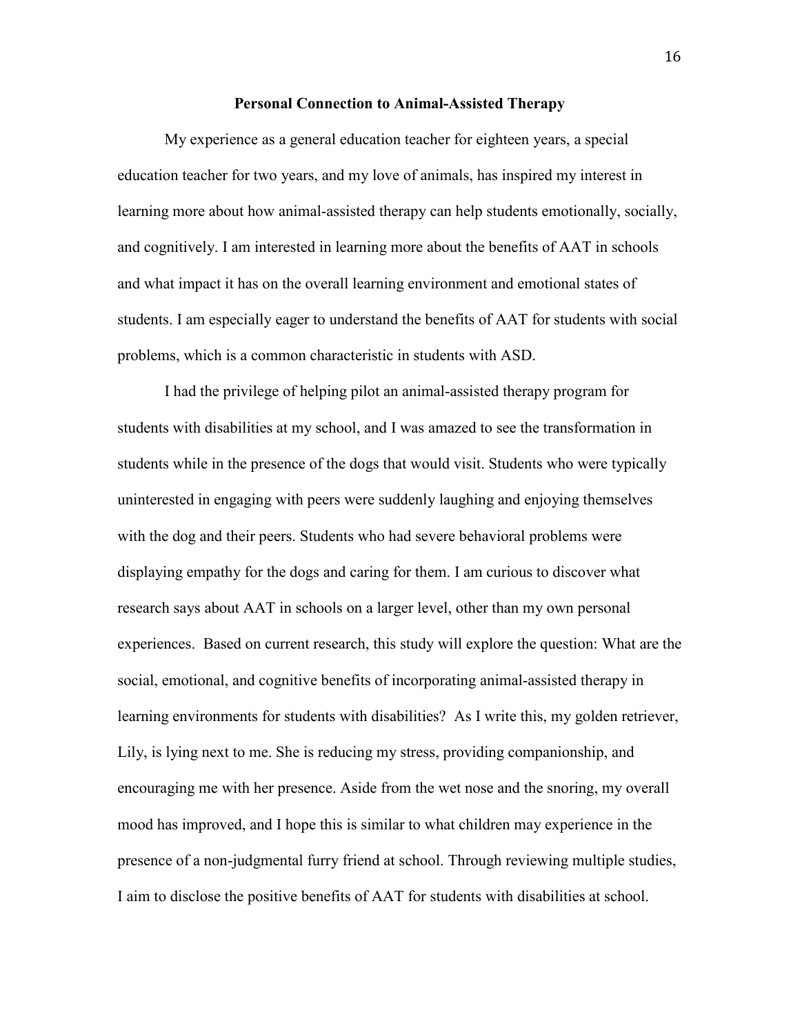## Personal Connection to Animal-Assisted Therapy

My experience as a general education teacher for eighteen years, a special education teacher for two years, and my love of animals, has inspired my interest in learning more about how animal-assisted therapy can help students emotionally, socially, and cognitively. I am interested in learning more about the benefits of AAT in schools and what impact it has on the overall learning environment and emotional states of students. I am especially eager to understand the benefits of AAT for students with social problems, which is a common characteristic in students with ASD.

I had the privilege of helping pilot an animal-assisted therapy program for students with disabilities at my school, and I was amazed to see the transformation in students while in the presence of the dogs that would visit. Students who were typically uninterested in engaging with peers were suddenly laughing and enjoying themselves with the dog and their peers. Students who had severe behavioral problems were displaying empathy for the dogs and caring for them. I am curious to discover what research says about AAT in schools on a larger level, other than my own personal experiences. Based on current research, this study will explore the question: What are the social, emotional, and cognitive benefits of incorporating animal-assisted therapy in learning environments for students with disabilities? As I write this, my golden retriever, Lily, is lying next to me. She is reducing my stress, providing companionship, and encouraging me with her presence. Aside from the wet nose and the snoring, my overall mood has improved, and I hope this is similar to what children may experience in the presence of a non-judgmental furry friend at school. Through reviewing multiple studies, I aim to disclose the positive benefits of AAT for students with disabilities at school.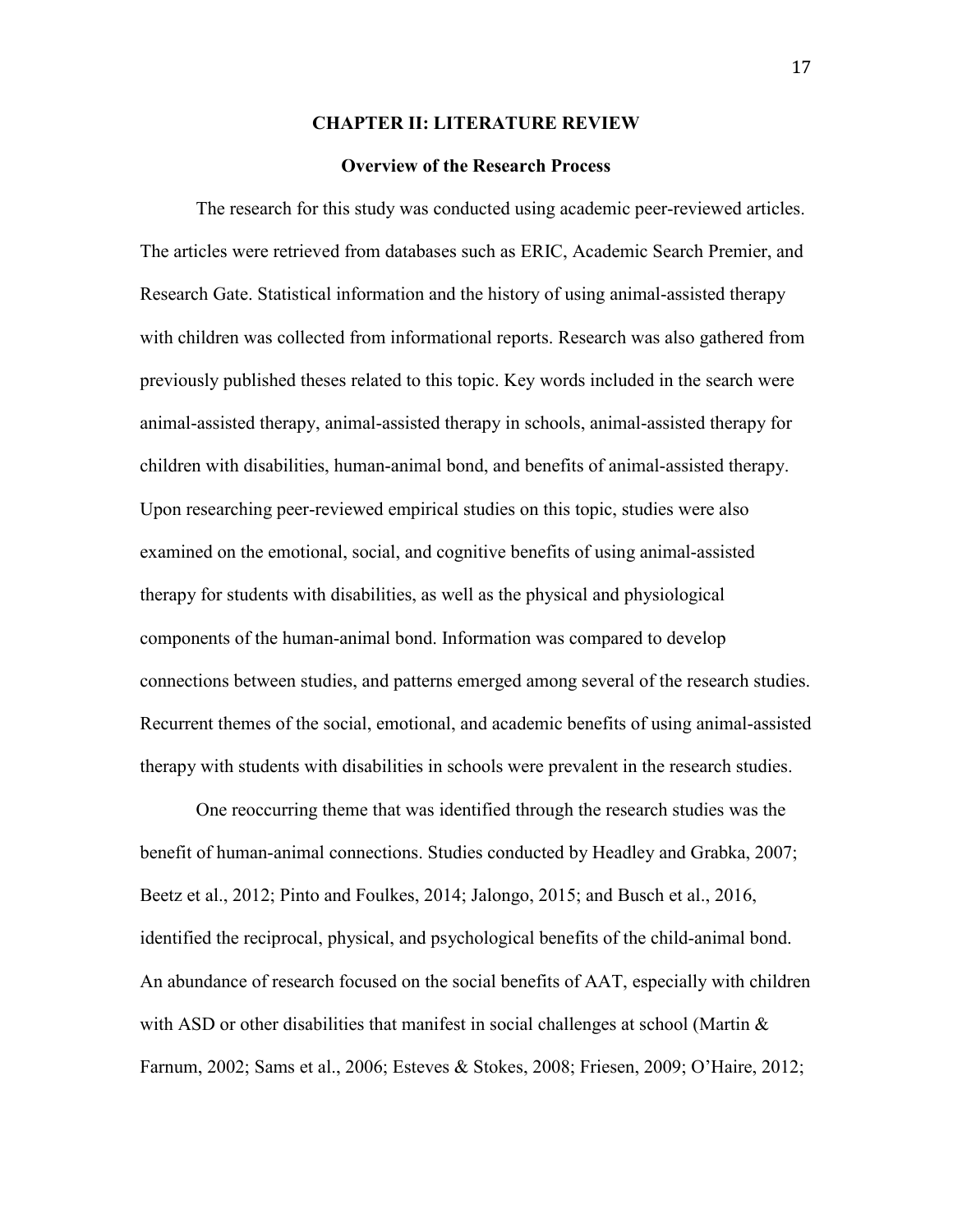# CHAPTER II: LITERATURE REVIEW

## Overview of the Research Process

The research for this study was conducted using academic peer-reviewed articles. The articles were retrieved from databases such as ERIC, Academic Search Premier, and Research Gate. Statistical information and the history of using animal-assisted therapy with children was collected from informational reports. Research was also gathered from previously published theses related to this topic. Key words included in the search were animal-assisted therapy, animal-assisted therapy in schools, animal-assisted therapy for children with disabilities, human-animal bond, and benefits of animal-assisted therapy. Upon researching peer-reviewed empirical studies on this topic, studies were also examined on the emotional, social, and cognitive benefits of using animal-assisted therapy for students with disabilities, as well as the physical and physiological components of the human-animal bond. Information was compared to develop connections between studies, and patterns emerged among several of the research studies. Recurrent themes of the social, emotional, and academic benefits of using animal-assisted therapy with students with disabilities in schools were prevalent in the research studies.

One reoccurring theme that was identified through the research studies was the benefit of human-animal connections. Studies conducted by Headley and Grabka, 2007; Beetz et al., 2012; Pinto and Foulkes, 2014; Jalongo, 2015; and Busch et al., 2016, identified the reciprocal, physical, and psychological benefits of the child-animal bond. An abundance of research focused on the social benefits of AAT, especially with children with ASD or other disabilities that manifest in social challenges at school (Martin & Farnum, 2002; Sams et al., 2006; Esteves & Stokes, 2008; Friesen, 2009; O'Haire, 2012;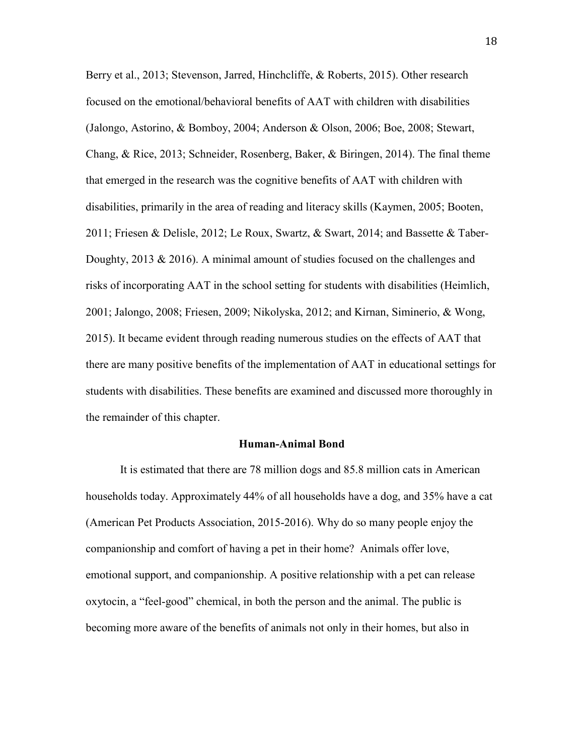Berry et al., 2013; Stevenson, Jarred, Hinchcliffe, & Roberts, 2015). Other research focused on the emotional/behavioral benefits of AAT with children with disabilities (Jalongo, Astorino, & Bomboy, 2004; Anderson & Olson, 2006; Boe, 2008; Stewart, Chang, & Rice, 2013; Schneider, Rosenberg, Baker, & Biringen, 2014). The final theme that emerged in the research was the cognitive benefits of AAT with children with disabilities, primarily in the area of reading and literacy skills (Kaymen, 2005; Booten, 2011; Friesen & Delisle, 2012; Le Roux, Swartz, & Swart, 2014; and Bassette & Taber-Doughty, 2013 & 2016). A minimal amount of studies focused on the challenges and risks of incorporating AAT in the school setting for students with disabilities (Heimlich, 2001; Jalongo, 2008; Friesen, 2009; Nikolyska, 2012; and Kirnan, Siminerio, & Wong, 2015). It became evident through reading numerous studies on the effects of AAT that there are many positive benefits of the implementation of AAT in educational settings for students with disabilities. These benefits are examined and discussed more thoroughly in the remainder of this chapter.

## Human-Animal Bond

It is estimated that there are 78 million dogs and 85.8 million cats in American households today. Approximately 44% of all households have a dog, and 35% have a cat (American Pet Products Association, 2015-2016). Why do so many people enjoy the companionship and comfort of having a pet in their home? Animals offer love, emotional support, and companionship. A positive relationship with a pet can release oxytocin, a "feel-good" chemical, in both the person and the animal. The public is becoming more aware of the benefits of animals not only in their homes, but also in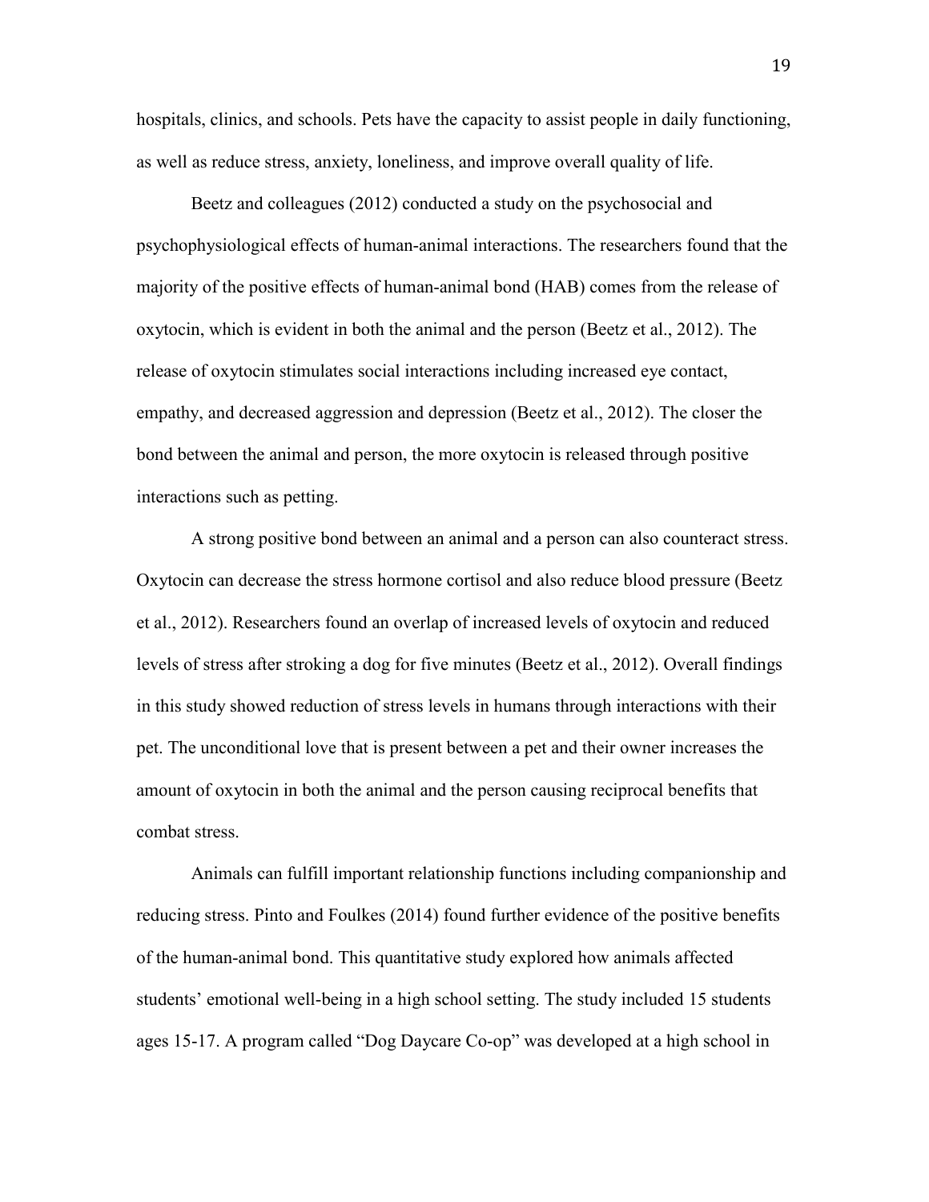hospitals, clinics, and schools. Pets have the capacity to assist people in daily functioning, as well as reduce stress, anxiety, loneliness, and improve overall quality of life.

Beetz and colleagues (2012) conducted a study on the psychosocial and psychophysiological effects of human-animal interactions. The researchers found that the majority of the positive effects of human-animal bond (HAB) comes from the release of oxytocin, which is evident in both the animal and the person (Beetz et al., 2012). The release of oxytocin stimulates social interactions including increased eye contact, empathy, and decreased aggression and depression (Beetz et al., 2012). The closer the bond between the animal and person, the more oxytocin is released through positive interactions such as petting.

A strong positive bond between an animal and a person can also counteract stress. Oxytocin can decrease the stress hormone cortisol and also reduce blood pressure (Beetz et al., 2012). Researchers found an overlap of increased levels of oxytocin and reduced levels of stress after stroking a dog for five minutes (Beetz et al., 2012). Overall findings in this study showed reduction of stress levels in humans through interactions with their pet. The unconditional love that is present between a pet and their owner increases the amount of oxytocin in both the animal and the person causing reciprocal benefits that combat stress.

Animals can fulfill important relationship functions including companionship and reducing stress. Pinto and Foulkes (2014) found further evidence of the positive benefits of the human-animal bond. This quantitative study explored how animals affected students' emotional well-being in a high school setting. The study included 15 students ages 15-17. A program called "Dog Daycare Co-op" was developed at a high school in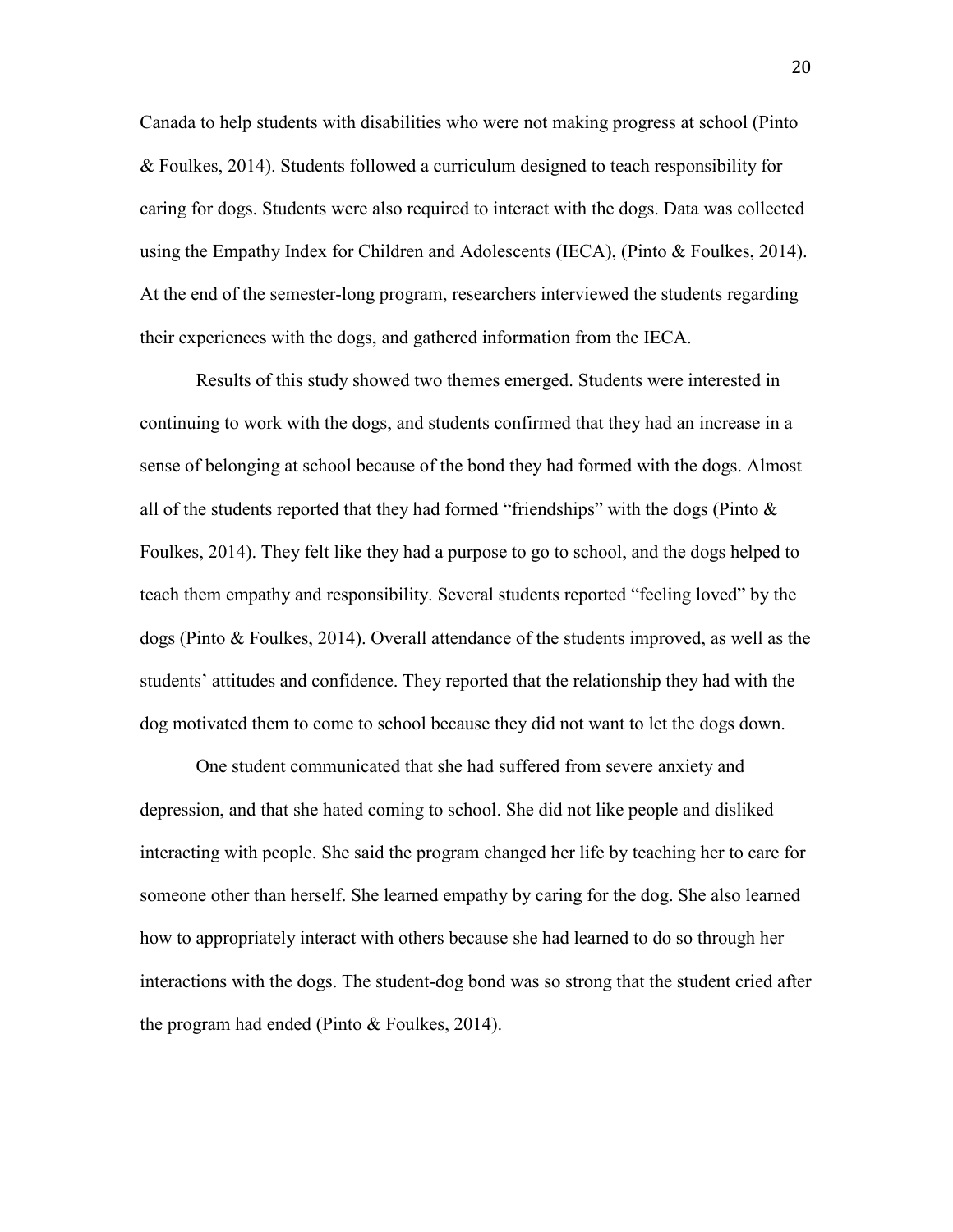Canada to help students with disabilities who were not making progress at school (Pinto & Foulkes, 2014). Students followed a curriculum designed to teach responsibility for caring for dogs. Students were also required to interact with the dogs. Data was collected using the Empathy Index for Children and Adolescents (IECA), (Pinto & Foulkes, 2014). At the end of the semester-long program, researchers interviewed the students regarding their experiences with the dogs, and gathered information from the IECA.

Results of this study showed two themes emerged. Students were interested in continuing to work with the dogs, and students confirmed that they had an increase in a sense of belonging at school because of the bond they had formed with the dogs. Almost all of the students reported that they had formed "friendships" with the dogs (Pinto & Foulkes, 2014). They felt like they had a purpose to go to school, and the dogs helped to teach them empathy and responsibility. Several students reported "feeling loved" by the dogs (Pinto & Foulkes, 2014). Overall attendance of the students improved, as well as the students' attitudes and confidence. They reported that the relationship they had with the dog motivated them to come to school because they did not want to let the dogs down.

One student communicated that she had suffered from severe anxiety and depression, and that she hated coming to school. She did not like people and disliked interacting with people. She said the program changed her life by teaching her to care for someone other than herself. She learned empathy by caring for the dog. She also learned how to appropriately interact with others because she had learned to do so through her interactions with the dogs. The student-dog bond was so strong that the student cried after the program had ended (Pinto & Foulkes, 2014).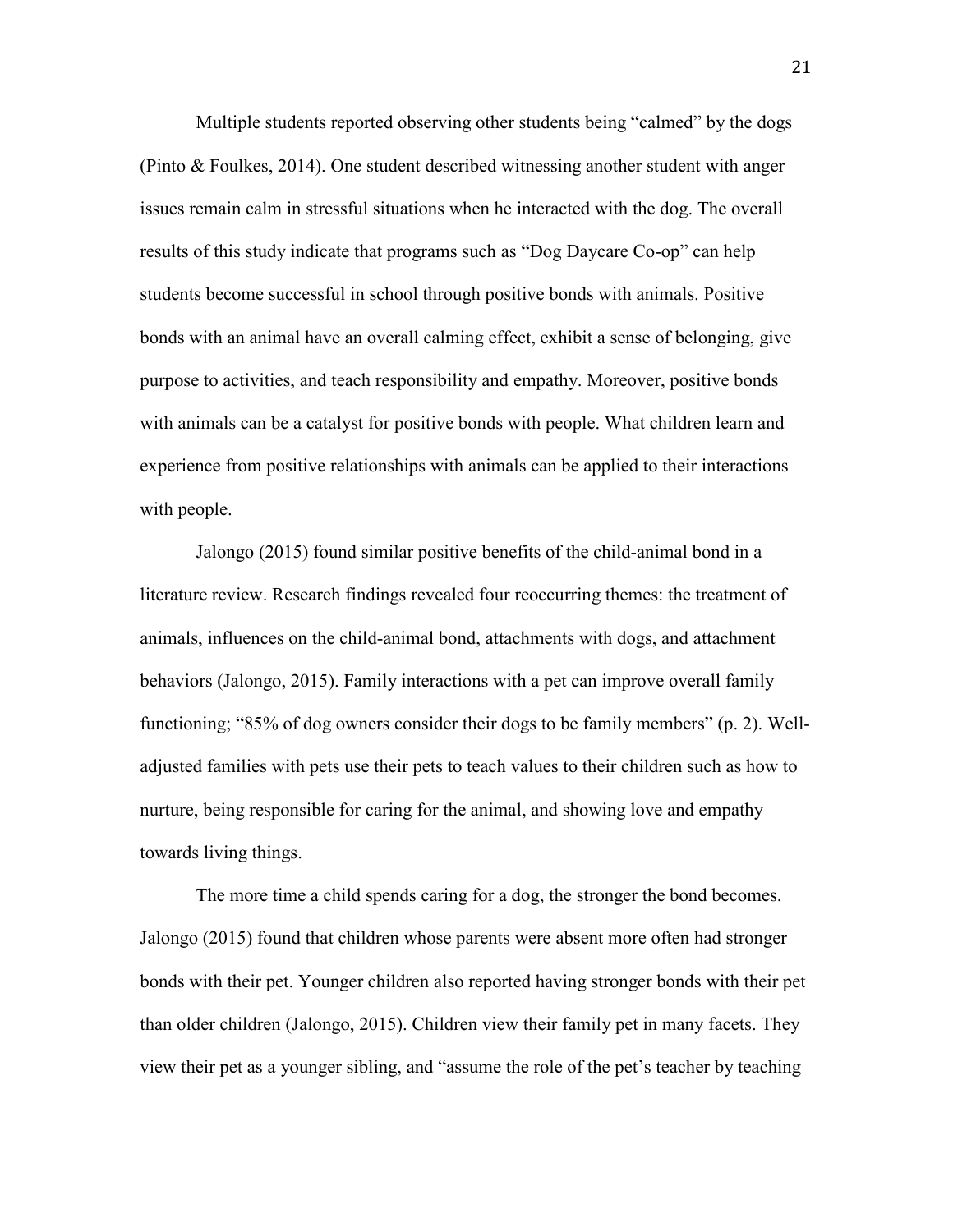Multiple students reported observing other students being "calmed" by the dogs (Pinto & Foulkes, 2014). One student described witnessing another student with anger issues remain calm in stressful situations when he interacted with the dog. The overall results of this study indicate that programs such as "Dog Daycare Co-op" can help students become successful in school through positive bonds with animals. Positive bonds with an animal have an overall calming effect, exhibit a sense of belonging, give purpose to activities, and teach responsibility and empathy. Moreover, positive bonds with animals can be a catalyst for positive bonds with people. What children learn and experience from positive relationships with animals can be applied to their interactions with people.

Jalongo (2015) found similar positive benefits of the child-animal bond in a literature review. Research findings revealed four reoccurring themes: the treatment of animals, influences on the child-animal bond, attachments with dogs, and attachment behaviors (Jalongo, 2015). Family interactions with a pet can improve overall family functioning; "85% of dog owners consider their dogs to be family members" (p. 2). Well-adjusted families with pets use their pets to teach values to their children such as how to nurture, being responsible for caring for the animal, and showing love and empathy towards living things.

The more time a child spends caring for a dog, the stronger the bond becomes. Jalongo (2015) found that children whose parents were absent more often had stronger bonds with their pet. Younger children also reported having stronger bonds with their pet than older children (Jalongo, 2015). Children view their family pet in many facets. They view their pet as a younger sibling, and "assume the role of the pet's teacher by teaching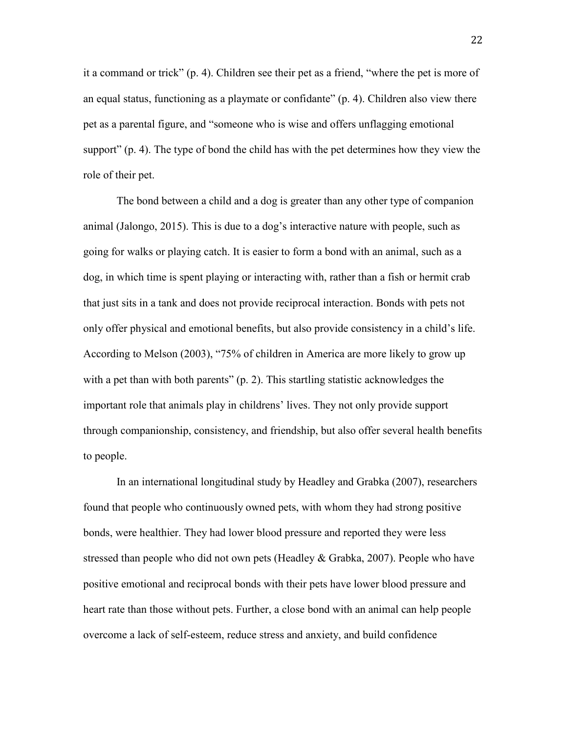it a command or trick" (p. 4). Children see their pet as a friend, "where the pet is more of an equal status, functioning as a playmate or confidante" (p. 4). Children also view there pet as a parental figure, and "someone who is wise and offers unflagging emotional support" (p. 4). The type of bond the child has with the pet determines how they view the role of their pet.

The bond between a child and a dog is greater than any other type of companion animal (Jalongo, 2015). This is due to a dog's interactive nature with people, such as going for walks or playing catch. It is easier to form a bond with an animal, such as a dog, in which time is spent playing or interacting with, rather than a fish or hermit crab that just sits in a tank and does not provide reciprocal interaction. Bonds with pets not only offer physical and emotional benefits, but also provide consistency in a child's life. According to Melson (2003), "75% of children in America are more likely to grow up with a pet than with both parents" (p. 2). This startling statistic acknowledges the important role that animals play in childrens' lives. They not only provide support through companionship, consistency, and friendship, but also offer several health benefits to people.

In an international longitudinal study by Headley and Grabka (2007), researchers found that people who continuously owned pets, with whom they had strong positive bonds, were healthier. They had lower blood pressure and reported they were less stressed than people who did not own pets (Headley & Grabka, 2007). People who have positive emotional and reciprocal bonds with their pets have lower blood pressure and heart rate than those without pets. Further, a close bond with an animal can help people overcome a lack of self-esteem, reduce stress and anxiety, and build confidence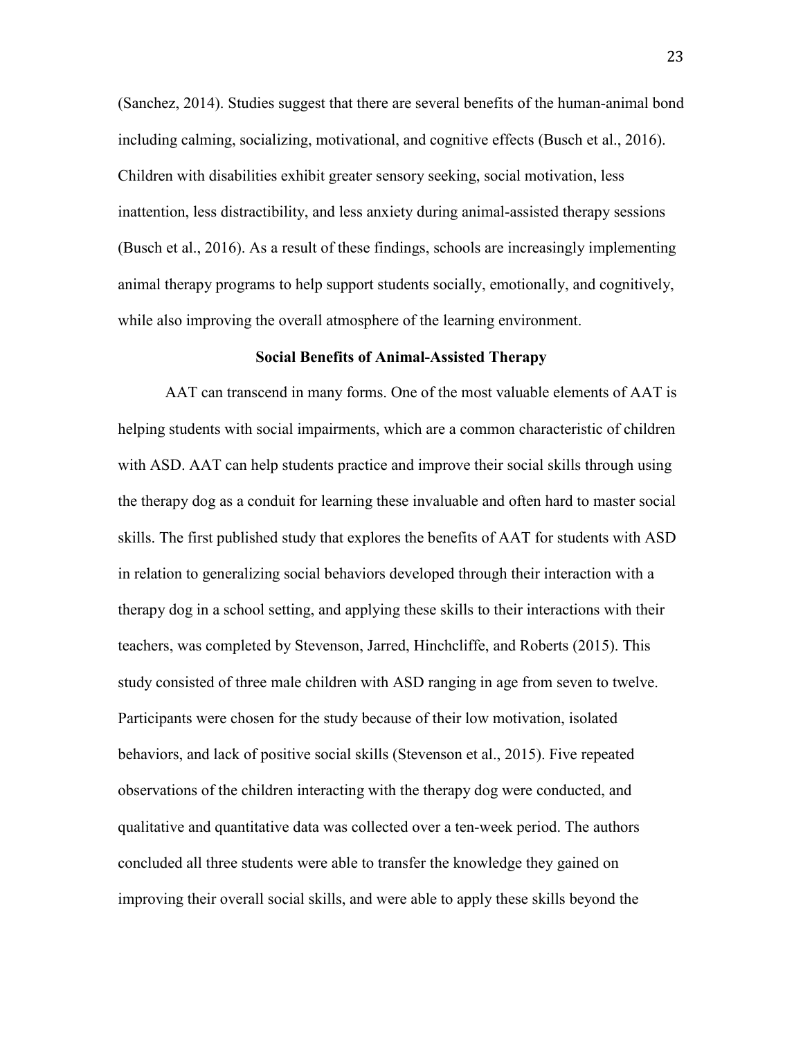(Sanchez, 2014). Studies suggest that there are several benefits of the human-animal bond including calming, socializing, motivational, and cognitive effects (Busch et al., 2016). Children with disabilities exhibit greater sensory seeking, social motivation, less inattention, less distractibility, and less anxiety during animal-assisted therapy sessions (Busch et al., 2016). As a result of these findings, schools are increasingly implementing animal therapy programs to help support students socially, emotionally, and cognitively, while also improving the overall atmosphere of the learning environment.

## Social Benefits of Animal-Assisted Therapy

AAT can transcend in many forms. One of the most valuable elements of AAT is helping students with social impairments, which are a common characteristic of children with ASD. AAT can help students practice and improve their social skills through using the therapy dog as a conduit for learning these invaluable and often hard to master social skills. The first published study that explores the benefits of AAT for students with ASD in relation to generalizing social behaviors developed through their interaction with a therapy dog in a school setting, and applying these skills to their interactions with their teachers, was completed by Stevenson, Jarred, Hinchcliffe, and Roberts (2015). This study consisted of three male children with ASD ranging in age from seven to twelve. Participants were chosen for the study because of their low motivation, isolated behaviors, and lack of positive social skills (Stevenson et al., 2015). Five repeated observations of the children interacting with the therapy dog were conducted, and qualitative and quantitative data was collected over a ten-week period. The authors concluded all three students were able to transfer the knowledge they gained on improving their overall social skills, and were able to apply these skills beyond the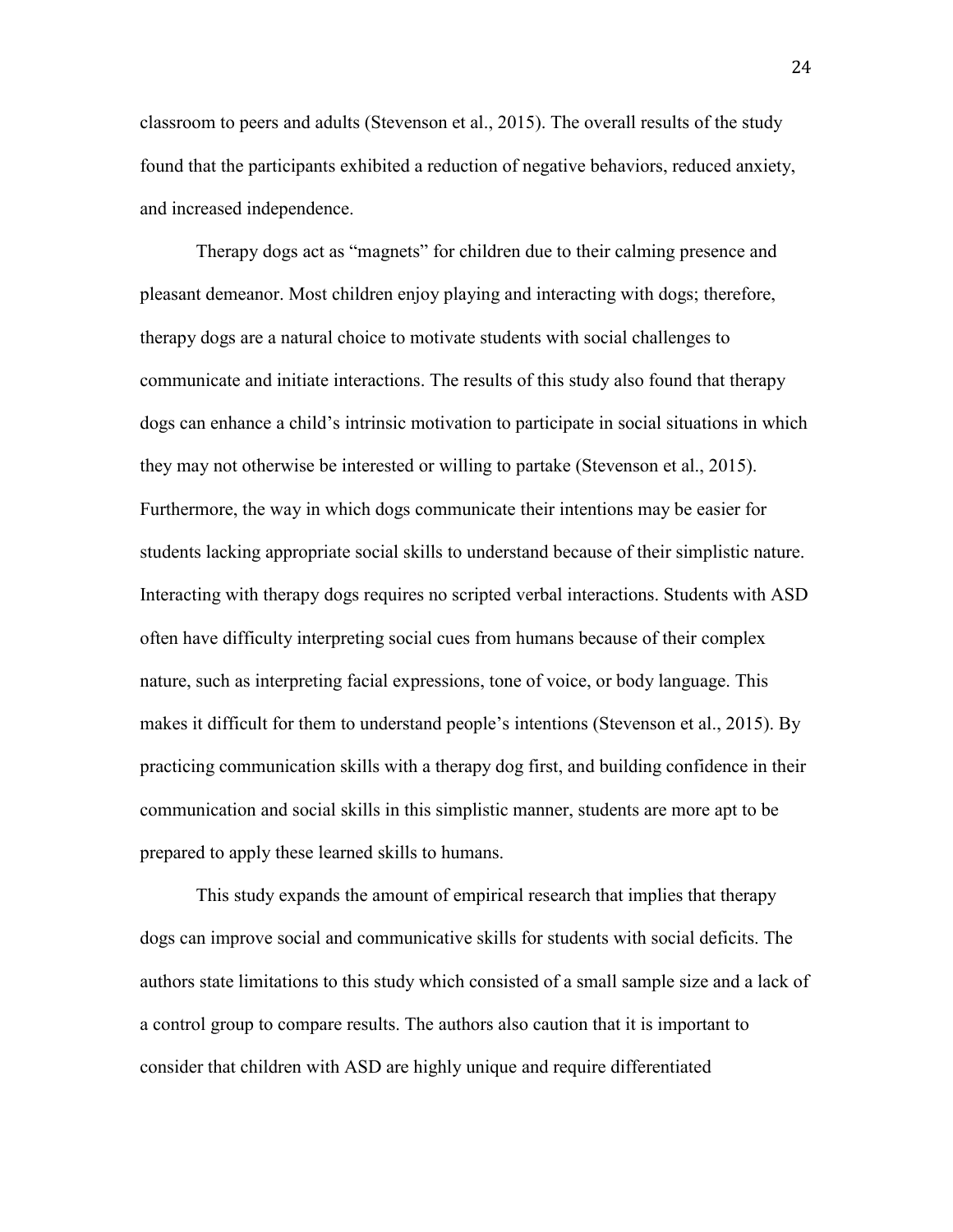classroom to peers and adults (Stevenson et al., 2015). The overall results of the study found that the participants exhibited a reduction of negative behaviors, reduced anxiety, and increased independence.

Therapy dogs act as "magnets" for children due to their calming presence and pleasant demeanor. Most children enjoy playing and interacting with dogs; therefore, therapy dogs are a natural choice to motivate students with social challenges to communicate and initiate interactions. The results of this study also found that therapy dogs can enhance a child's intrinsic motivation to participate in social situations in which they may not otherwise be interested or willing to partake (Stevenson et al., 2015). Furthermore, the way in which dogs communicate their intentions may be easier for students lacking appropriate social skills to understand because of their simplistic nature. Interacting with therapy dogs requires no scripted verbal interactions. Students with ASD often have difficulty interpreting social cues from humans because of their complex nature, such as interpreting facial expressions, tone of voice, or body language. This makes it difficult for them to understand people's intentions (Stevenson et al., 2015). By practicing communication skills with a therapy dog first, and building confidence in their communication and social skills in this simplistic manner, students are more apt to be prepared to apply these learned skills to humans.

This study expands the amount of empirical research that implies that therapy dogs can improve social and communicative skills for students with social deficits. The authors state limitations to this study which consisted of a small sample size and a lack of a control group to compare results. The authors also caution that it is important to consider that children with ASD are highly unique and require differentiated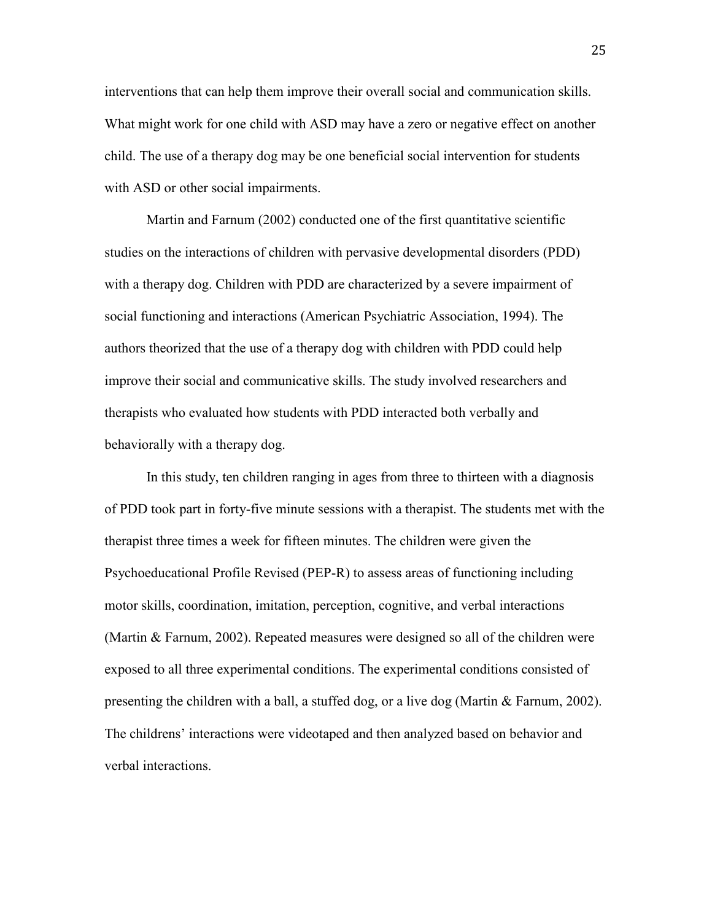interventions that can help them improve their overall social and communication skills. What might work for one child with ASD may have a zero or negative effect on another child. The use of a therapy dog may be one beneficial social intervention for students with ASD or other social impairments.

Martin and Farnum (2002) conducted one of the first quantitative scientific studies on the interactions of children with pervasive developmental disorders (PDD) with a therapy dog. Children with PDD are characterized by a severe impairment of social functioning and interactions (American Psychiatric Association, 1994). The authors theorized that the use of a therapy dog with children with PDD could help improve their social and communicative skills. The study involved researchers and therapists who evaluated how students with PDD interacted both verbally and behaviorally with a therapy dog.

In this study, ten children ranging in ages from three to thirteen with a diagnosis of PDD took part in forty-five minute sessions with a therapist. The students met with the therapist three times a week for fifteen minutes. The children were given the Psychoeducational Profile Revised (PEP-R) to assess areas of functioning including motor skills, coordination, imitation, perception, cognitive, and verbal interactions (Martin & Farnum, 2002). Repeated measures were designed so all of the children were exposed to all three experimental conditions. The experimental conditions consisted of presenting the children with a ball, a stuffed dog, or a live dog (Martin & Farnum, 2002). The childrens' interactions were videotaped and then analyzed based on behavior and verbal interactions.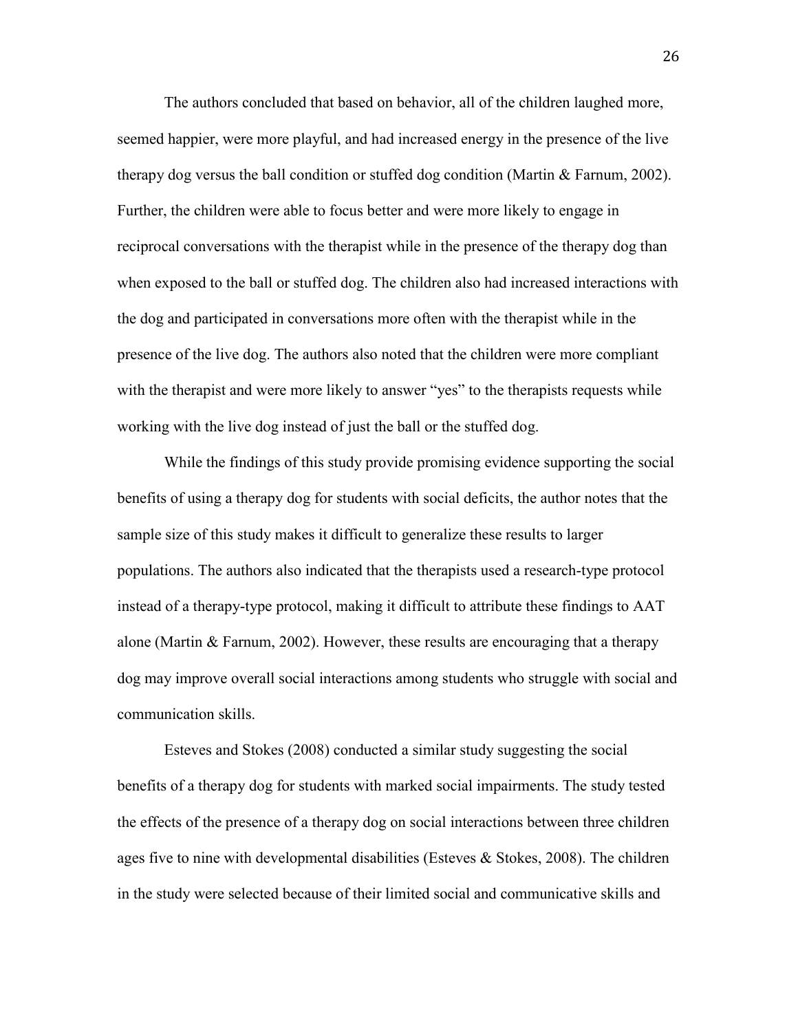The authors concluded that based on behavior, all of the children laughed more, seemed happier, were more playful, and had increased energy in the presence of the live therapy dog versus the ball condition or stuffed dog condition (Martin & Farnum, 2002). Further, the children were able to focus better and were more likely to engage in reciprocal conversations with the therapist while in the presence of the therapy dog than when exposed to the ball or stuffed dog. The children also had increased interactions with the dog and participated in conversations more often with the therapist while in the presence of the live dog. The authors also noted that the children were more compliant with the therapist and were more likely to answer "yes" to the therapists requests while working with the live dog instead of just the ball or the stuffed dog.

While the findings of this study provide promising evidence supporting the social benefits of using a therapy dog for students with social deficits, the author notes that the sample size of this study makes it difficult to generalize these results to larger populations. The authors also indicated that the therapists used a research-type protocol instead of a therapy-type protocol, making it difficult to attribute these findings to AAT alone (Martin & Farnum, 2002). However, these results are encouraging that a therapy dog may improve overall social interactions among students who struggle with social and communication skills.

Esteves and Stokes (2008) conducted a similar study suggesting the social benefits of a therapy dog for students with marked social impairments. The study tested the effects of the presence of a therapy dog on social interactions between three children ages five to nine with developmental disabilities (Esteves & Stokes, 2008). The children in the study were selected because of their limited social and communicative skills and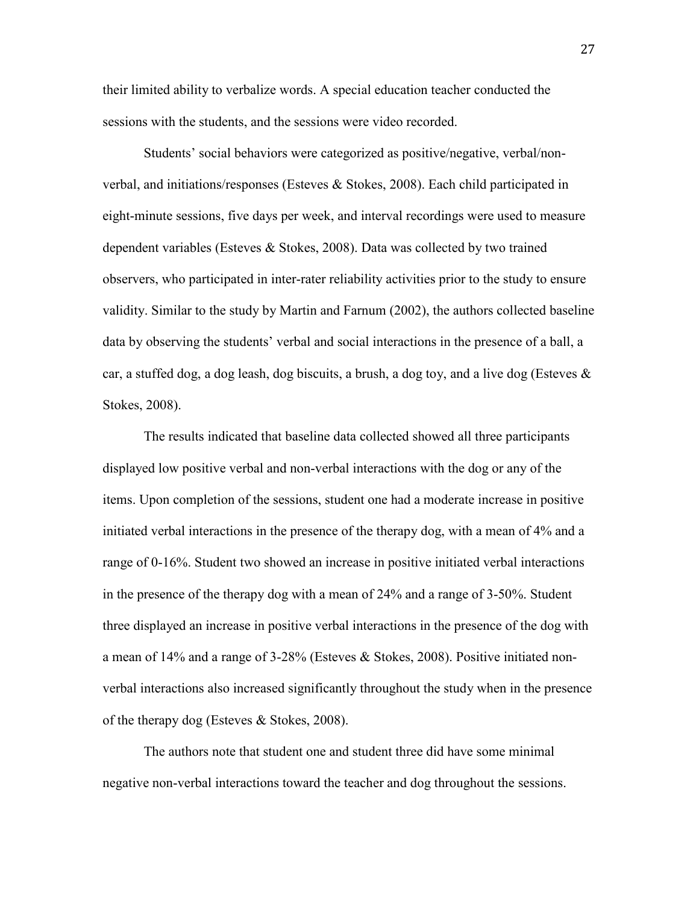their limited ability to verbalize words. A special education teacher conducted the sessions with the students, and the sessions were video recorded.

Students' social behaviors were categorized as positive/negative, verbal/non-verbal, and initiations/responses (Esteves & Stokes, 2008). Each child participated in eight-minute sessions, five days per week, and interval recordings were used to measure dependent variables (Esteves & Stokes, 2008). Data was collected by two trained observers, who participated in inter-rater reliability activities prior to the study to ensure validity. Similar to the study by Martin and Farnum (2002), the authors collected baseline data by observing the students' verbal and social interactions in the presence of a ball, a car, a stuffed dog, a dog leash, dog biscuits, a brush, a dog toy, and a live dog (Esteves & Stokes, 2008).

The results indicated that baseline data collected showed all three participants displayed low positive verbal and non-verbal interactions with the dog or any of the items. Upon completion of the sessions, student one had a moderate increase in positive initiated verbal interactions in the presence of the therapy dog, with a mean of 4% and a range of 0-16%. Student two showed an increase in positive initiated verbal interactions in the presence of the therapy dog with a mean of 24% and a range of 3-50%. Student three displayed an increase in positive verbal interactions in the presence of the dog with a mean of 14% and a range of 3-28% (Esteves & Stokes, 2008). Positive initiated non-verbal interactions also increased significantly throughout the study when in the presence of the therapy dog (Esteves & Stokes, 2008).

The authors note that student one and student three did have some minimal negative non-verbal interactions toward the teacher and dog throughout the sessions.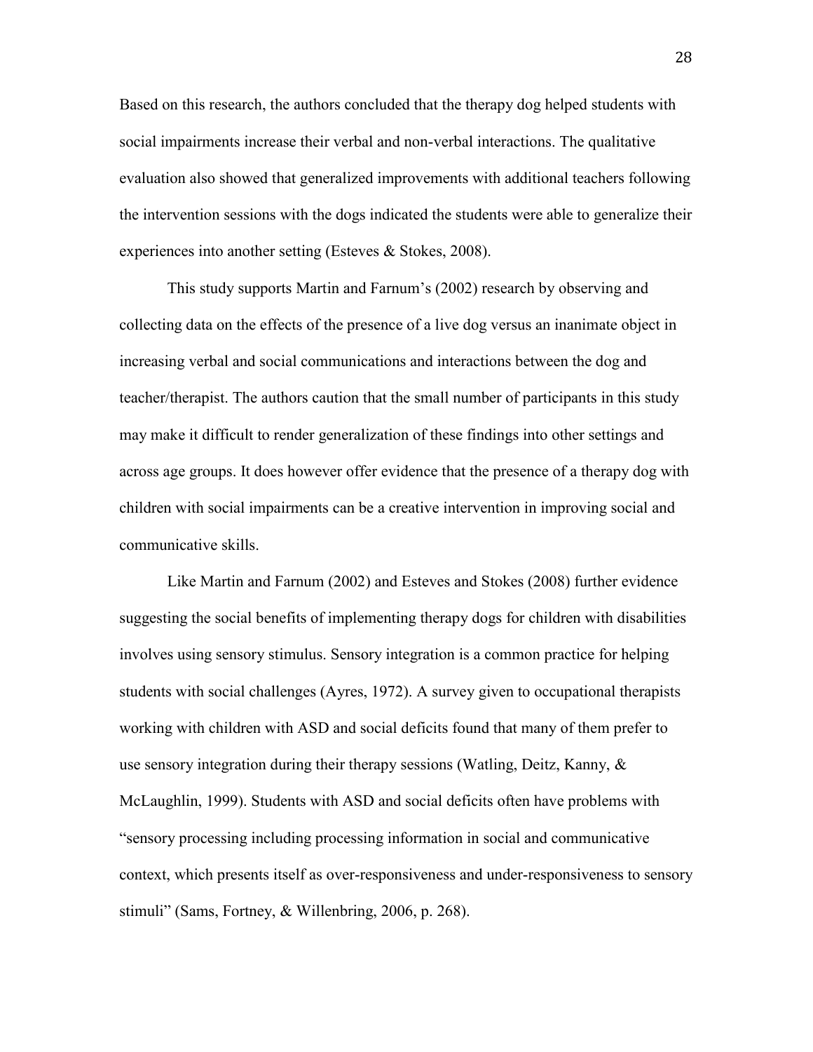Based on this research, the authors concluded that the therapy dog helped students with social impairments increase their verbal and non-verbal interactions. The qualitative evaluation also showed that generalized improvements with additional teachers following the intervention sessions with the dogs indicated the students were able to generalize their experiences into another setting (Esteves & Stokes, 2008).

This study supports Martin and Farnum's (2002) research by observing and collecting data on the effects of the presence of a live dog versus an inanimate object in increasing verbal and social communications and interactions between the dog and teacher/therapist. The authors caution that the small number of participants in this study may make it difficult to render generalization of these findings into other settings and across age groups. It does however offer evidence that the presence of a therapy dog with children with social impairments can be a creative intervention in improving social and communicative skills.

Like Martin and Farnum (2002) and Esteves and Stokes (2008) further evidence suggesting the social benefits of implementing therapy dogs for children with disabilities involves using sensory stimulus. Sensory integration is a common practice for helping students with social challenges (Ayres, 1972). A survey given to occupational therapists working with children with ASD and social deficits found that many of them prefer to use sensory integration during their therapy sessions (Watling, Deitz, Kanny, & McLaughlin, 1999). Students with ASD and social deficits often have problems with "sensory processing including processing information in social and communicative context, which presents itself as over-responsiveness and under-responsiveness to sensory stimuli" (Sams, Fortney, & Willenbring, 2006, p. 268).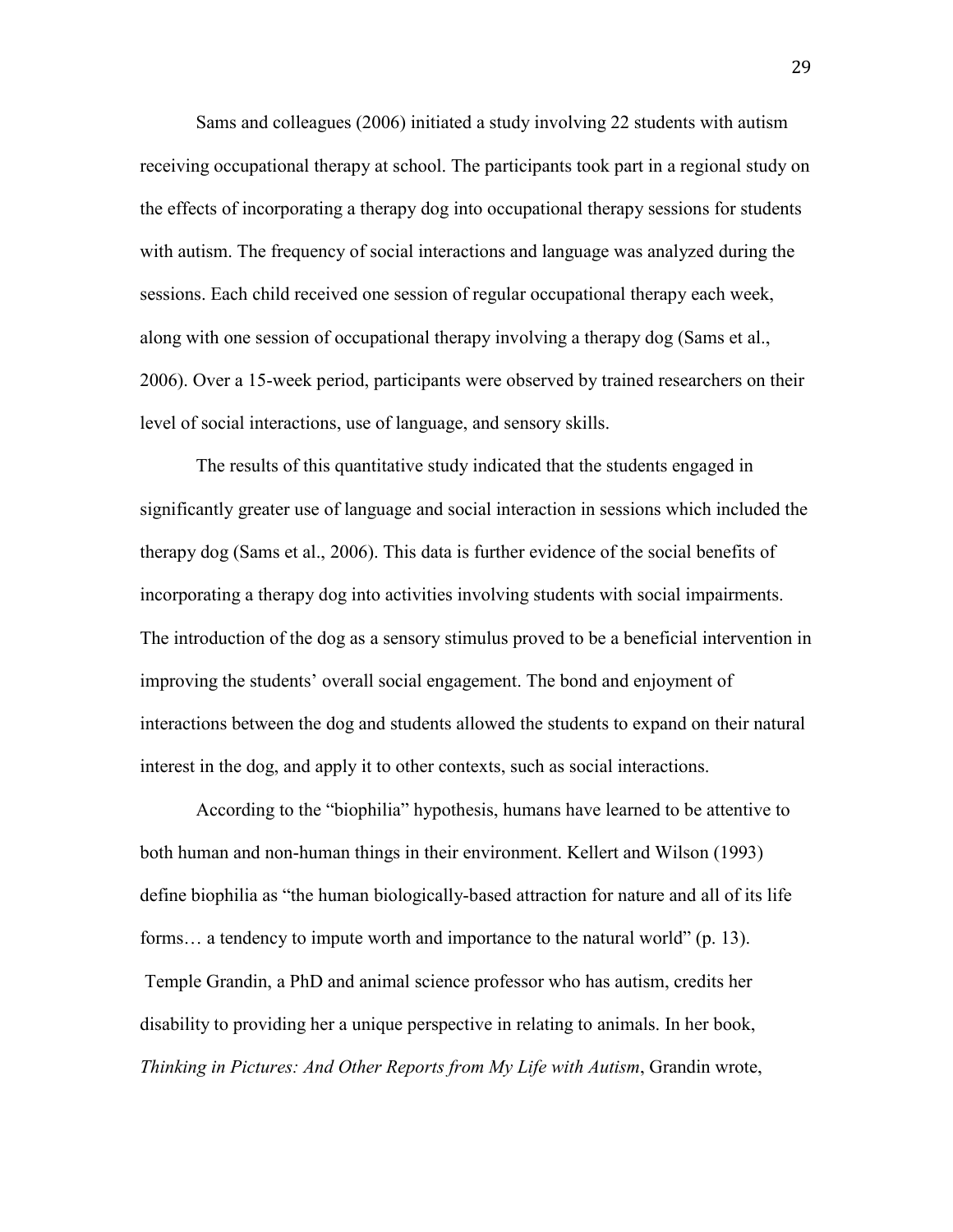Sams and colleagues (2006) initiated a study involving 22 students with autism receiving occupational therapy at school. The participants took part in a regional study on the effects of incorporating a therapy dog into occupational therapy sessions for students with autism. The frequency of social interactions and language was analyzed during the sessions. Each child received one session of regular occupational therapy each week, along with one session of occupational therapy involving a therapy dog (Sams et al., 2006). Over a 15-week period, participants were observed by trained researchers on their level of social interactions, use of language, and sensory skills.

The results of this quantitative study indicated that the students engaged in significantly greater use of language and social interaction in sessions which included the therapy dog (Sams et al., 2006). This data is further evidence of the social benefits of incorporating a therapy dog into activities involving students with social impairments. The introduction of the dog as a sensory stimulus proved to be a beneficial intervention in improving the students' overall social engagement. The bond and enjoyment of interactions between the dog and students allowed the students to expand on their natural interest in the dog, and apply it to other contexts, such as social interactions.

According to the "biophilia" hypothesis, humans have learned to be attentive to both human and non-human things in their environment. Kellert and Wilson (1993) define biophilia as "the human biologically-based attraction for nature and all of its life forms… a tendency to impute worth and importance to the natural world" (p. 13). Temple Grandin, a PhD and animal science professor who has autism, credits her disability to providing her a unique perspective in relating to animals. In her book, *Thinking in Pictures: And Other Reports from My Life with Autism*, Grandin wrote,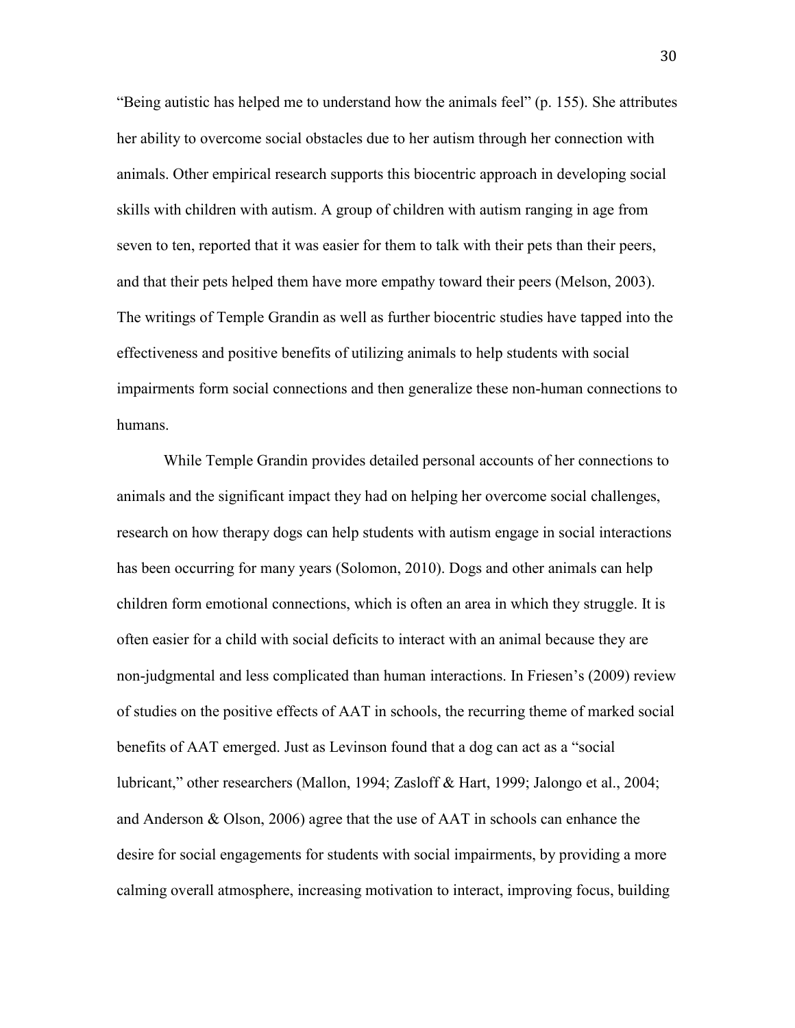"Being autistic has helped me to understand how the animals feel" (p. 155). She attributes her ability to overcome social obstacles due to her autism through her connection with animals. Other empirical research supports this biocentric approach in developing social skills with children with autism. A group of children with autism ranging in age from seven to ten, reported that it was easier for them to talk with their pets than their peers, and that their pets helped them have more empathy toward their peers (Melson, 2003). The writings of Temple Grandin as well as further biocentric studies have tapped into the effectiveness and positive benefits of utilizing animals to help students with social impairments form social connections and then generalize these non-human connections to humans.

While Temple Grandin provides detailed personal accounts of her connections to animals and the significant impact they had on helping her overcome social challenges, research on how therapy dogs can help students with autism engage in social interactions has been occurring for many years (Solomon, 2010). Dogs and other animals can help children form emotional connections, which is often an area in which they struggle. It is often easier for a child with social deficits to interact with an animal because they are non-judgmental and less complicated than human interactions. In Friesen's (2009) review of studies on the positive effects of AAT in schools, the recurring theme of marked social benefits of AAT emerged. Just as Levinson found that a dog can act as a "social lubricant," other researchers (Mallon, 1994; Zasloff & Hart, 1999; Jalongo et al., 2004; and Anderson & Olson, 2006) agree that the use of AAT in schools can enhance the desire for social engagements for students with social impairments, by providing a more calming overall atmosphere, increasing motivation to interact, improving focus, building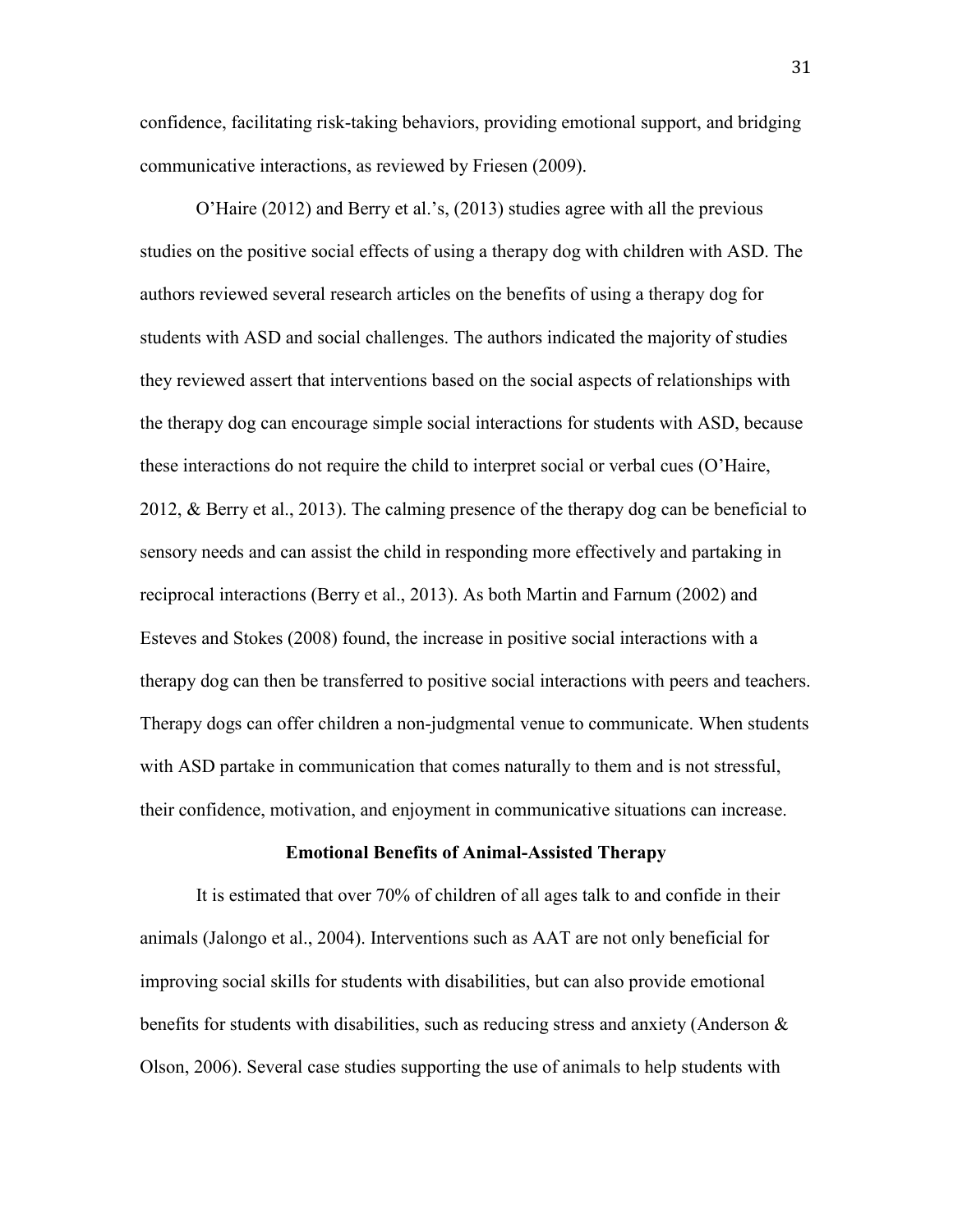confidence, facilitating risk-taking behaviors, providing emotional support, and bridging communicative interactions, as reviewed by Friesen (2009).

O'Haire (2012) and Berry et al.'s, (2013) studies agree with all the previous studies on the positive social effects of using a therapy dog with children with ASD. The authors reviewed several research articles on the benefits of using a therapy dog for students with ASD and social challenges. The authors indicated the majority of studies they reviewed assert that interventions based on the social aspects of relationships with the therapy dog can encourage simple social interactions for students with ASD, because these interactions do not require the child to interpret social or verbal cues (O'Haire, 2012, & Berry et al., 2013). The calming presence of the therapy dog can be beneficial to sensory needs and can assist the child in responding more effectively and partaking in reciprocal interactions (Berry et al., 2013). As both Martin and Farnum (2002) and Esteves and Stokes (2008) found, the increase in positive social interactions with a therapy dog can then be transferred to positive social interactions with peers and teachers. Therapy dogs can offer children a non-judgmental venue to communicate. When students with ASD partake in communication that comes naturally to them and is not stressful, their confidence, motivation, and enjoyment in communicative situations can increase.

## Emotional Benefits of Animal-Assisted Therapy

It is estimated that over 70% of children of all ages talk to and confide in their animals (Jalongo et al., 2004). Interventions such as AAT are not only beneficial for improving social skills for students with disabilities, but can also provide emotional benefits for students with disabilities, such as reducing stress and anxiety (Anderson & Olson, 2006). Several case studies supporting the use of animals to help students with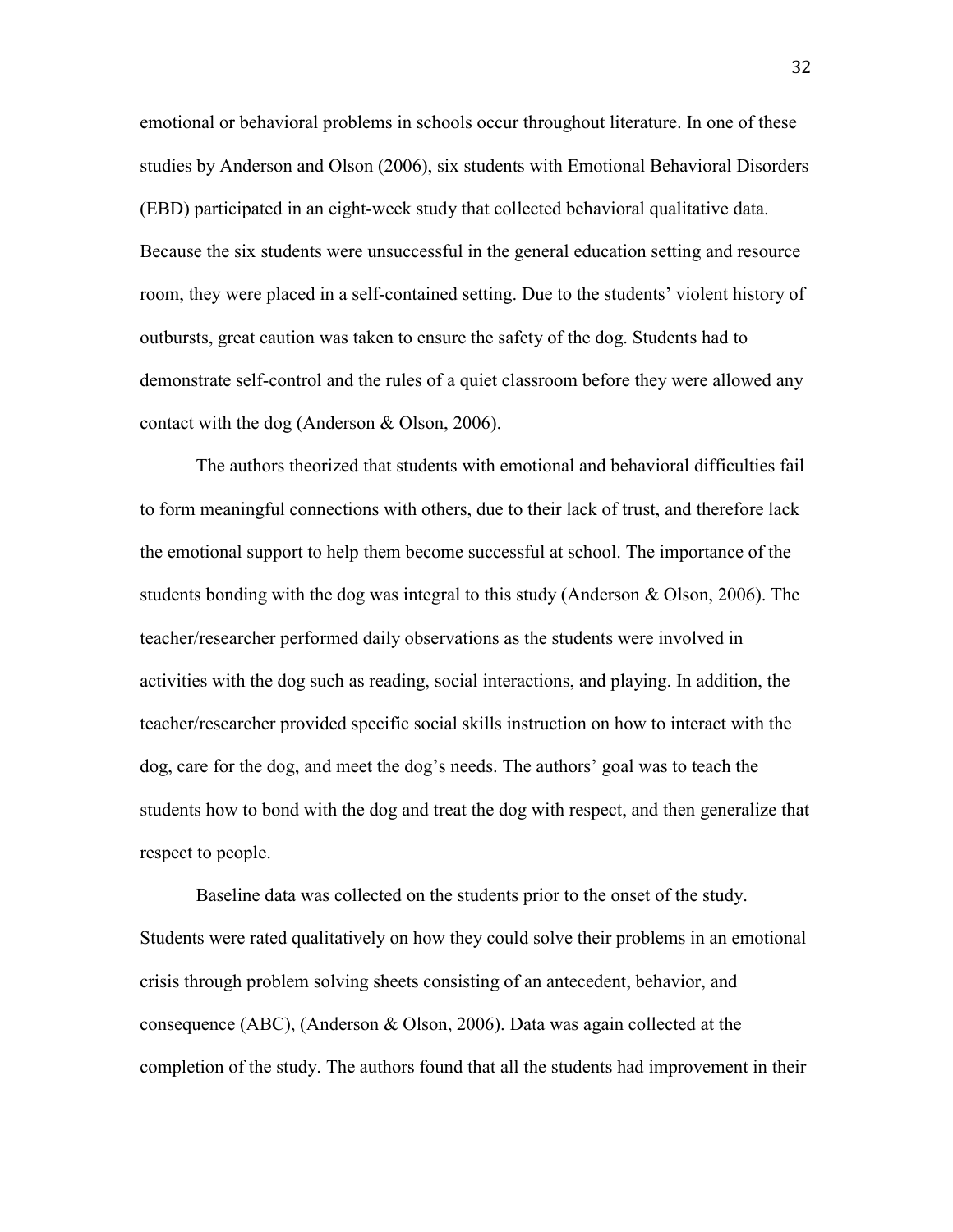emotional or behavioral problems in schools occur throughout literature. In one of these studies by Anderson and Olson (2006), six students with Emotional Behavioral Disorders (EBD) participated in an eight-week study that collected behavioral qualitative data. Because the six students were unsuccessful in the general education setting and resource room, they were placed in a self-contained setting. Due to the students' violent history of outbursts, great caution was taken to ensure the safety of the dog. Students had to demonstrate self-control and the rules of a quiet classroom before they were allowed any contact with the dog (Anderson & Olson, 2006).

The authors theorized that students with emotional and behavioral difficulties fail to form meaningful connections with others, due to their lack of trust, and therefore lack the emotional support to help them become successful at school. The importance of the students bonding with the dog was integral to this study (Anderson & Olson, 2006). The teacher/researcher performed daily observations as the students were involved in activities with the dog such as reading, social interactions, and playing. In addition, the teacher/researcher provided specific social skills instruction on how to interact with the dog, care for the dog, and meet the dog's needs. The authors' goal was to teach the students how to bond with the dog and treat the dog with respect, and then generalize that respect to people.

Baseline data was collected on the students prior to the onset of the study. Students were rated qualitatively on how they could solve their problems in an emotional crisis through problem solving sheets consisting of an antecedent, behavior, and consequence (ABC), (Anderson & Olson, 2006). Data was again collected at the completion of the study. The authors found that all the students had improvement in their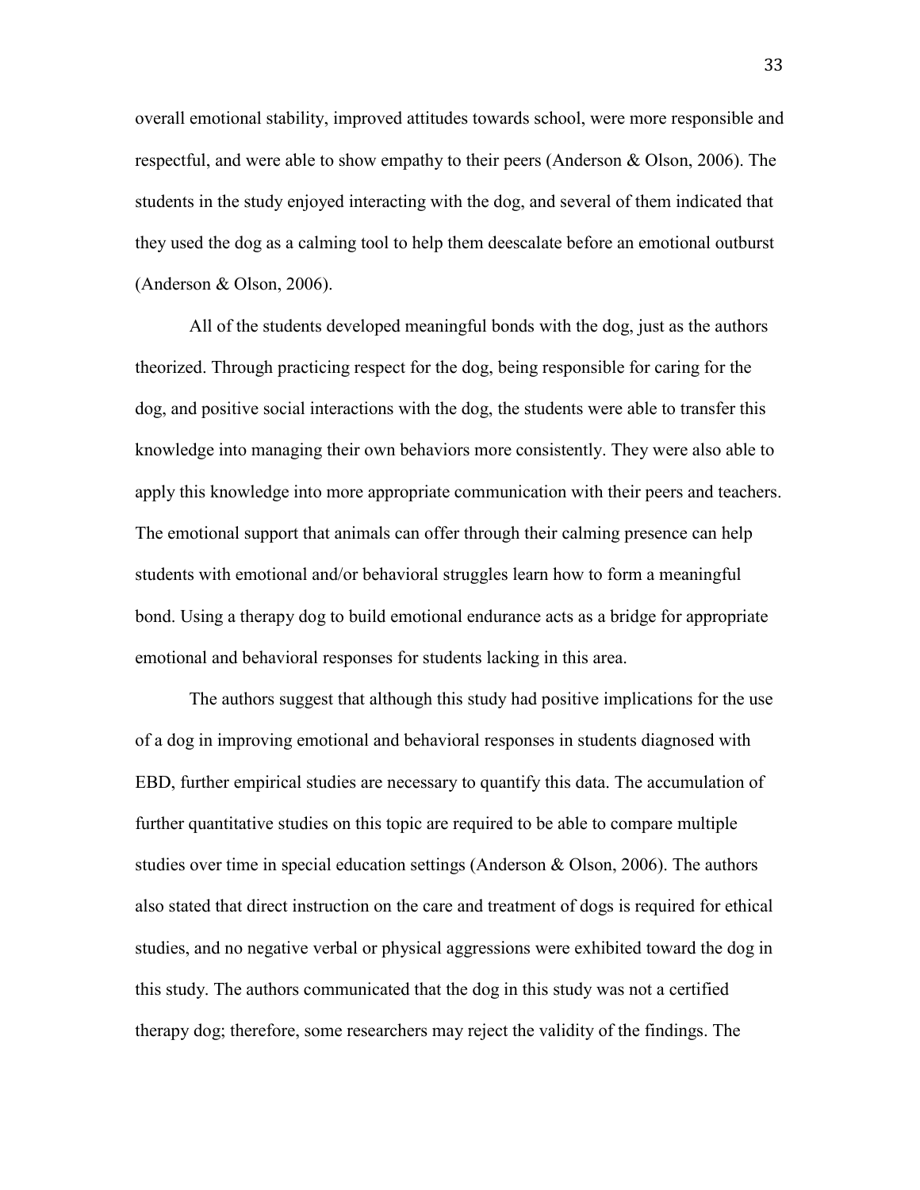overall emotional stability, improved attitudes towards school, were more responsible and respectful, and were able to show empathy to their peers (Anderson & Olson, 2006). The students in the study enjoyed interacting with the dog, and several of them indicated that they used the dog as a calming tool to help them deescalate before an emotional outburst (Anderson & Olson, 2006).

All of the students developed meaningful bonds with the dog, just as the authors theorized. Through practicing respect for the dog, being responsible for caring for the dog, and positive social interactions with the dog, the students were able to transfer this knowledge into managing their own behaviors more consistently. They were also able to apply this knowledge into more appropriate communication with their peers and teachers. The emotional support that animals can offer through their calming presence can help students with emotional and/or behavioral struggles learn how to form a meaningful bond. Using a therapy dog to build emotional endurance acts as a bridge for appropriate emotional and behavioral responses for students lacking in this area.

The authors suggest that although this study had positive implications for the use of a dog in improving emotional and behavioral responses in students diagnosed with EBD, further empirical studies are necessary to quantify this data. The accumulation of further quantitative studies on this topic are required to be able to compare multiple studies over time in special education settings (Anderson & Olson, 2006). The authors also stated that direct instruction on the care and treatment of dogs is required for ethical studies, and no negative verbal or physical aggressions were exhibited toward the dog in this study. The authors communicated that the dog in this study was not a certified therapy dog; therefore, some researchers may reject the validity of the findings. The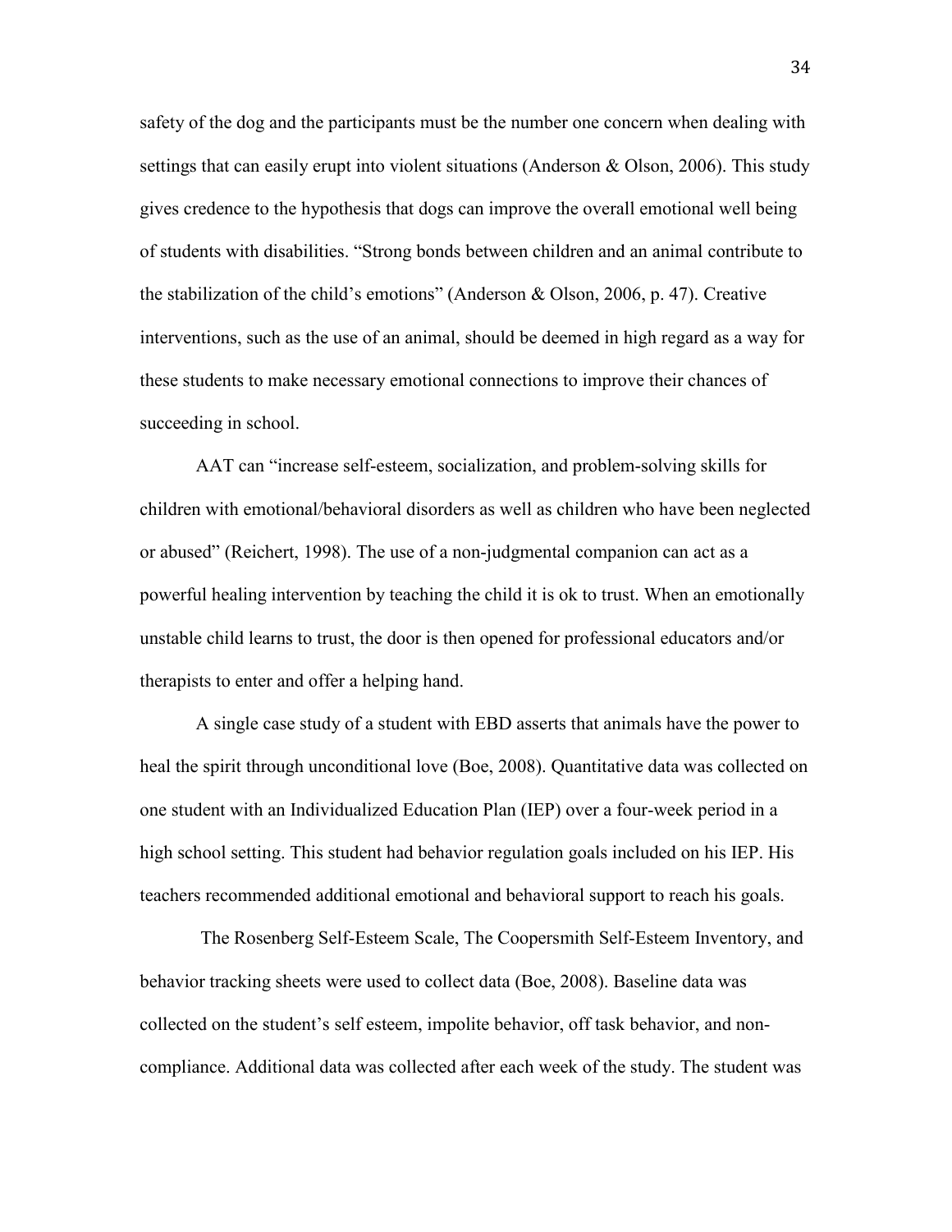safety of the dog and the participants must be the number one concern when dealing with settings that can easily erupt into violent situations (Anderson & Olson, 2006). This study gives credence to the hypothesis that dogs can improve the overall emotional well being of students with disabilities. "Strong bonds between children and an animal contribute to the stabilization of the child's emotions" (Anderson & Olson, 2006, p. 47). Creative interventions, such as the use of an animal, should be deemed in high regard as a way for these students to make necessary emotional connections to improve their chances of succeeding in school.

AAT can "increase self-esteem, socialization, and problem-solving skills for children with emotional/behavioral disorders as well as children who have been neglected or abused" (Reichert, 1998). The use of a non-judgmental companion can act as a powerful healing intervention by teaching the child it is ok to trust. When an emotionally unstable child learns to trust, the door is then opened for professional educators and/or therapists to enter and offer a helping hand.

A single case study of a student with EBD asserts that animals have the power to heal the spirit through unconditional love (Boe, 2008). Quantitative data was collected on one student with an Individualized Education Plan (IEP) over a four-week period in a high school setting. This student had behavior regulation goals included on his IEP. His teachers recommended additional emotional and behavioral support to reach his goals.

The Rosenberg Self-Esteem Scale, The Coopersmith Self-Esteem Inventory, and behavior tracking sheets were used to collect data (Boe, 2008). Baseline data was collected on the student's self esteem, impolite behavior, off task behavior, and non-compliance. Additional data was collected after each week of the study. The student was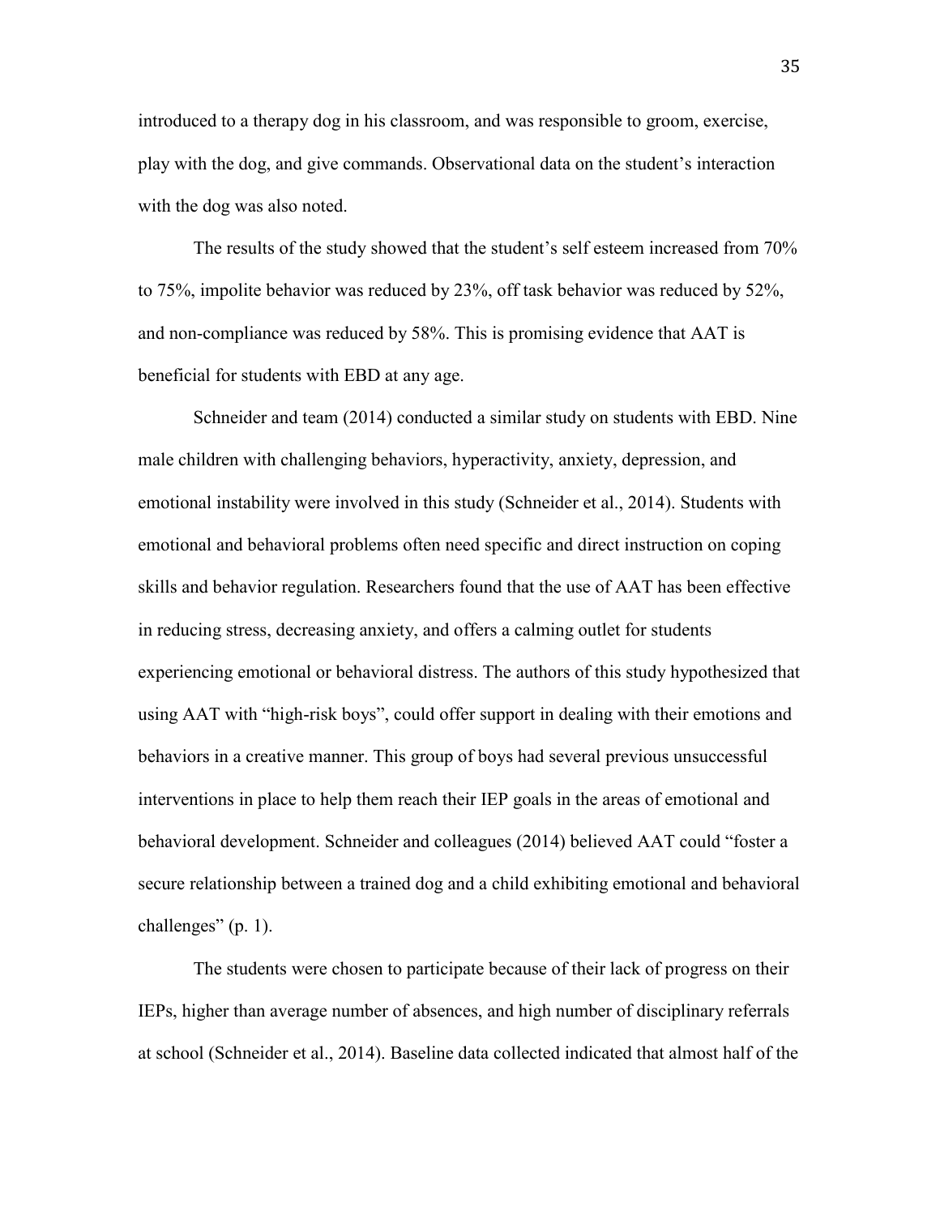introduced to a therapy dog in his classroom, and was responsible to groom, exercise, play with the dog, and give commands. Observational data on the student's interaction with the dog was also noted.

The results of the study showed that the student's self esteem increased from 70% to 75%, impolite behavior was reduced by 23%, off task behavior was reduced by 52%, and non-compliance was reduced by 58%. This is promising evidence that AAT is beneficial for students with EBD at any age.

Schneider and team (2014) conducted a similar study on students with EBD. Nine male children with challenging behaviors, hyperactivity, anxiety, depression, and emotional instability were involved in this study (Schneider et al., 2014). Students with emotional and behavioral problems often need specific and direct instruction on coping skills and behavior regulation. Researchers found that the use of AAT has been effective in reducing stress, decreasing anxiety, and offers a calming outlet for students experiencing emotional or behavioral distress. The authors of this study hypothesized that using AAT with "high-risk boys", could offer support in dealing with their emotions and behaviors in a creative manner. This group of boys had several previous unsuccessful interventions in place to help them reach their IEP goals in the areas of emotional and behavioral development. Schneider and colleagues (2014) believed AAT could "foster a secure relationship between a trained dog and a child exhibiting emotional and behavioral challenges" (p. 1).

The students were chosen to participate because of their lack of progress on their IEPs, higher than average number of absences, and high number of disciplinary referrals at school (Schneider et al., 2014). Baseline data collected indicated that almost half of the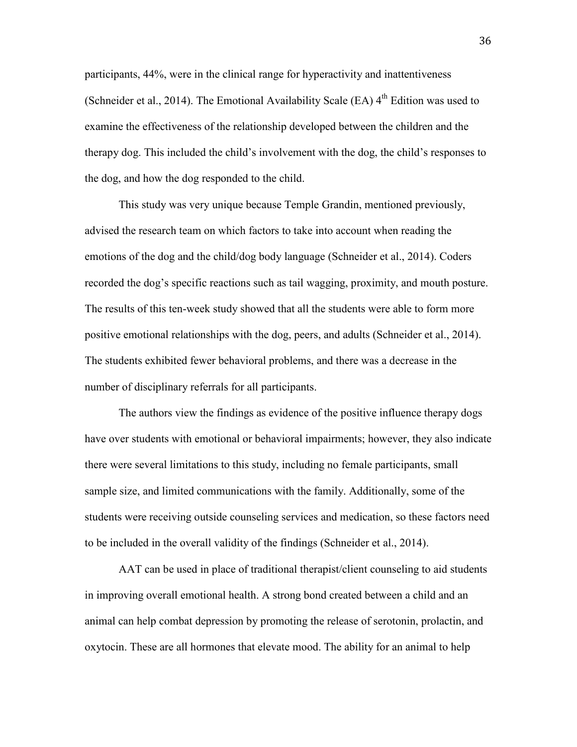participants, 44%, were in the clinical range for hyperactivity and inattentiveness (Schneider et al., 2014). The Emotional Availability Scale (EA) 4th Edition was used to examine the effectiveness of the relationship developed between the children and the therapy dog. This included the child's involvement with the dog, the child's responses to the dog, and how the dog responded to the child.

This study was very unique because Temple Grandin, mentioned previously, advised the research team on which factors to take into account when reading the emotions of the dog and the child/dog body language (Schneider et al., 2014). Coders recorded the dog's specific reactions such as tail wagging, proximity, and mouth posture. The results of this ten-week study showed that all the students were able to form more positive emotional relationships with the dog, peers, and adults (Schneider et al., 2014). The students exhibited fewer behavioral problems, and there was a decrease in the number of disciplinary referrals for all participants.

The authors view the findings as evidence of the positive influence therapy dogs have over students with emotional or behavioral impairments; however, they also indicate there were several limitations to this study, including no female participants, small sample size, and limited communications with the family. Additionally, some of the students were receiving outside counseling services and medication, so these factors need to be included in the overall validity of the findings (Schneider et al., 2014).

AAT can be used in place of traditional therapist/client counseling to aid students in improving overall emotional health. A strong bond created between a child and an animal can help combat depression by promoting the release of serotonin, prolactin, and oxytocin. These are all hormones that elevate mood. The ability for an animal to help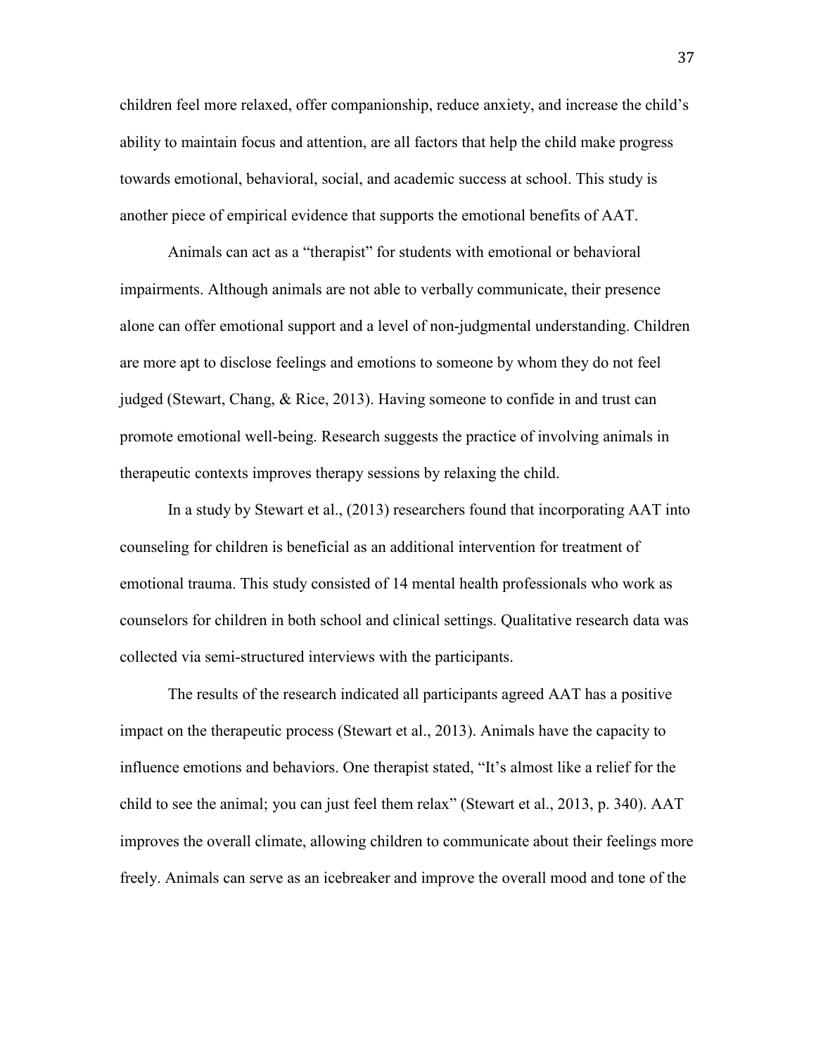children feel more relaxed, offer companionship, reduce anxiety, and increase the child's ability to maintain focus and attention, are all factors that help the child make progress towards emotional, behavioral, social, and academic success at school. This study is another piece of empirical evidence that supports the emotional benefits of AAT.

Animals can act as a "therapist" for students with emotional or behavioral impairments. Although animals are not able to verbally communicate, their presence alone can offer emotional support and a level of non-judgmental understanding. Children are more apt to disclose feelings and emotions to someone by whom they do not feel judged (Stewart, Chang, & Rice, 2013). Having someone to confide in and trust can promote emotional well-being. Research suggests the practice of involving animals in therapeutic contexts improves therapy sessions by relaxing the child.

In a study by Stewart et al., (2013) researchers found that incorporating AAT into counseling for children is beneficial as an additional intervention for treatment of emotional trauma. This study consisted of 14 mental health professionals who work as counselors for children in both school and clinical settings. Qualitative research data was collected via semi-structured interviews with the participants.

The results of the research indicated all participants agreed AAT has a positive impact on the therapeutic process (Stewart et al., 2013). Animals have the capacity to influence emotions and behaviors. One therapist stated, "It's almost like a relief for the child to see the animal; you can just feel them relax" (Stewart et al., 2013, p. 340). AAT improves the overall climate, allowing children to communicate about their feelings more freely. Animals can serve as an icebreaker and improve the overall mood and tone of the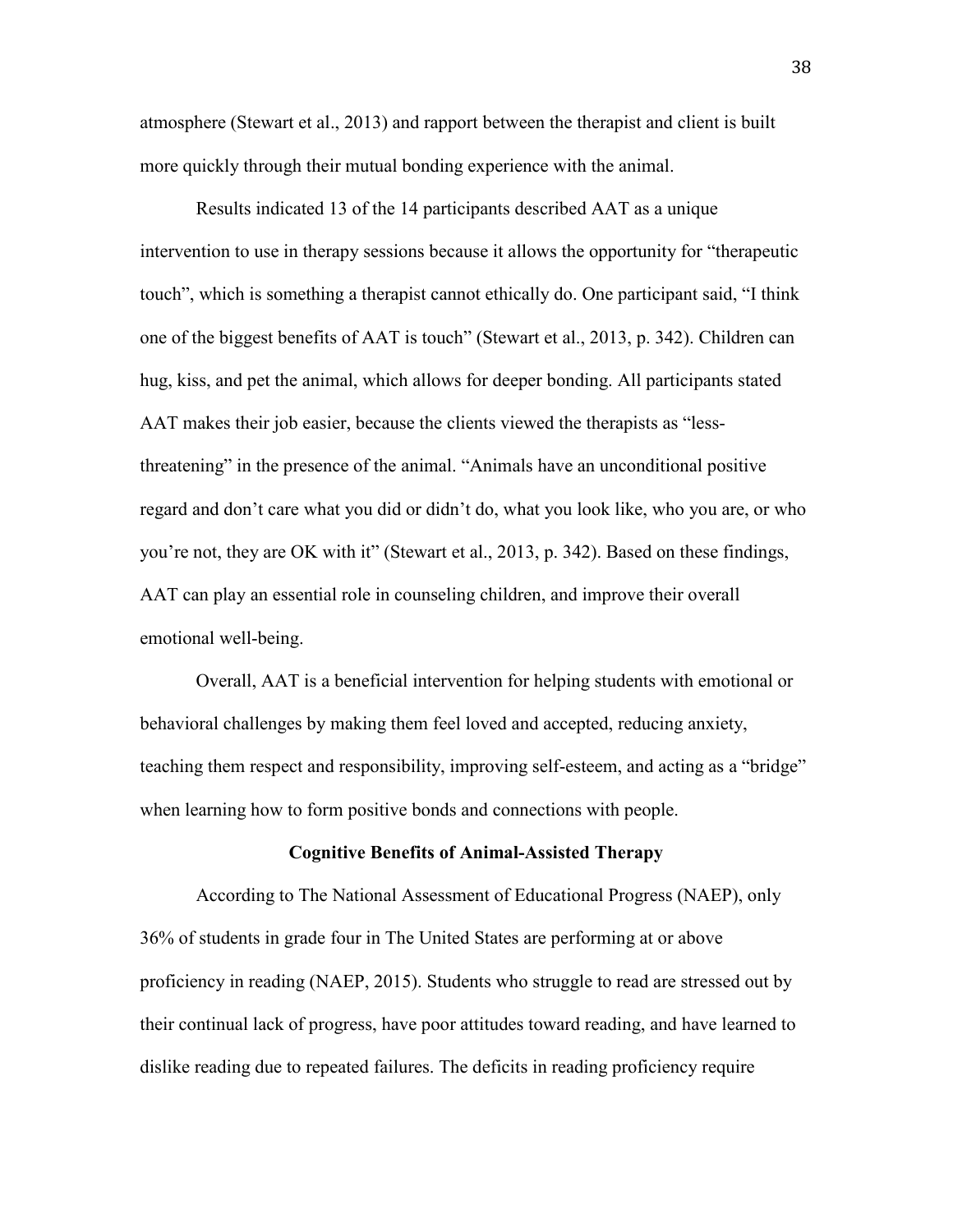atmosphere (Stewart et al., 2013) and rapport between the therapist and client is built more quickly through their mutual bonding experience with the animal.

Results indicated 13 of the 14 participants described AAT as a unique intervention to use in therapy sessions because it allows the opportunity for "therapeutic touch", which is something a therapist cannot ethically do. One participant said, "I think one of the biggest benefits of AAT is touch" (Stewart et al., 2013, p. 342). Children can hug, kiss, and pet the animal, which allows for deeper bonding. All participants stated AAT makes their job easier, because the clients viewed the therapists as "less-threatening" in the presence of the animal. "Animals have an unconditional positive regard and don't care what you did or didn't do, what you look like, who you are, or who you're not, they are OK with it" (Stewart et al., 2013, p. 342). Based on these findings, AAT can play an essential role in counseling children, and improve their overall emotional well-being.

Overall, AAT is a beneficial intervention for helping students with emotional or behavioral challenges by making them feel loved and accepted, reducing anxiety, teaching them respect and responsibility, improving self-esteem, and acting as a "bridge" when learning how to form positive bonds and connections with people.

## Cognitive Benefits of Animal-Assisted Therapy

According to The National Assessment of Educational Progress (NAEP), only 36% of students in grade four in The United States are performing at or above proficiency in reading (NAEP, 2015). Students who struggle to read are stressed out by their continual lack of progress, have poor attitudes toward reading, and have learned to dislike reading due to repeated failures. The deficits in reading proficiency require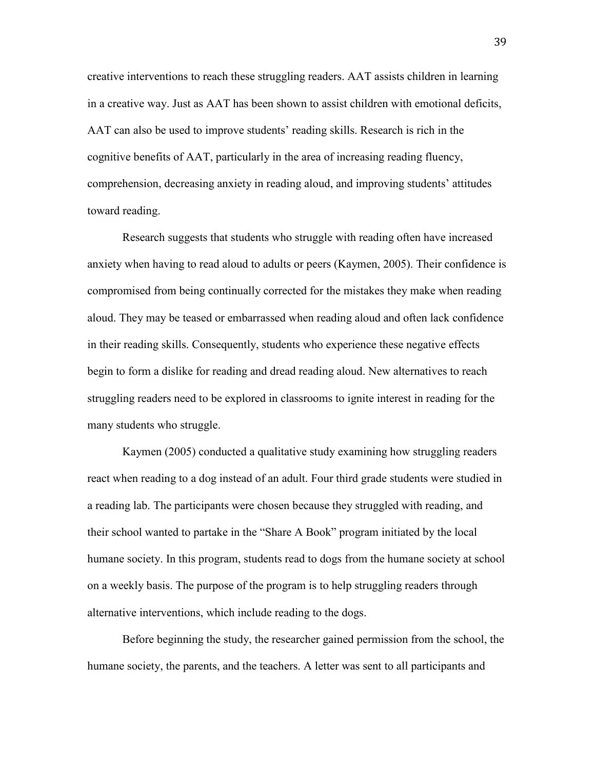creative interventions to reach these struggling readers. AAT assists children in learning in a creative way. Just as AAT has been shown to assist children with emotional deficits, AAT can also be used to improve students' reading skills. Research is rich in the cognitive benefits of AAT, particularly in the area of increasing reading fluency, comprehension, decreasing anxiety in reading aloud, and improving students' attitudes toward reading.

Research suggests that students who struggle with reading often have increased anxiety when having to read aloud to adults or peers (Kaymen, 2005). Their confidence is compromised from being continually corrected for the mistakes they make when reading aloud. They may be teased or embarrassed when reading aloud and often lack confidence in their reading skills. Consequently, students who experience these negative effects begin to form a dislike for reading and dread reading aloud. New alternatives to reach struggling readers need to be explored in classrooms to ignite interest in reading for the many students who struggle.

Kaymen (2005) conducted a qualitative study examining how struggling readers react when reading to a dog instead of an adult. Four third grade students were studied in a reading lab. The participants were chosen because they struggled with reading, and their school wanted to partake in the "Share A Book" program initiated by the local humane society. In this program, students read to dogs from the humane society at school on a weekly basis. The purpose of the program is to help struggling readers through alternative interventions, which include reading to the dogs.

Before beginning the study, the researcher gained permission from the school, the humane society, the parents, and the teachers. A letter was sent to all participants and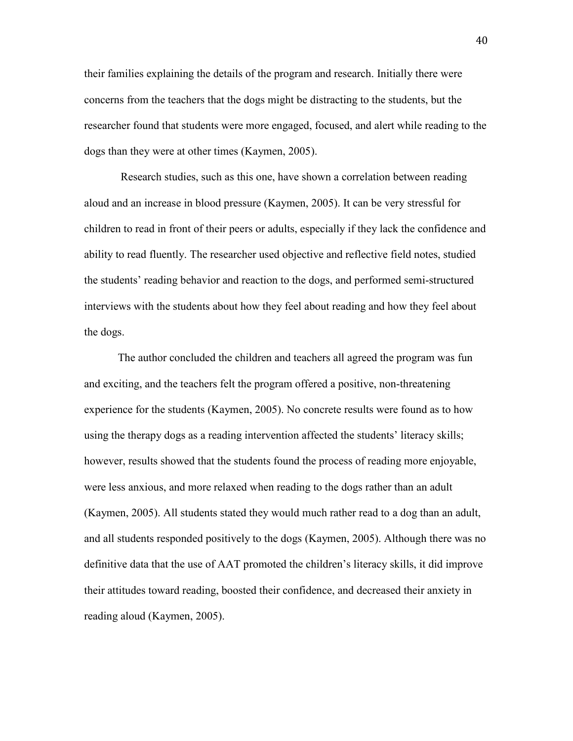their families explaining the details of the program and research. Initially there were concerns from the teachers that the dogs might be distracting to the students, but the researcher found that students were more engaged, focused, and alert while reading to the dogs than they were at other times (Kaymen, 2005).

Research studies, such as this one, have shown a correlation between reading aloud and an increase in blood pressure (Kaymen, 2005). It can be very stressful for children to read in front of their peers or adults, especially if they lack the confidence and ability to read fluently. The researcher used objective and reflective field notes, studied the students' reading behavior and reaction to the dogs, and performed semi-structured interviews with the students about how they feel about reading and how they feel about the dogs.

The author concluded the children and teachers all agreed the program was fun and exciting, and the teachers felt the program offered a positive, non-threatening experience for the students (Kaymen, 2005). No concrete results were found as to how using the therapy dogs as a reading intervention affected the students' literacy skills; however, results showed that the students found the process of reading more enjoyable, were less anxious, and more relaxed when reading to the dogs rather than an adult (Kaymen, 2005). All students stated they would much rather read to a dog than an adult, and all students responded positively to the dogs (Kaymen, 2005). Although there was no definitive data that the use of AAT promoted the children's literacy skills, it did improve their attitudes toward reading, boosted their confidence, and decreased their anxiety in reading aloud (Kaymen, 2005).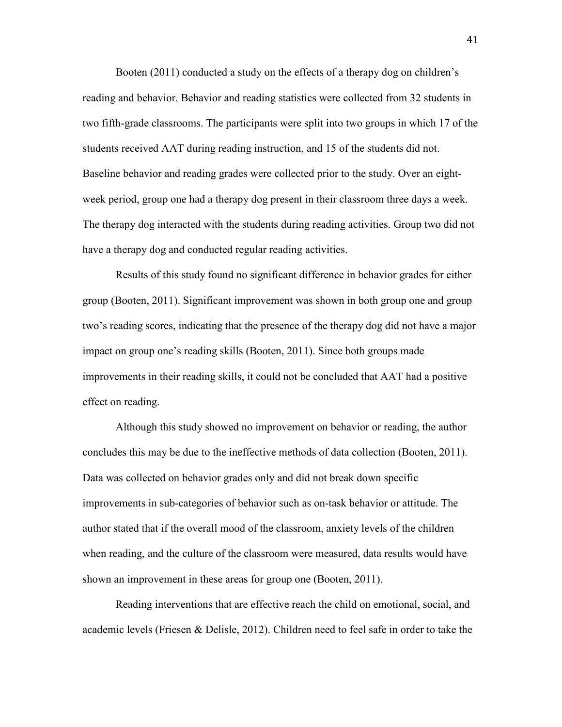Booten (2011) conducted a study on the effects of a therapy dog on children's reading and behavior. Behavior and reading statistics were collected from 32 students in two fifth-grade classrooms. The participants were split into two groups in which 17 of the students received AAT during reading instruction, and 15 of the students did not. Baseline behavior and reading grades were collected prior to the study. Over an eight-week period, group one had a therapy dog present in their classroom three days a week. The therapy dog interacted with the students during reading activities. Group two did not have a therapy dog and conducted regular reading activities.

Results of this study found no significant difference in behavior grades for either group (Booten, 2011). Significant improvement was shown in both group one and group two's reading scores, indicating that the presence of the therapy dog did not have a major impact on group one's reading skills (Booten, 2011). Since both groups made improvements in their reading skills, it could not be concluded that AAT had a positive effect on reading.

Although this study showed no improvement on behavior or reading, the author concludes this may be due to the ineffective methods of data collection (Booten, 2011). Data was collected on behavior grades only and did not break down specific improvements in sub-categories of behavior such as on-task behavior or attitude. The author stated that if the overall mood of the classroom, anxiety levels of the children when reading, and the culture of the classroom were measured, data results would have shown an improvement in these areas for group one (Booten, 2011).

Reading interventions that are effective reach the child on emotional, social, and academic levels (Friesen & Delisle, 2012). Children need to feel safe in order to take the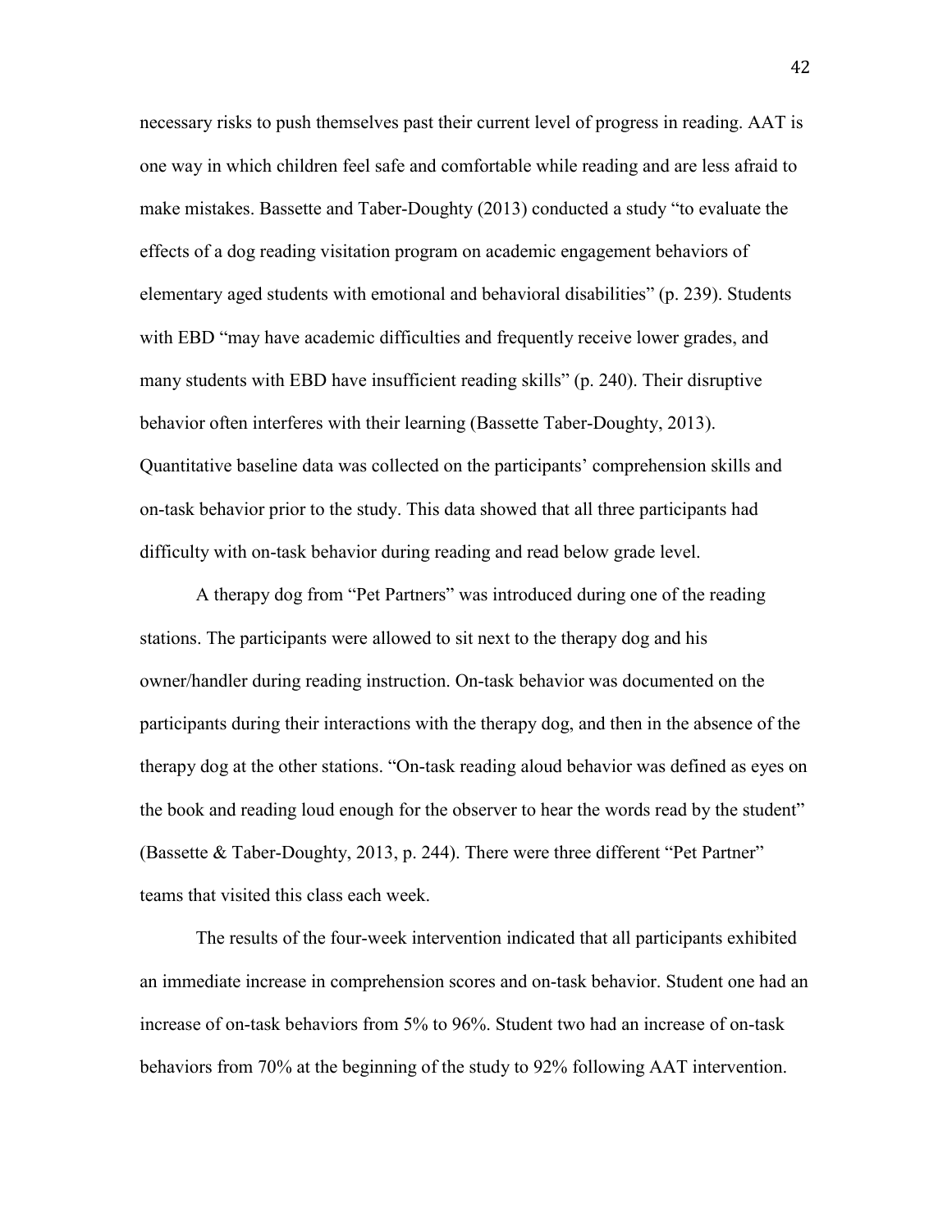necessary risks to push themselves past their current level of progress in reading. AAT is one way in which children feel safe and comfortable while reading and are less afraid to make mistakes. Bassette and Taber-Doughty (2013) conducted a study "to evaluate the effects of a dog reading visitation program on academic engagement behaviors of elementary aged students with emotional and behavioral disabilities" (p. 239). Students with EBD "may have academic difficulties and frequently receive lower grades, and many students with EBD have insufficient reading skills" (p. 240). Their disruptive behavior often interferes with their learning (Bassette Taber-Doughty, 2013). Quantitative baseline data was collected on the participants' comprehension skills and on-task behavior prior to the study. This data showed that all three participants had difficulty with on-task behavior during reading and read below grade level.

A therapy dog from "Pet Partners" was introduced during one of the reading stations. The participants were allowed to sit next to the therapy dog and his owner/handler during reading instruction. On-task behavior was documented on the participants during their interactions with the therapy dog, and then in the absence of the therapy dog at the other stations. "On-task reading aloud behavior was defined as eyes on the book and reading loud enough for the observer to hear the words read by the student" (Bassette & Taber-Doughty, 2013, p. 244). There were three different "Pet Partner" teams that visited this class each week.

The results of the four-week intervention indicated that all participants exhibited an immediate increase in comprehension scores and on-task behavior. Student one had an increase of on-task behaviors from 5% to 96%. Student two had an increase of on-task behaviors from 70% at the beginning of the study to 92% following AAT intervention.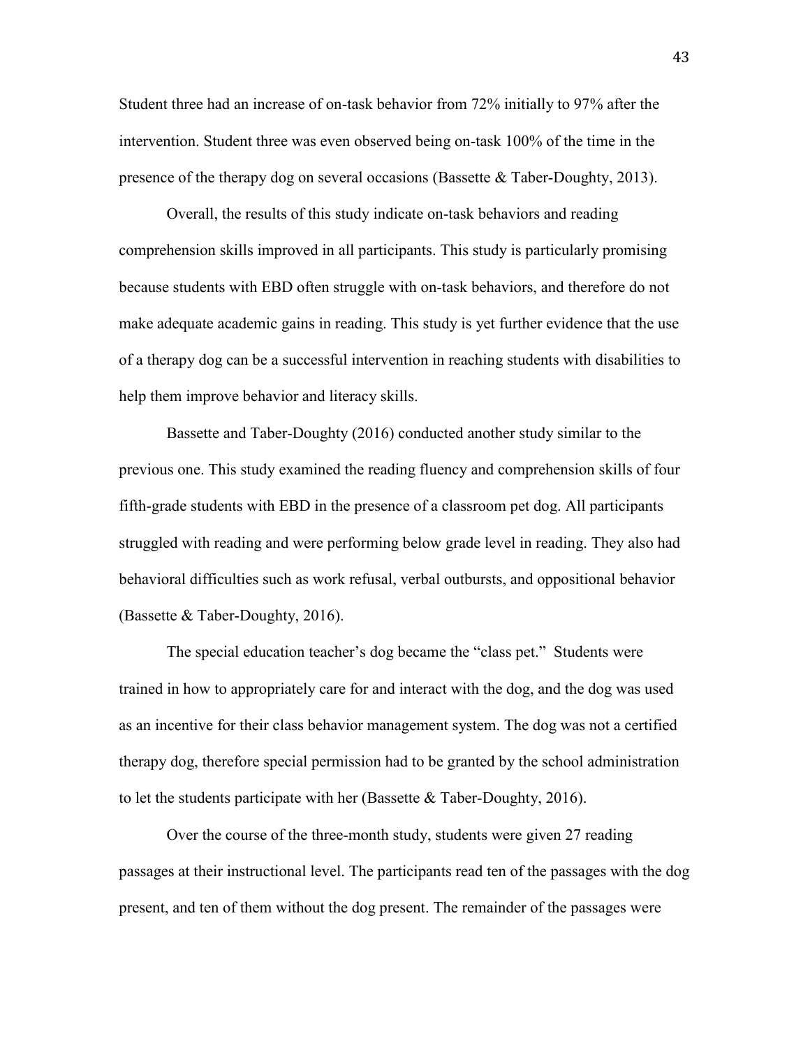Student three had an increase of on-task behavior from 72% initially to 97% after the intervention. Student three was even observed being on-task 100% of the time in the presence of the therapy dog on several occasions (Bassette & Taber-Doughty, 2013).

Overall, the results of this study indicate on-task behaviors and reading comprehension skills improved in all participants. This study is particularly promising because students with EBD often struggle with on-task behaviors, and therefore do not make adequate academic gains in reading. This study is yet further evidence that the use of a therapy dog can be a successful intervention in reaching students with disabilities to help them improve behavior and literacy skills.

Bassette and Taber-Doughty (2016) conducted another study similar to the previous one. This study examined the reading fluency and comprehension skills of four fifth-grade students with EBD in the presence of a classroom pet dog. All participants struggled with reading and were performing below grade level in reading. They also had behavioral difficulties such as work refusal, verbal outbursts, and oppositional behavior (Bassette & Taber-Doughty, 2016).

The special education teacher's dog became the "class pet." Students were trained in how to appropriately care for and interact with the dog, and the dog was used as an incentive for their class behavior management system. The dog was not a certified therapy dog, therefore special permission had to be granted by the school administration to let the students participate with her (Bassette & Taber-Doughty, 2016).

Over the course of the three-month study, students were given 27 reading passages at their instructional level. The participants read ten of the passages with the dog present, and ten of them without the dog present. The remainder of the passages were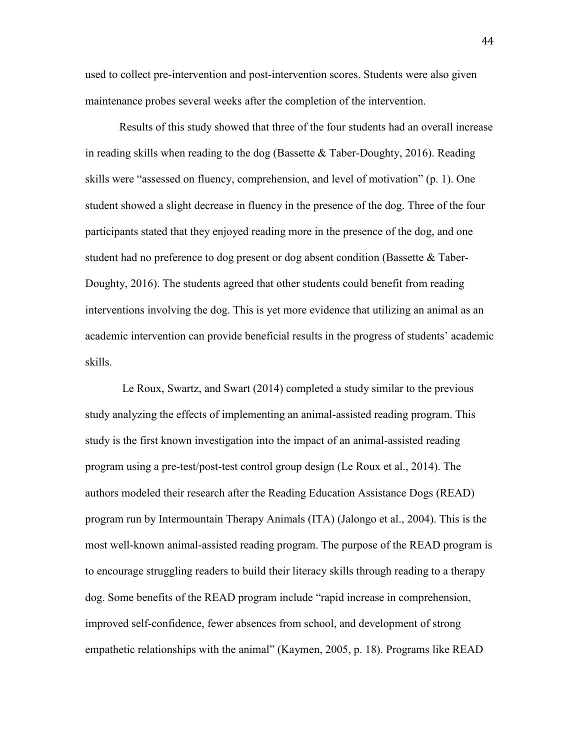used to collect pre-intervention and post-intervention scores. Students were also given maintenance probes several weeks after the completion of the intervention.

Results of this study showed that three of the four students had an overall increase in reading skills when reading to the dog (Bassette & Taber-Doughty, 2016). Reading skills were "assessed on fluency, comprehension, and level of motivation" (p. 1). One student showed a slight decrease in fluency in the presence of the dog. Three of the four participants stated that they enjoyed reading more in the presence of the dog, and one student had no preference to dog present or dog absent condition (Bassette & Taber-Doughty, 2016). The students agreed that other students could benefit from reading interventions involving the dog. This is yet more evidence that utilizing an animal as an academic intervention can provide beneficial results in the progress of students' academic skills.

Le Roux, Swartz, and Swart (2014) completed a study similar to the previous study analyzing the effects of implementing an animal-assisted reading program. This study is the first known investigation into the impact of an animal-assisted reading program using a pre-test/post-test control group design (Le Roux et al., 2014). The authors modeled their research after the Reading Education Assistance Dogs (READ) program run by Intermountain Therapy Animals (ITA) (Jalongo et al., 2004). This is the most well-known animal-assisted reading program. The purpose of the READ program is to encourage struggling readers to build their literacy skills through reading to a therapy dog. Some benefits of the READ program include "rapid increase in comprehension, improved self-confidence, fewer absences from school, and development of strong empathetic relationships with the animal" (Kaymen, 2005, p. 18). Programs like READ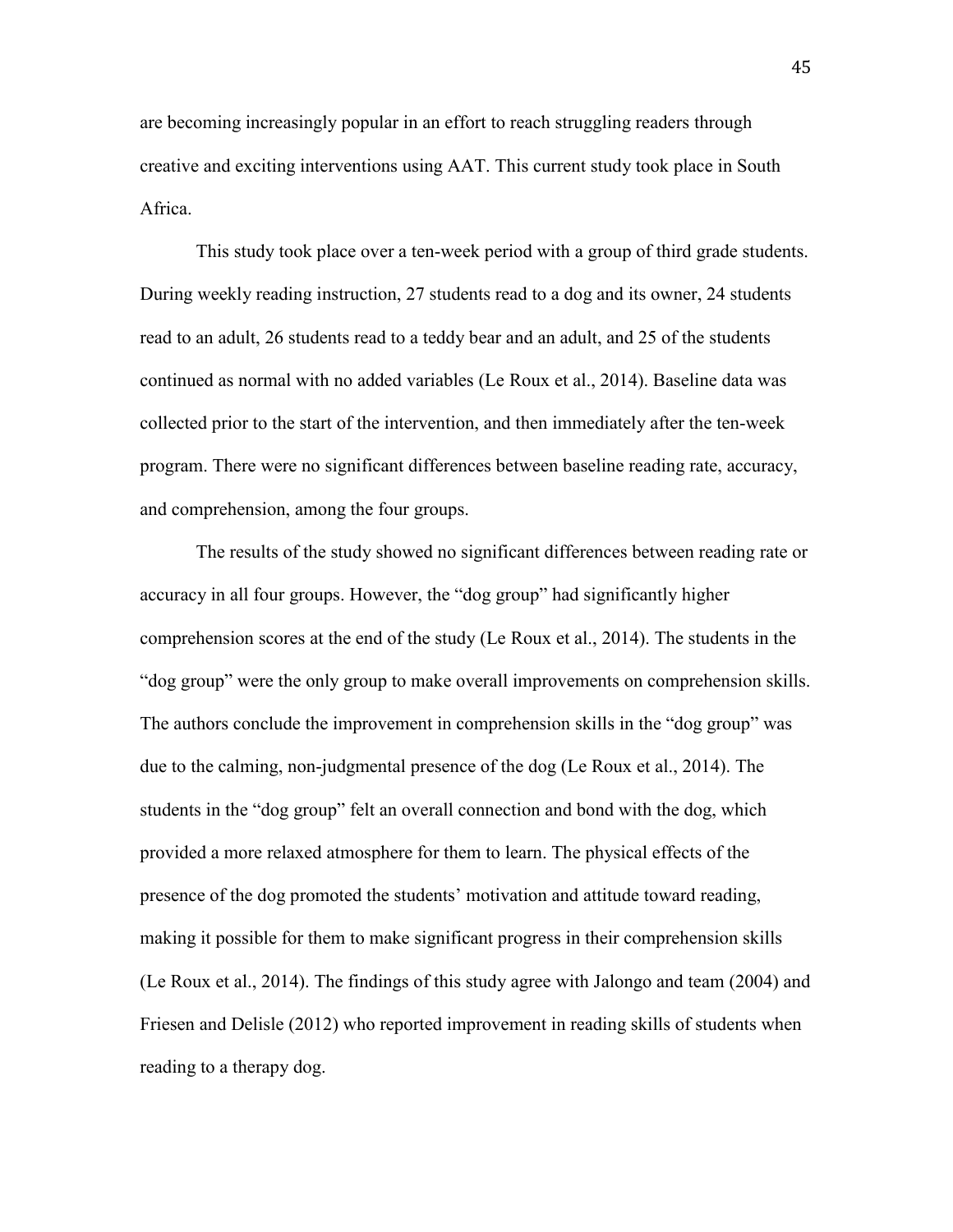are becoming increasingly popular in an effort to reach struggling readers through creative and exciting interventions using AAT. This current study took place in South Africa.

This study took place over a ten-week period with a group of third grade students. During weekly reading instruction, 27 students read to a dog and its owner, 24 students read to an adult, 26 students read to a teddy bear and an adult, and 25 of the students continued as normal with no added variables (Le Roux et al., 2014). Baseline data was collected prior to the start of the intervention, and then immediately after the ten-week program. There were no significant differences between baseline reading rate, accuracy, and comprehension, among the four groups.

The results of the study showed no significant differences between reading rate or accuracy in all four groups. However, the "dog group" had significantly higher comprehension scores at the end of the study (Le Roux et al., 2014). The students in the "dog group" were the only group to make overall improvements on comprehension skills. The authors conclude the improvement in comprehension skills in the "dog group" was due to the calming, non-judgmental presence of the dog (Le Roux et al., 2014). The students in the "dog group" felt an overall connection and bond with the dog, which provided a more relaxed atmosphere for them to learn. The physical effects of the presence of the dog promoted the students' motivation and attitude toward reading, making it possible for them to make significant progress in their comprehension skills (Le Roux et al., 2014). The findings of this study agree with Jalongo and team (2004) and Friesen and Delisle (2012) who reported improvement in reading skills of students when reading to a therapy dog.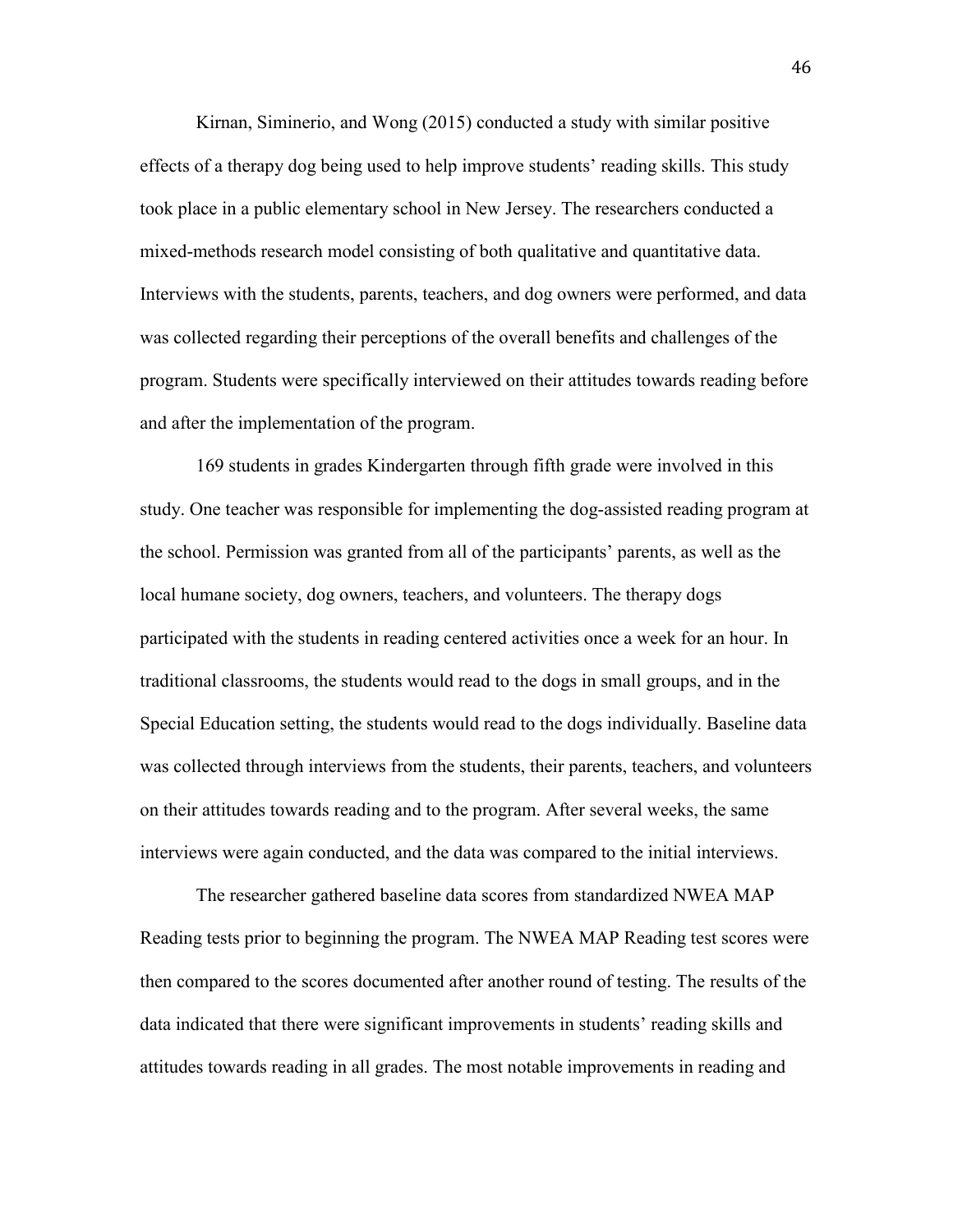Kirnan, Siminerio, and Wong (2015) conducted a study with similar positive effects of a therapy dog being used to help improve students' reading skills. This study took place in a public elementary school in New Jersey. The researchers conducted a mixed-methods research model consisting of both qualitative and quantitative data. Interviews with the students, parents, teachers, and dog owners were performed, and data was collected regarding their perceptions of the overall benefits and challenges of the program. Students were specifically interviewed on their attitudes towards reading before and after the implementation of the program.

169 students in grades Kindergarten through fifth grade were involved in this study. One teacher was responsible for implementing the dog-assisted reading program at the school. Permission was granted from all of the participants' parents, as well as the local humane society, dog owners, teachers, and volunteers. The therapy dogs participated with the students in reading centered activities once a week for an hour. In traditional classrooms, the students would read to the dogs in small groups, and in the Special Education setting, the students would read to the dogs individually. Baseline data was collected through interviews from the students, their parents, teachers, and volunteers on their attitudes towards reading and to the program. After several weeks, the same interviews were again conducted, and the data was compared to the initial interviews.

The researcher gathered baseline data scores from standardized NWEA MAP Reading tests prior to beginning the program. The NWEA MAP Reading test scores were then compared to the scores documented after another round of testing. The results of the data indicated that there were significant improvements in students' reading skills and attitudes towards reading in all grades. The most notable improvements in reading and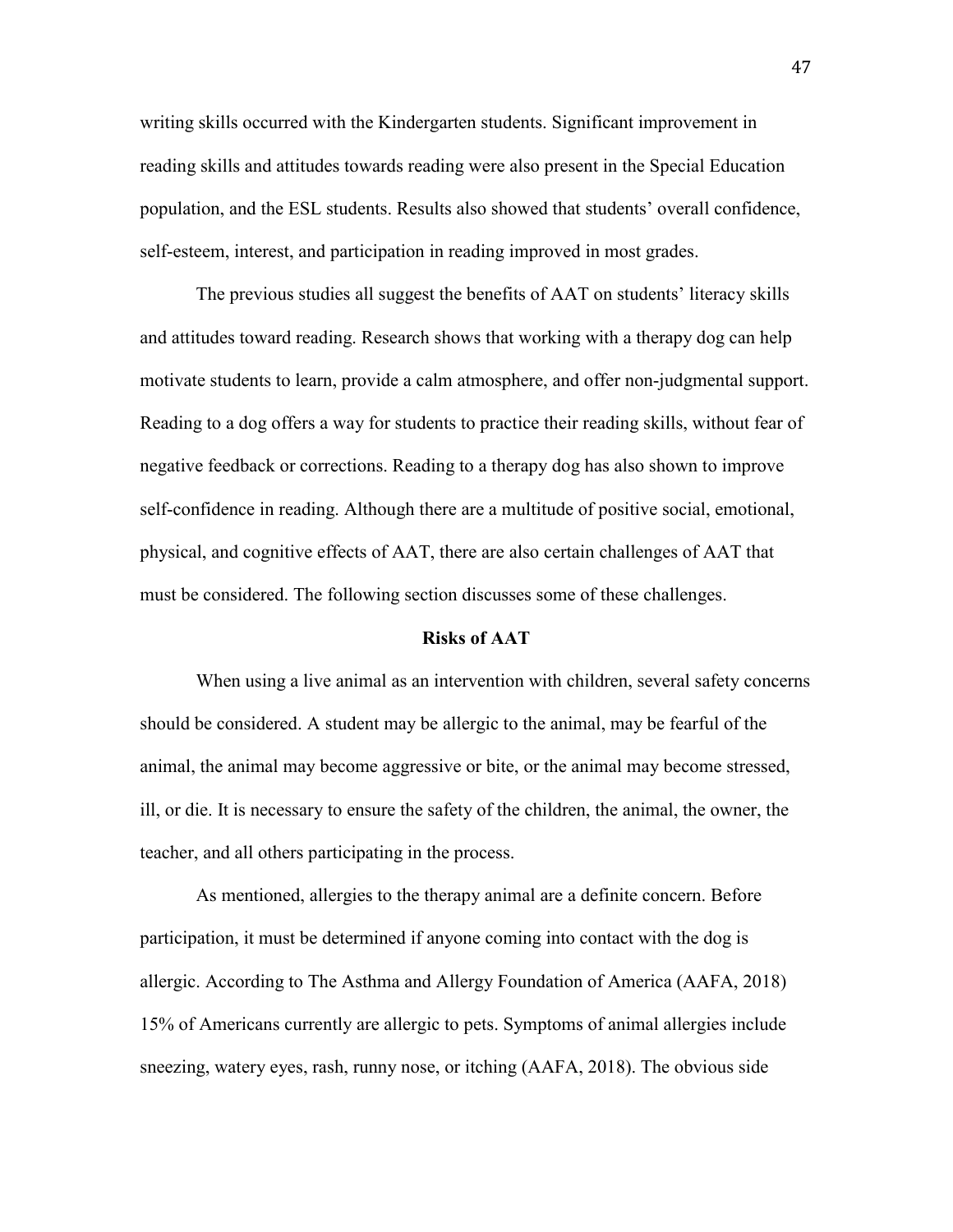writing skills occurred with the Kindergarten students. Significant improvement in reading skills and attitudes towards reading were also present in the Special Education population, and the ESL students. Results also showed that students' overall confidence, self-esteem, interest, and participation in reading improved in most grades.

The previous studies all suggest the benefits of AAT on students' literacy skills and attitudes toward reading. Research shows that working with a therapy dog can help motivate students to learn, provide a calm atmosphere, and offer non-judgmental support. Reading to a dog offers a way for students to practice their reading skills, without fear of negative feedback or corrections. Reading to a therapy dog has also shown to improve self-confidence in reading. Although there are a multitude of positive social, emotional, physical, and cognitive effects of AAT, there are also certain challenges of AAT that must be considered. The following section discusses some of these challenges.

## Risks of AAT

When using a live animal as an intervention with children, several safety concerns should be considered. A student may be allergic to the animal, may be fearful of the animal, the animal may become aggressive or bite, or the animal may become stressed, ill, or die. It is necessary to ensure the safety of the children, the animal, the owner, the teacher, and all others participating in the process.

As mentioned, allergies to the therapy animal are a definite concern. Before participation, it must be determined if anyone coming into contact with the dog is allergic. According to The Asthma and Allergy Foundation of America (AAFA, 2018) 15% of Americans currently are allergic to pets. Symptoms of animal allergies include sneezing, watery eyes, rash, runny nose, or itching (AAFA, 2018). The obvious side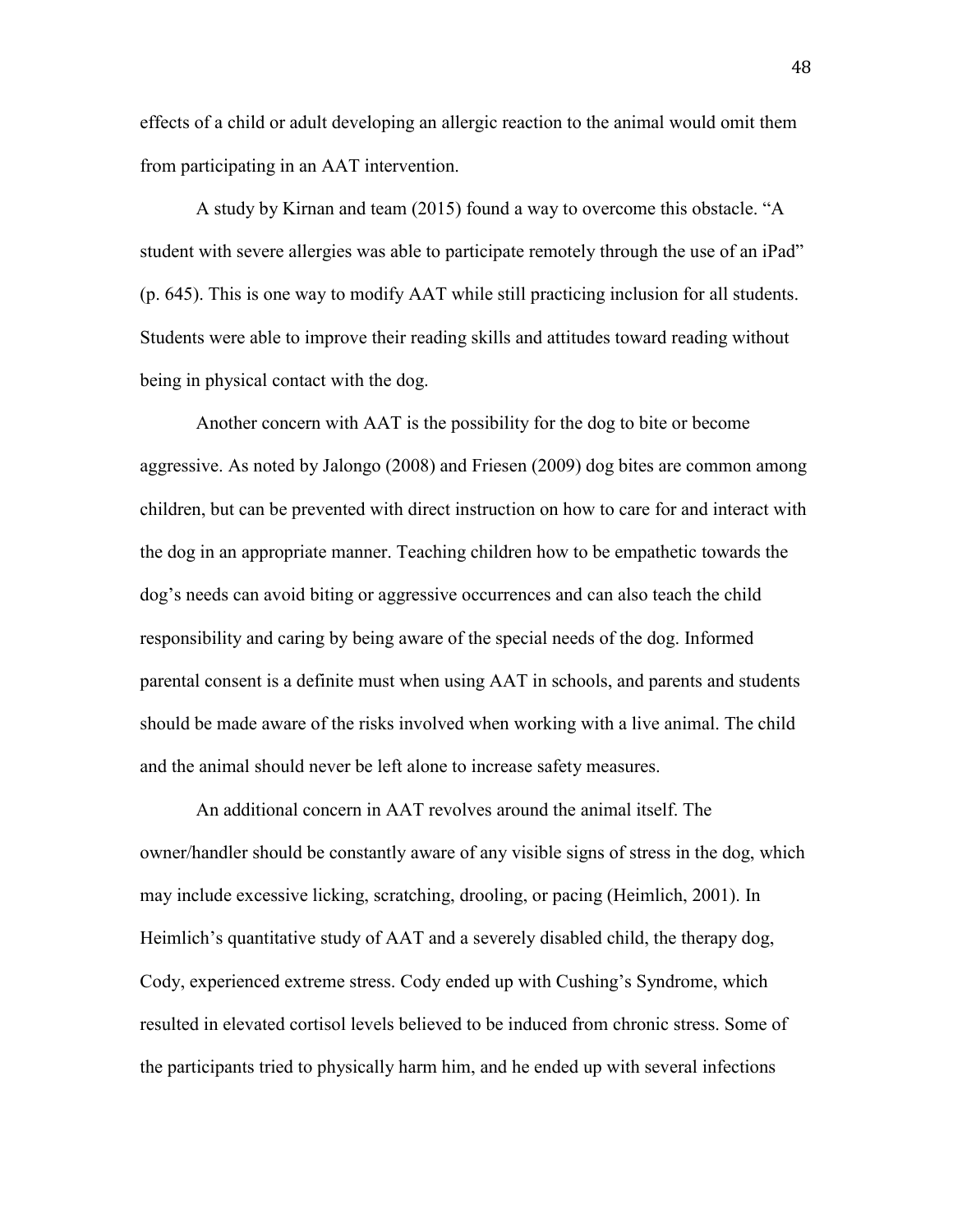effects of a child or adult developing an allergic reaction to the animal would omit them from participating in an AAT intervention.

A study by Kirnan and team (2015) found a way to overcome this obstacle. "A student with severe allergies was able to participate remotely through the use of an iPad" (p. 645). This is one way to modify AAT while still practicing inclusion for all students. Students were able to improve their reading skills and attitudes toward reading without being in physical contact with the dog.

Another concern with AAT is the possibility for the dog to bite or become aggressive. As noted by Jalongo (2008) and Friesen (2009) dog bites are common among children, but can be prevented with direct instruction on how to care for and interact with the dog in an appropriate manner. Teaching children how to be empathetic towards the dog's needs can avoid biting or aggressive occurrences and can also teach the child responsibility and caring by being aware of the special needs of the dog. Informed parental consent is a definite must when using AAT in schools, and parents and students should be made aware of the risks involved when working with a live animal. The child and the animal should never be left alone to increase safety measures.

An additional concern in AAT revolves around the animal itself. The owner/handler should be constantly aware of any visible signs of stress in the dog, which may include excessive licking, scratching, drooling, or pacing (Heimlich, 2001). In Heimlich's quantitative study of AAT and a severely disabled child, the therapy dog, Cody, experienced extreme stress. Cody ended up with Cushing's Syndrome, which resulted in elevated cortisol levels believed to be induced from chronic stress. Some of the participants tried to physically harm him, and he ended up with several infections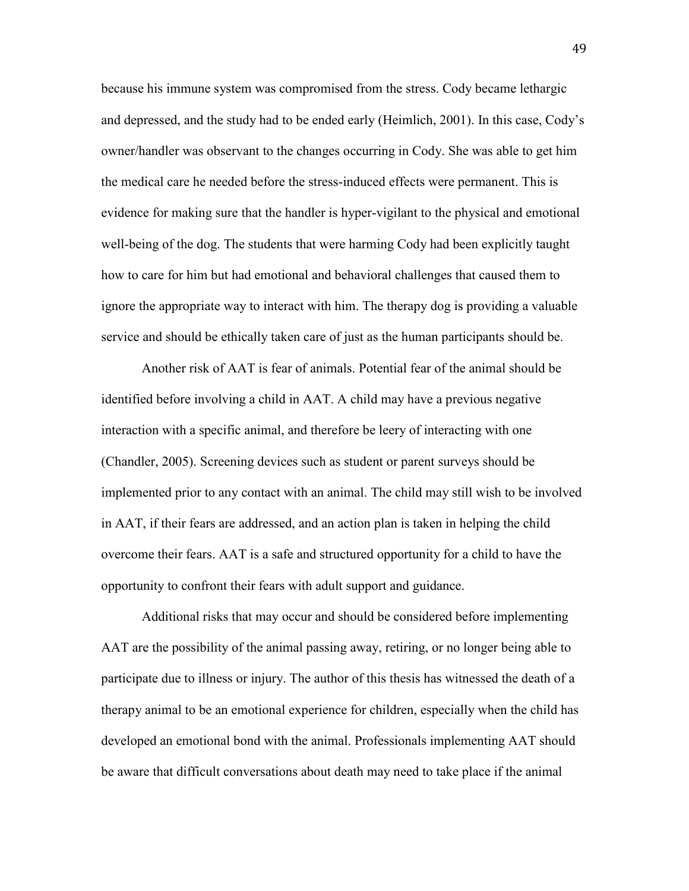because his immune system was compromised from the stress. Cody became lethargic and depressed, and the study had to be ended early (Heimlich, 2001). In this case, Cody's owner/handler was observant to the changes occurring in Cody. She was able to get him the medical care he needed before the stress-induced effects were permanent. This is evidence for making sure that the handler is hyper-vigilant to the physical and emotional well-being of the dog. The students that were harming Cody had been explicitly taught how to care for him but had emotional and behavioral challenges that caused them to ignore the appropriate way to interact with him. The therapy dog is providing a valuable service and should be ethically taken care of just as the human participants should be.

Another risk of AAT is fear of animals. Potential fear of the animal should be identified before involving a child in AAT. A child may have a previous negative interaction with a specific animal, and therefore be leery of interacting with one (Chandler, 2005). Screening devices such as student or parent surveys should be implemented prior to any contact with an animal. The child may still wish to be involved in AAT, if their fears are addressed, and an action plan is taken in helping the child overcome their fears. AAT is a safe and structured opportunity for a child to have the opportunity to confront their fears with adult support and guidance.

Additional risks that may occur and should be considered before implementing AAT are the possibility of the animal passing away, retiring, or no longer being able to participate due to illness or injury. The author of this thesis has witnessed the death of a therapy animal to be an emotional experience for children, especially when the child has developed an emotional bond with the animal. Professionals implementing AAT should be aware that difficult conversations about death may need to take place if the animal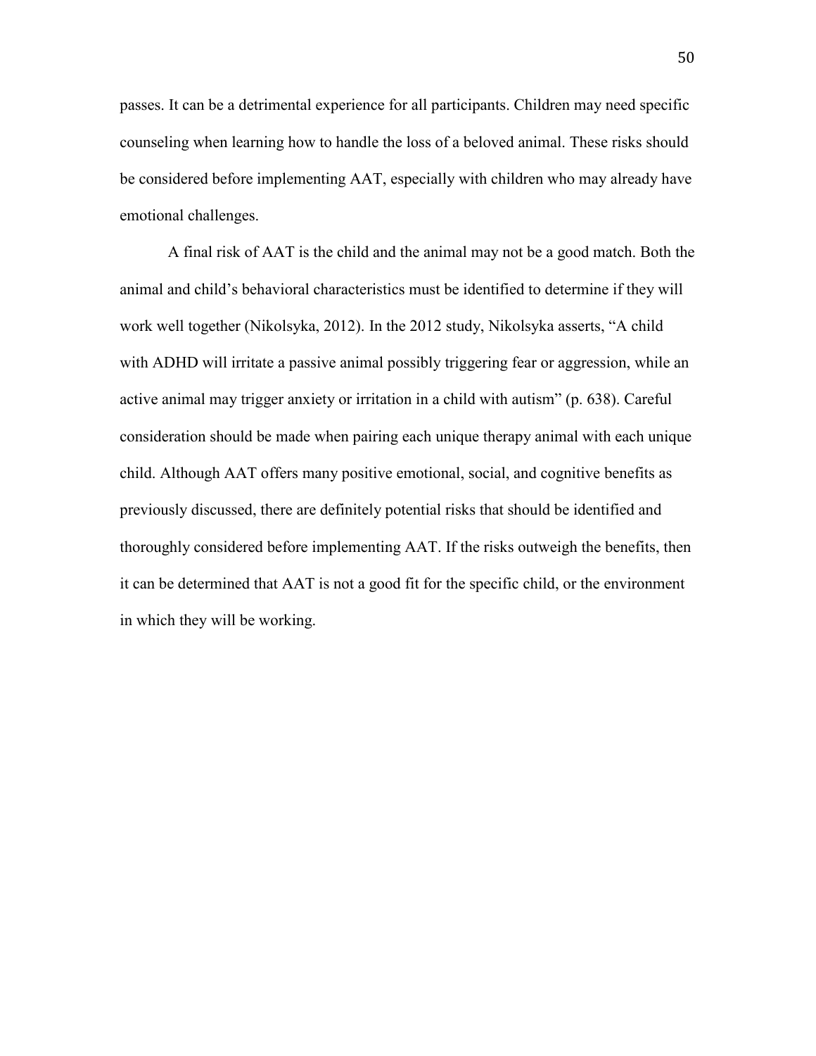passes. It can be a detrimental experience for all participants. Children may need specific counseling when learning how to handle the loss of a beloved animal. These risks should be considered before implementing AAT, especially with children who may already have emotional challenges.

A final risk of AAT is the child and the animal may not be a good match. Both the animal and child's behavioral characteristics must be identified to determine if they will work well together (Nikolsyka, 2012). In the 2012 study, Nikolsyka asserts, "A child with ADHD will irritate a passive animal possibly triggering fear or aggression, while an active animal may trigger anxiety or irritation in a child with autism" (p. 638). Careful consideration should be made when pairing each unique therapy animal with each unique child. Although AAT offers many positive emotional, social, and cognitive benefits as previously discussed, there are definitely potential risks that should be identified and thoroughly considered before implementing AAT. If the risks outweigh the benefits, then it can be determined that AAT is not a good fit for the specific child, or the environment in which they will be working.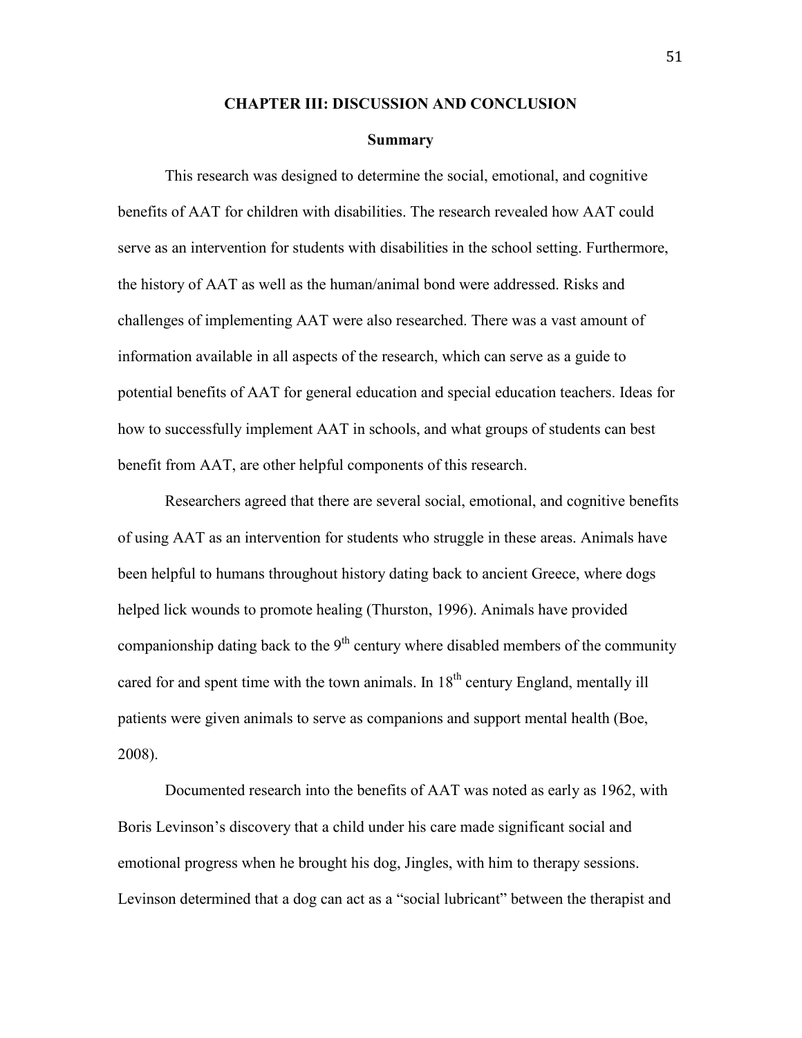## CHAPTER III: DISCUSSION AND CONCLUSION

### Summary

This research was designed to determine the social, emotional, and cognitive benefits of AAT for children with disabilities. The research revealed how AAT could serve as an intervention for students with disabilities in the school setting. Furthermore, the history of AAT as well as the human/animal bond were addressed. Risks and challenges of implementing AAT were also researched. There was a vast amount of information available in all aspects of the research, which can serve as a guide to potential benefits of AAT for general education and special education teachers. Ideas for how to successfully implement AAT in schools, and what groups of students can best benefit from AAT, are other helpful components of this research.

Researchers agreed that there are several social, emotional, and cognitive benefits of using AAT as an intervention for students who struggle in these areas. Animals have been helpful to humans throughout history dating back to ancient Greece, where dogs helped lick wounds to promote healing (Thurston, 1996). Animals have provided companionship dating back to the 9th century where disabled members of the community cared for and spent time with the town animals. In 18th century England, mentally ill patients were given animals to serve as companions and support mental health (Boe, 2008).

Documented research into the benefits of AAT was noted as early as 1962, with Boris Levinson's discovery that a child under his care made significant social and emotional progress when he brought his dog, Jingles, with him to therapy sessions. Levinson determined that a dog can act as a "social lubricant" between the therapist and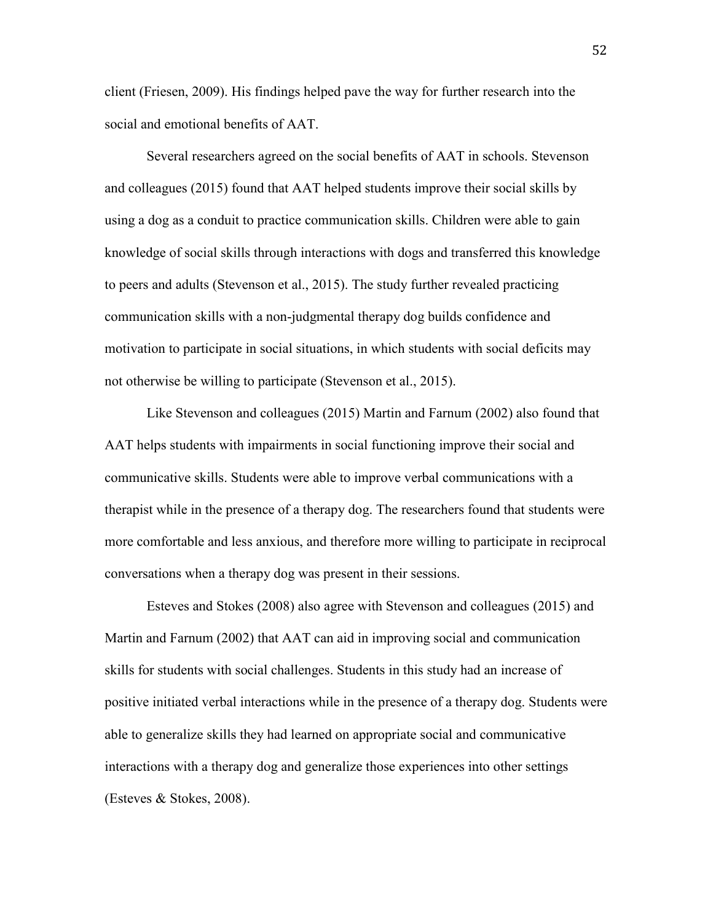client (Friesen, 2009). His findings helped pave the way for further research into the social and emotional benefits of AAT.

Several researchers agreed on the social benefits of AAT in schools. Stevenson and colleagues (2015) found that AAT helped students improve their social skills by using a dog as a conduit to practice communication skills. Children were able to gain knowledge of social skills through interactions with dogs and transferred this knowledge to peers and adults (Stevenson et al., 2015). The study further revealed practicing communication skills with a non-judgmental therapy dog builds confidence and motivation to participate in social situations, in which students with social deficits may not otherwise be willing to participate (Stevenson et al., 2015).

Like Stevenson and colleagues (2015) Martin and Farnum (2002) also found that AAT helps students with impairments in social functioning improve their social and communicative skills. Students were able to improve verbal communications with a therapist while in the presence of a therapy dog. The researchers found that students were more comfortable and less anxious, and therefore more willing to participate in reciprocal conversations when a therapy dog was present in their sessions.

Esteves and Stokes (2008) also agree with Stevenson and colleagues (2015) and Martin and Farnum (2002) that AAT can aid in improving social and communication skills for students with social challenges. Students in this study had an increase of positive initiated verbal interactions while in the presence of a therapy dog. Students were able to generalize skills they had learned on appropriate social and communicative interactions with a therapy dog and generalize those experiences into other settings (Esteves & Stokes, 2008).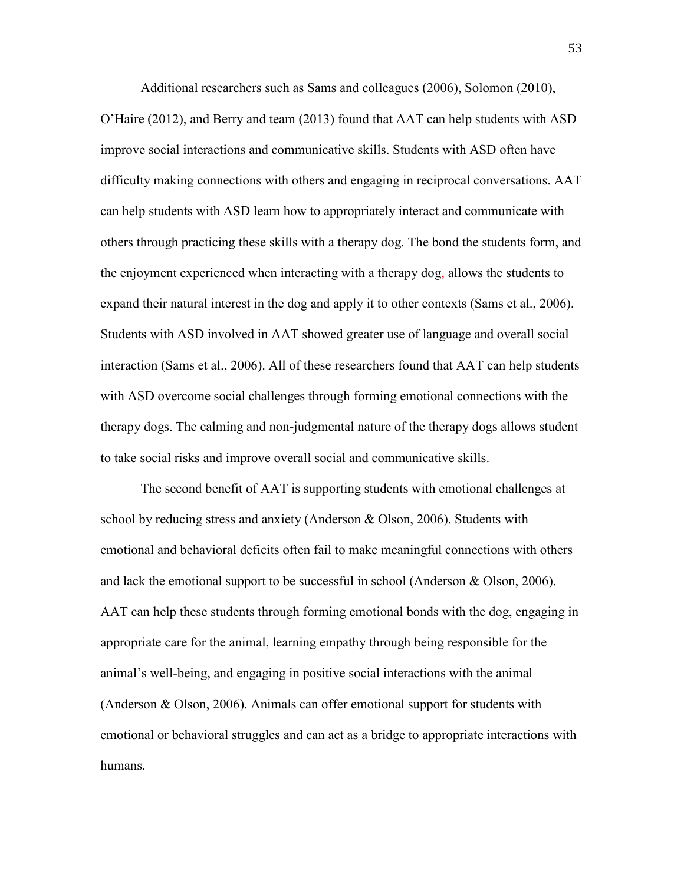Additional researchers such as Sams and colleagues (2006), Solomon (2010), O'Haire (2012), and Berry and team (2013) found that AAT can help students with ASD improve social interactions and communicative skills. Students with ASD often have difficulty making connections with others and engaging in reciprocal conversations. AAT can help students with ASD learn how to appropriately interact and communicate with others through practicing these skills with a therapy dog. The bond the students form, and the enjoyment experienced when interacting with a therapy dog, allows the students to expand their natural interest in the dog and apply it to other contexts (Sams et al., 2006). Students with ASD involved in AAT showed greater use of language and overall social interaction (Sams et al., 2006). All of these researchers found that AAT can help students with ASD overcome social challenges through forming emotional connections with the therapy dogs. The calming and non-judgmental nature of the therapy dogs allows student to take social risks and improve overall social and communicative skills.

The second benefit of AAT is supporting students with emotional challenges at school by reducing stress and anxiety (Anderson & Olson, 2006). Students with emotional and behavioral deficits often fail to make meaningful connections with others and lack the emotional support to be successful in school (Anderson & Olson, 2006). AAT can help these students through forming emotional bonds with the dog, engaging in appropriate care for the animal, learning empathy through being responsible for the animal's well-being, and engaging in positive social interactions with the animal (Anderson & Olson, 2006). Animals can offer emotional support for students with emotional or behavioral struggles and can act as a bridge to appropriate interactions with humans.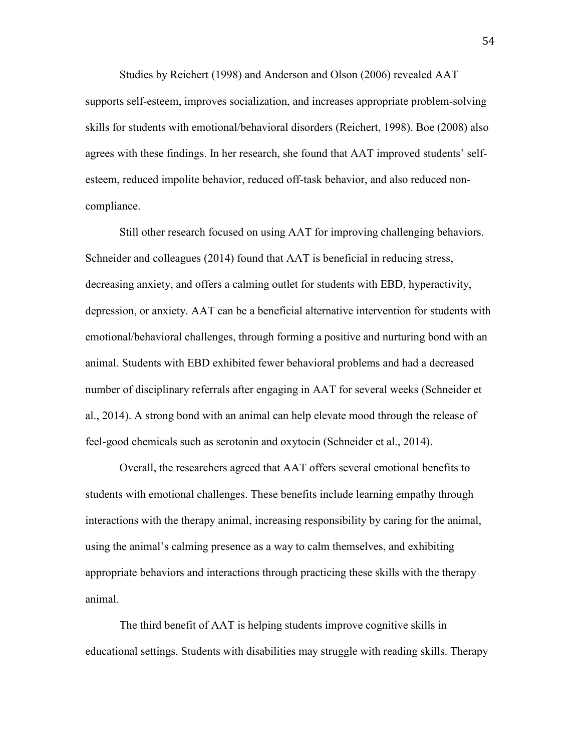Studies by Reichert (1998) and Anderson and Olson (2006) revealed AAT supports self-esteem, improves socialization, and increases appropriate problem-solving skills for students with emotional/behavioral disorders (Reichert, 1998). Boe (2008) also agrees with these findings. In her research, she found that AAT improved students' self-esteem, reduced impolite behavior, reduced off-task behavior, and also reduced non-compliance.

Still other research focused on using AAT for improving challenging behaviors. Schneider and colleagues (2014) found that AAT is beneficial in reducing stress, decreasing anxiety, and offers a calming outlet for students with EBD, hyperactivity, depression, or anxiety. AAT can be a beneficial alternative intervention for students with emotional/behavioral challenges, through forming a positive and nurturing bond with an animal. Students with EBD exhibited fewer behavioral problems and had a decreased number of disciplinary referrals after engaging in AAT for several weeks (Schneider et al., 2014). A strong bond with an animal can help elevate mood through the release of feel-good chemicals such as serotonin and oxytocin (Schneider et al., 2014).

Overall, the researchers agreed that AAT offers several emotional benefits to students with emotional challenges. These benefits include learning empathy through interactions with the therapy animal, increasing responsibility by caring for the animal, using the animal's calming presence as a way to calm themselves, and exhibiting appropriate behaviors and interactions through practicing these skills with the therapy animal.

The third benefit of AAT is helping students improve cognitive skills in educational settings. Students with disabilities may struggle with reading skills. Therapy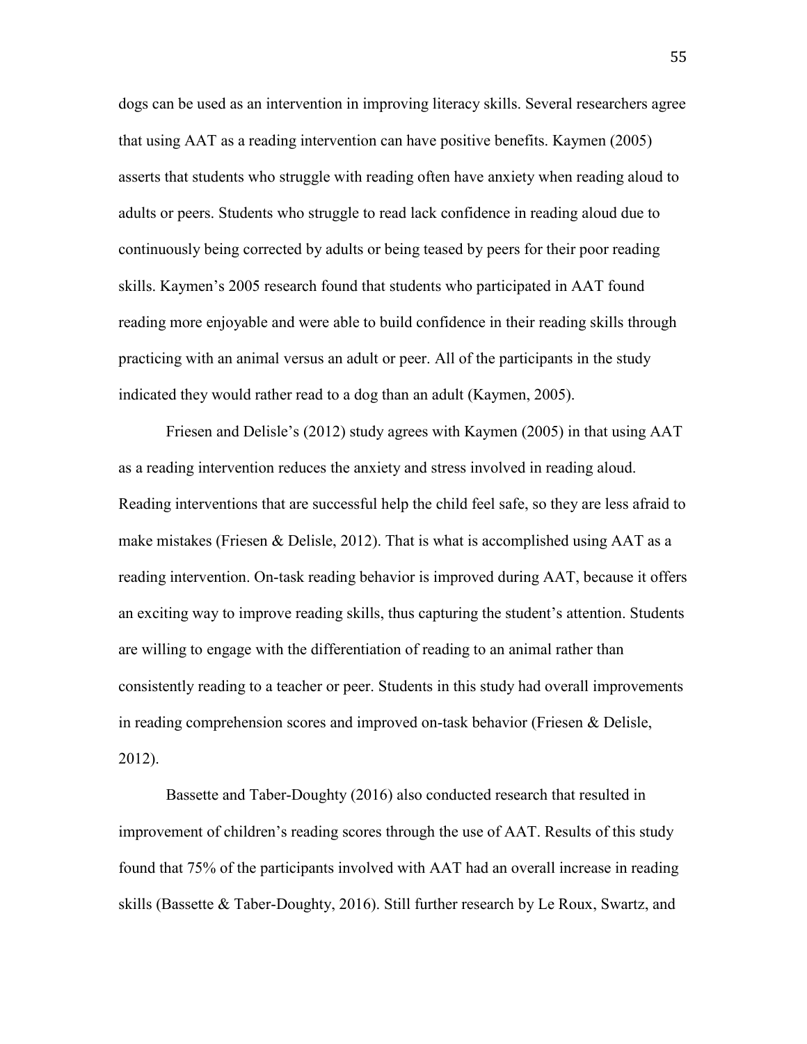dogs can be used as an intervention in improving literacy skills. Several researchers agree that using AAT as a reading intervention can have positive benefits. Kaymen (2005) asserts that students who struggle with reading often have anxiety when reading aloud to adults or peers. Students who struggle to read lack confidence in reading aloud due to continuously being corrected by adults or being teased by peers for their poor reading skills. Kaymen's 2005 research found that students who participated in AAT found reading more enjoyable and were able to build confidence in their reading skills through practicing with an animal versus an adult or peer. All of the participants in the study indicated they would rather read to a dog than an adult (Kaymen, 2005).

Friesen and Delisle's (2012) study agrees with Kaymen (2005) in that using AAT as a reading intervention reduces the anxiety and stress involved in reading aloud. Reading interventions that are successful help the child feel safe, so they are less afraid to make mistakes (Friesen & Delisle, 2012). That is what is accomplished using AAT as a reading intervention. On-task reading behavior is improved during AAT, because it offers an exciting way to improve reading skills, thus capturing the student's attention. Students are willing to engage with the differentiation of reading to an animal rather than consistently reading to a teacher or peer. Students in this study had overall improvements in reading comprehension scores and improved on-task behavior (Friesen & Delisle, 2012).

Bassette and Taber-Doughty (2016) also conducted research that resulted in improvement of children's reading scores through the use of AAT. Results of this study found that 75% of the participants involved with AAT had an overall increase in reading skills (Bassette & Taber-Doughty, 2016). Still further research by Le Roux, Swartz, and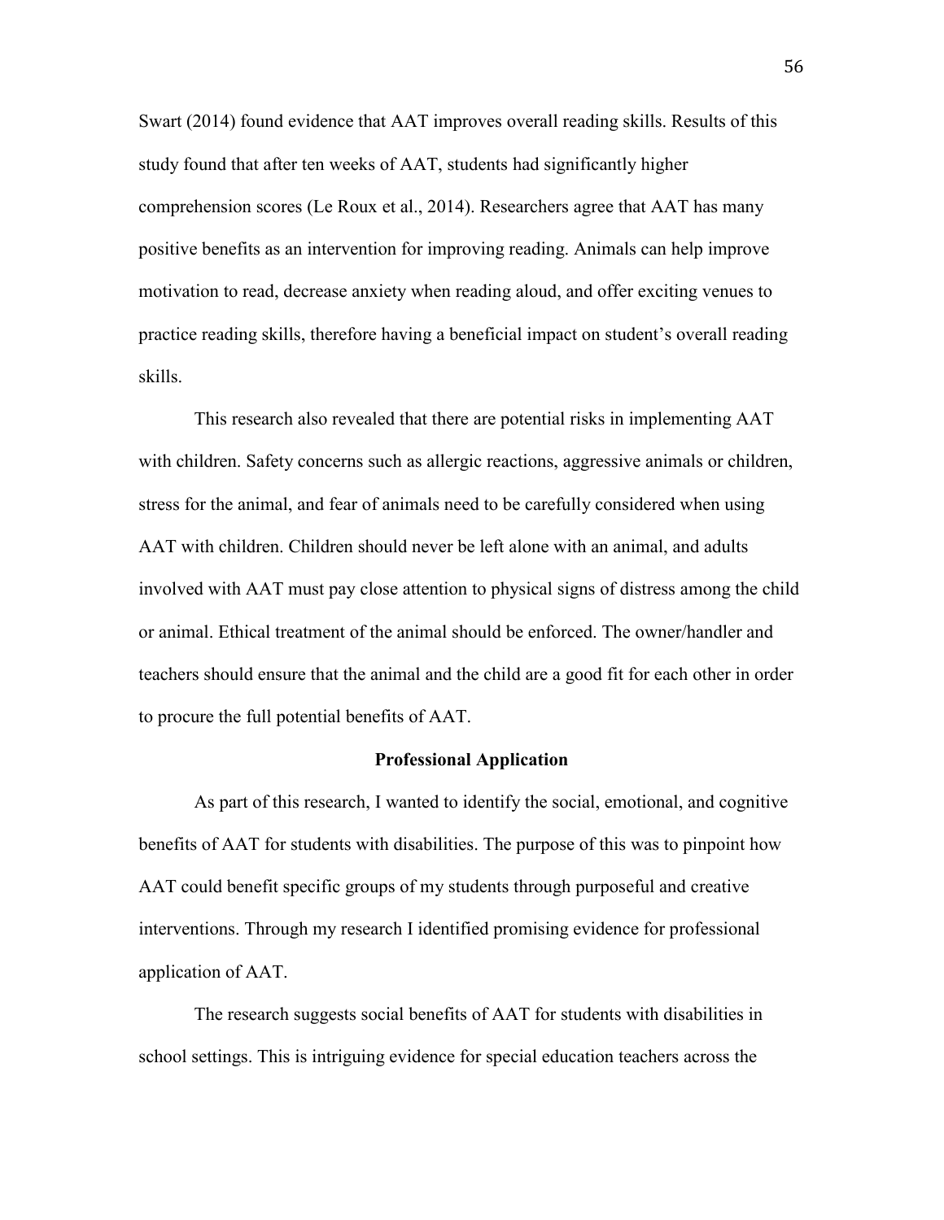Swart (2014) found evidence that AAT improves overall reading skills. Results of this study found that after ten weeks of AAT, students had significantly higher comprehension scores (Le Roux et al., 2014). Researchers agree that AAT has many positive benefits as an intervention for improving reading. Animals can help improve motivation to read, decrease anxiety when reading aloud, and offer exciting venues to practice reading skills, therefore having a beneficial impact on student's overall reading skills.

This research also revealed that there are potential risks in implementing AAT with children. Safety concerns such as allergic reactions, aggressive animals or children, stress for the animal, and fear of animals need to be carefully considered when using AAT with children. Children should never be left alone with an animal, and adults involved with AAT must pay close attention to physical signs of distress among the child or animal. Ethical treatment of the animal should be enforced. The owner/handler and teachers should ensure that the animal and the child are a good fit for each other in order to procure the full potential benefits of AAT.

## Professional Application

As part of this research, I wanted to identify the social, emotional, and cognitive benefits of AAT for students with disabilities. The purpose of this was to pinpoint how AAT could benefit specific groups of my students through purposeful and creative interventions. Through my research I identified promising evidence for professional application of AAT.

The research suggests social benefits of AAT for students with disabilities in school settings. This is intriguing evidence for special education teachers across the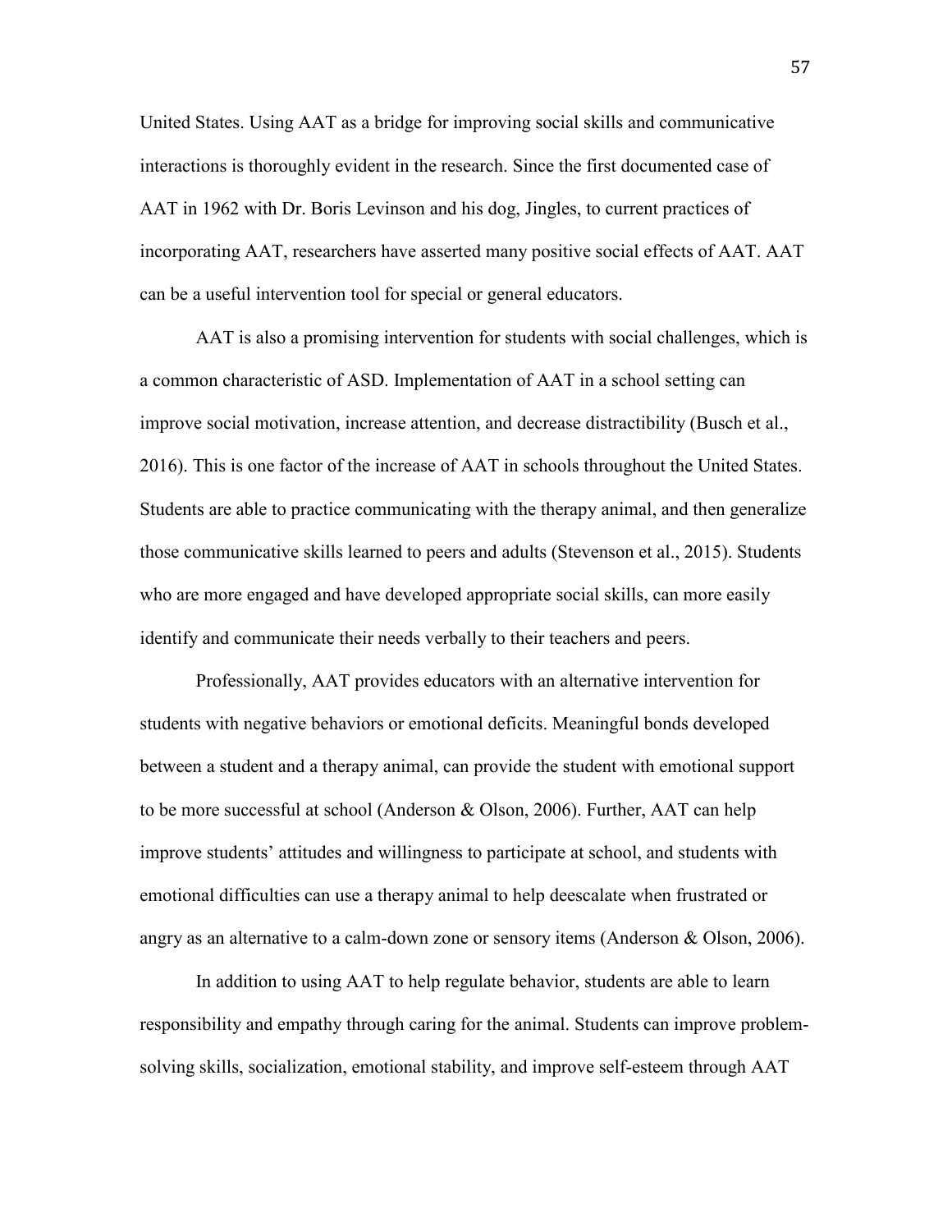United States. Using AAT as a bridge for improving social skills and communicative interactions is thoroughly evident in the research. Since the first documented case of AAT in 1962 with Dr. Boris Levinson and his dog, Jingles, to current practices of incorporating AAT, researchers have asserted many positive social effects of AAT. AAT can be a useful intervention tool for special or general educators.

AAT is also a promising intervention for students with social challenges, which is a common characteristic of ASD. Implementation of AAT in a school setting can improve social motivation, increase attention, and decrease distractibility (Busch et al., 2016). This is one factor of the increase of AAT in schools throughout the United States. Students are able to practice communicating with the therapy animal, and then generalize those communicative skills learned to peers and adults (Stevenson et al., 2015). Students who are more engaged and have developed appropriate social skills, can more easily identify and communicate their needs verbally to their teachers and peers.

Professionally, AAT provides educators with an alternative intervention for students with negative behaviors or emotional deficits. Meaningful bonds developed between a student and a therapy animal, can provide the student with emotional support to be more successful at school (Anderson & Olson, 2006). Further, AAT can help improve students' attitudes and willingness to participate at school, and students with emotional difficulties can use a therapy animal to help deescalate when frustrated or angry as an alternative to a calm-down zone or sensory items (Anderson & Olson, 2006).

In addition to using AAT to help regulate behavior, students are able to learn responsibility and empathy through caring for the animal. Students can improve problem-solving skills, socialization, emotional stability, and improve self-esteem through AAT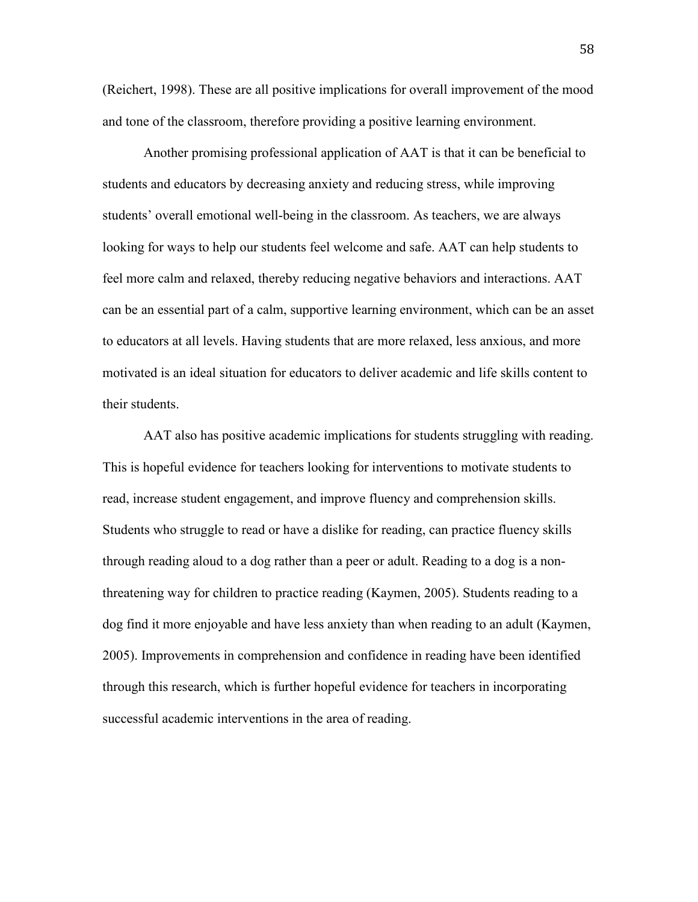(Reichert, 1998). These are all positive implications for overall improvement of the mood and tone of the classroom, therefore providing a positive learning environment.

Another promising professional application of AAT is that it can be beneficial to students and educators by decreasing anxiety and reducing stress, while improving students' overall emotional well-being in the classroom. As teachers, we are always looking for ways to help our students feel welcome and safe. AAT can help students to feel more calm and relaxed, thereby reducing negative behaviors and interactions. AAT can be an essential part of a calm, supportive learning environment, which can be an asset to educators at all levels. Having students that are more relaxed, less anxious, and more motivated is an ideal situation for educators to deliver academic and life skills content to their students.

AAT also has positive academic implications for students struggling with reading. This is hopeful evidence for teachers looking for interventions to motivate students to read, increase student engagement, and improve fluency and comprehension skills. Students who struggle to read or have a dislike for reading, can practice fluency skills through reading aloud to a dog rather than a peer or adult. Reading to a dog is a non-threatening way for children to practice reading (Kaymen, 2005). Students reading to a dog find it more enjoyable and have less anxiety than when reading to an adult (Kaymen, 2005). Improvements in comprehension and confidence in reading have been identified through this research, which is further hopeful evidence for teachers in incorporating successful academic interventions in the area of reading.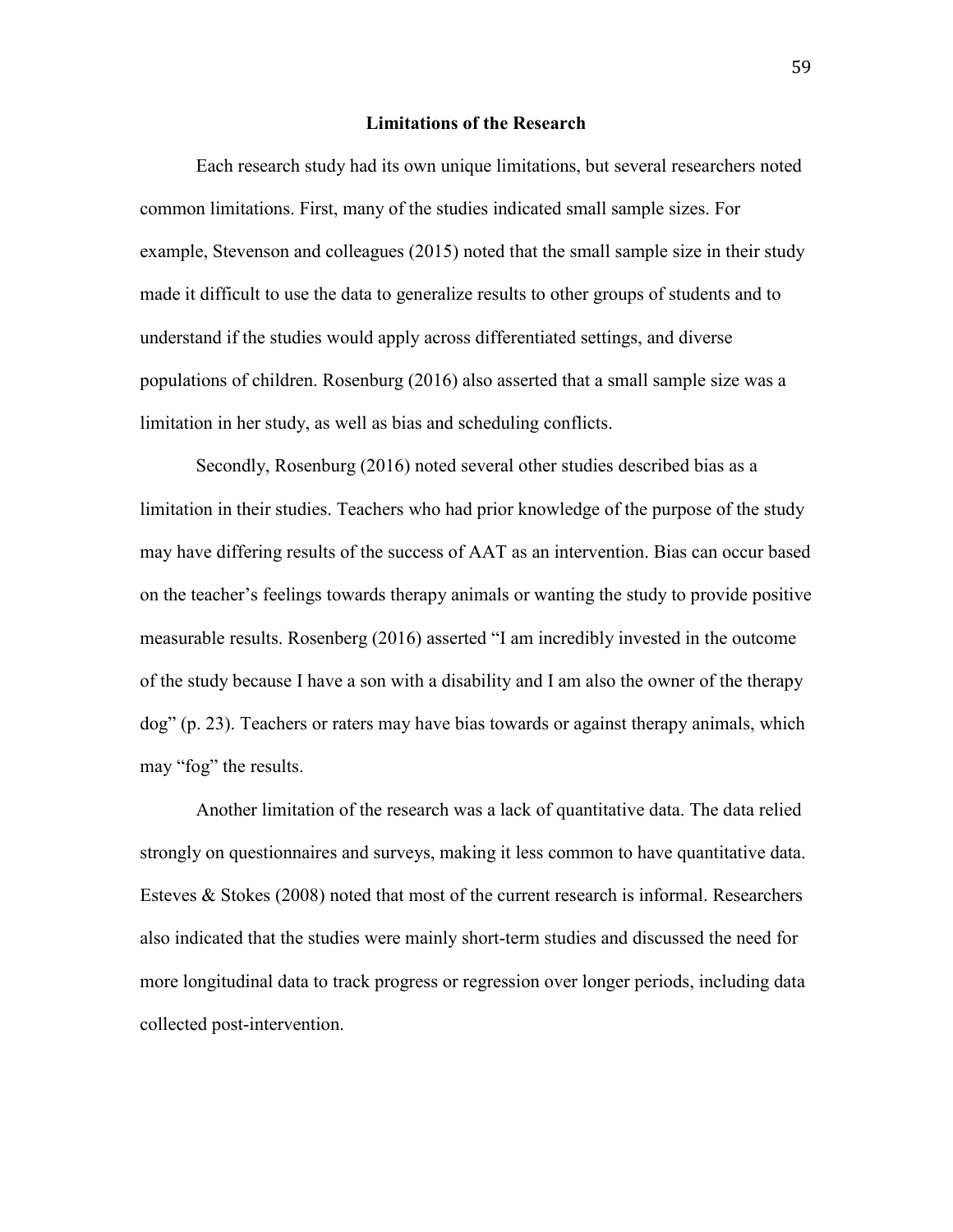## Limitations of the Research

Each research study had its own unique limitations, but several researchers noted common limitations. First, many of the studies indicated small sample sizes. For example, Stevenson and colleagues (2015) noted that the small sample size in their study made it difficult to use the data to generalize results to other groups of students and to understand if the studies would apply across differentiated settings, and diverse populations of children. Rosenburg (2016) also asserted that a small sample size was a limitation in her study, as well as bias and scheduling conflicts.

Secondly, Rosenburg (2016) noted several other studies described bias as a limitation in their studies. Teachers who had prior knowledge of the purpose of the study may have differing results of the success of AAT as an intervention. Bias can occur based on the teacher's feelings towards therapy animals or wanting the study to provide positive measurable results. Rosenberg (2016) asserted "I am incredibly invested in the outcome of the study because I have a son with a disability and I am also the owner of the therapy dog" (p. 23). Teachers or raters may have bias towards or against therapy animals, which may "fog" the results.

Another limitation of the research was a lack of quantitative data. The data relied strongly on questionnaires and surveys, making it less common to have quantitative data. Esteves & Stokes (2008) noted that most of the current research is informal. Researchers also indicated that the studies were mainly short-term studies and discussed the need for more longitudinal data to track progress or regression over longer periods, including data collected post-intervention.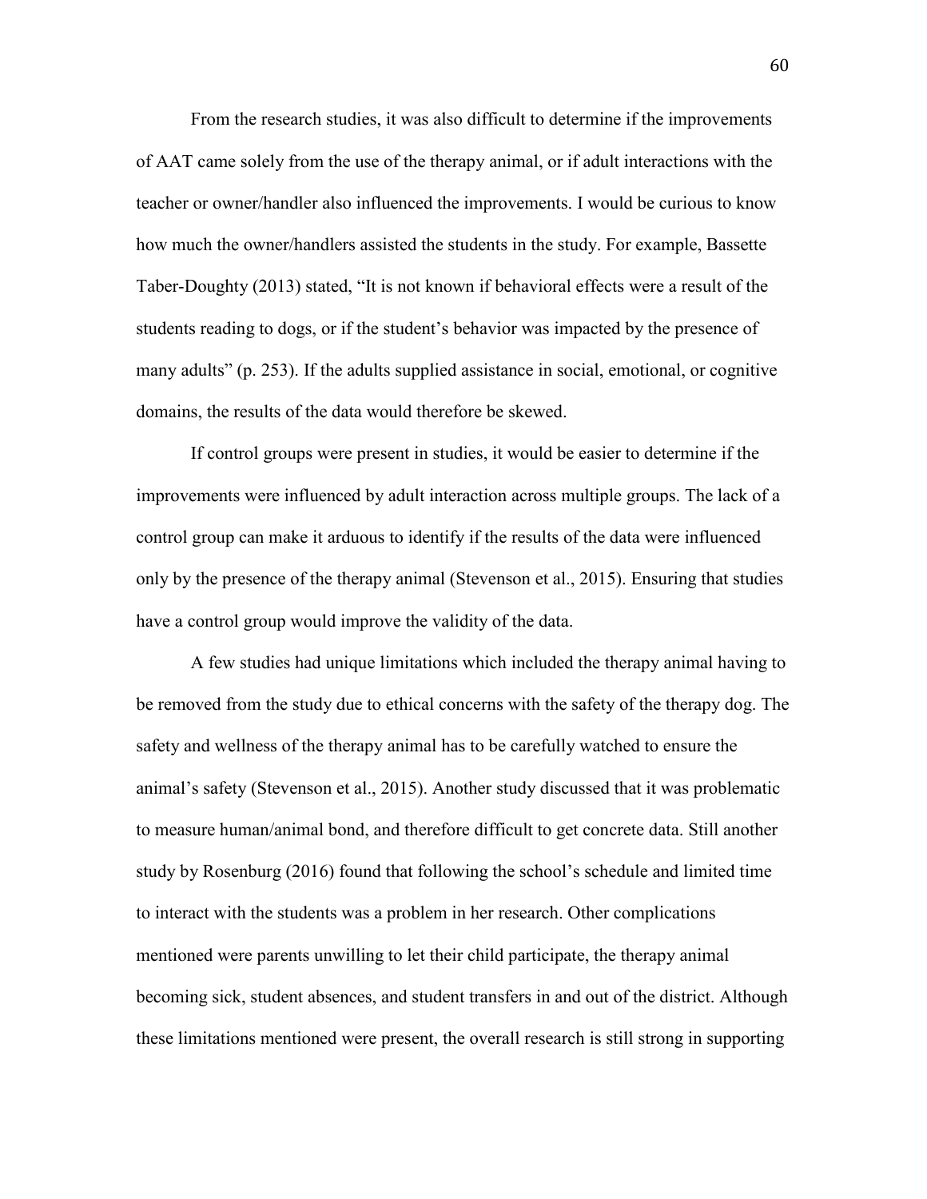From the research studies, it was also difficult to determine if the improvements of AAT came solely from the use of the therapy animal, or if adult interactions with the teacher or owner/handler also influenced the improvements. I would be curious to know how much the owner/handlers assisted the students in the study. For example, Bassette Taber-Doughty (2013) stated, "It is not known if behavioral effects were a result of the students reading to dogs, or if the student's behavior was impacted by the presence of many adults" (p. 253). If the adults supplied assistance in social, emotional, or cognitive domains, the results of the data would therefore be skewed.

If control groups were present in studies, it would be easier to determine if the improvements were influenced by adult interaction across multiple groups. The lack of a control group can make it arduous to identify if the results of the data were influenced only by the presence of the therapy animal (Stevenson et al., 2015). Ensuring that studies have a control group would improve the validity of the data.

A few studies had unique limitations which included the therapy animal having to be removed from the study due to ethical concerns with the safety of the therapy dog. The safety and wellness of the therapy animal has to be carefully watched to ensure the animal's safety (Stevenson et al., 2015). Another study discussed that it was problematic to measure human/animal bond, and therefore difficult to get concrete data. Still another study by Rosenburg (2016) found that following the school's schedule and limited time to interact with the students was a problem in her research. Other complications mentioned were parents unwilling to let their child participate, the therapy animal becoming sick, student absences, and student transfers in and out of the district. Although these limitations mentioned were present, the overall research is still strong in supporting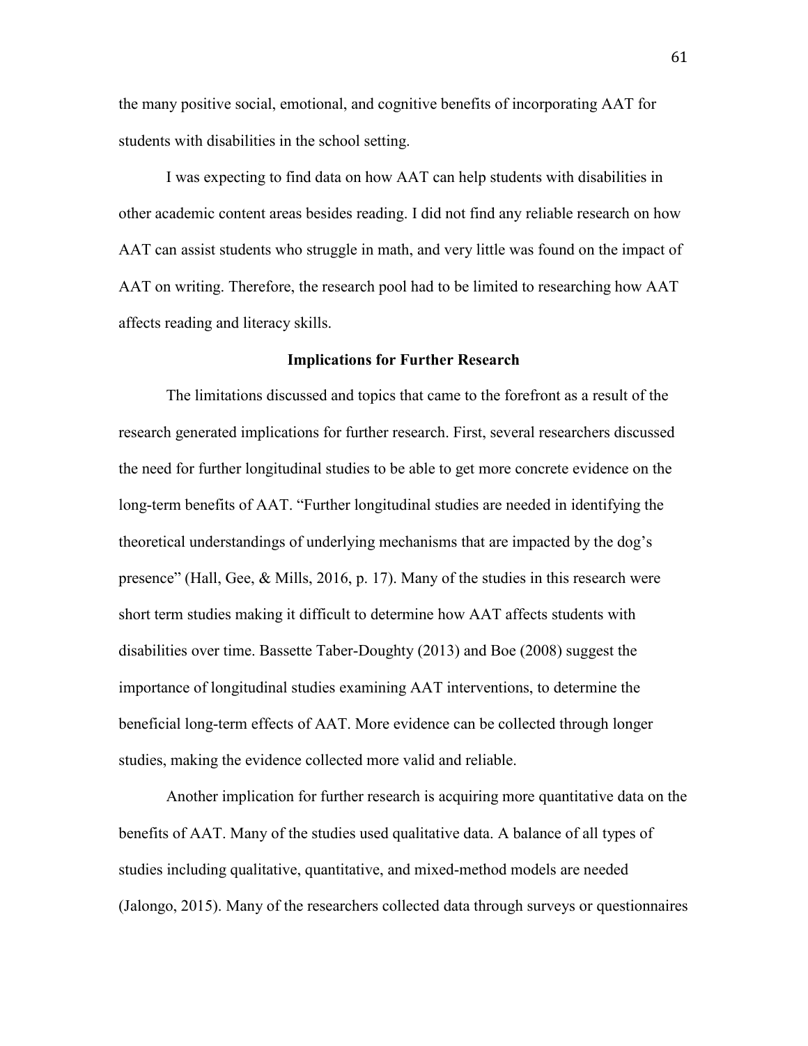the many positive social, emotional, and cognitive benefits of incorporating AAT for students with disabilities in the school setting.

I was expecting to find data on how AAT can help students with disabilities in other academic content areas besides reading. I did not find any reliable research on how AAT can assist students who struggle in math, and very little was found on the impact of AAT on writing. Therefore, the research pool had to be limited to researching how AAT affects reading and literacy skills.

## Implications for Further Research

The limitations discussed and topics that came to the forefront as a result of the research generated implications for further research. First, several researchers discussed the need for further longitudinal studies to be able to get more concrete evidence on the long-term benefits of AAT. "Further longitudinal studies are needed in identifying the theoretical understandings of underlying mechanisms that are impacted by the dog's presence" (Hall, Gee, & Mills, 2016, p. 17). Many of the studies in this research were short term studies making it difficult to determine how AAT affects students with disabilities over time. Bassette Taber-Doughty (2013) and Boe (2008) suggest the importance of longitudinal studies examining AAT interventions, to determine the beneficial long-term effects of AAT. More evidence can be collected through longer studies, making the evidence collected more valid and reliable.

Another implication for further research is acquiring more quantitative data on the benefits of AAT. Many of the studies used qualitative data. A balance of all types of studies including qualitative, quantitative, and mixed-method models are needed (Jalongo, 2015). Many of the researchers collected data through surveys or questionnaires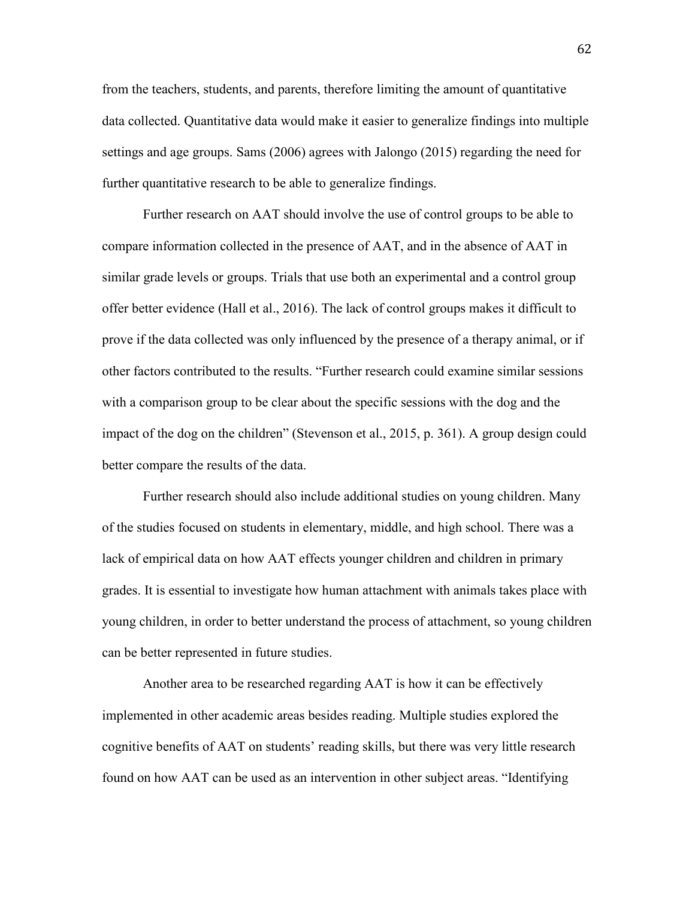from the teachers, students, and parents, therefore limiting the amount of quantitative data collected. Quantitative data would make it easier to generalize findings into multiple settings and age groups. Sams (2006) agrees with Jalongo (2015) regarding the need for further quantitative research to be able to generalize findings.

Further research on AAT should involve the use of control groups to be able to compare information collected in the presence of AAT, and in the absence of AAT in similar grade levels or groups. Trials that use both an experimental and a control group offer better evidence (Hall et al., 2016). The lack of control groups makes it difficult to prove if the data collected was only influenced by the presence of a therapy animal, or if other factors contributed to the results. "Further research could examine similar sessions with a comparison group to be clear about the specific sessions with the dog and the impact of the dog on the children" (Stevenson et al., 2015, p. 361). A group design could better compare the results of the data.

Further research should also include additional studies on young children. Many of the studies focused on students in elementary, middle, and high school. There was a lack of empirical data on how AAT effects younger children and children in primary grades. It is essential to investigate how human attachment with animals takes place with young children, in order to better understand the process of attachment, so young children can be better represented in future studies.

Another area to be researched regarding AAT is how it can be effectively implemented in other academic areas besides reading. Multiple studies explored the cognitive benefits of AAT on students' reading skills, but there was very little research found on how AAT can be used as an intervention in other subject areas. "Identifying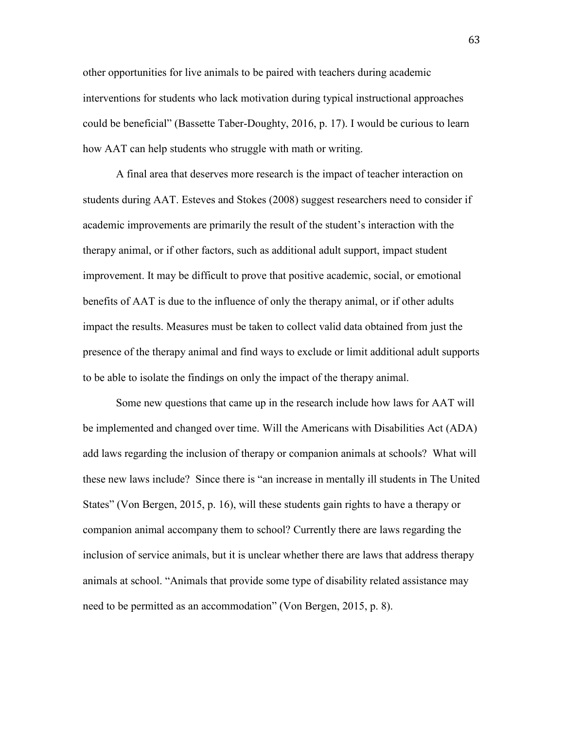other opportunities for live animals to be paired with teachers during academic interventions for students who lack motivation during typical instructional approaches could be beneficial" (Bassette Taber-Doughty, 2016, p. 17). I would be curious to learn how AAT can help students who struggle with math or writing.

A final area that deserves more research is the impact of teacher interaction on students during AAT. Esteves and Stokes (2008) suggest researchers need to consider if academic improvements are primarily the result of the student's interaction with the therapy animal, or if other factors, such as additional adult support, impact student improvement. It may be difficult to prove that positive academic, social, or emotional benefits of AAT is due to the influence of only the therapy animal, or if other adults impact the results. Measures must be taken to collect valid data obtained from just the presence of the therapy animal and find ways to exclude or limit additional adult supports to be able to isolate the findings on only the impact of the therapy animal.

Some new questions that came up in the research include how laws for AAT will be implemented and changed over time. Will the Americans with Disabilities Act (ADA) add laws regarding the inclusion of therapy or companion animals at schools? What will these new laws include? Since there is "an increase in mentally ill students in The United States" (Von Bergen, 2015, p. 16), will these students gain rights to have a therapy or companion animal accompany them to school? Currently there are laws regarding the inclusion of service animals, but it is unclear whether there are laws that address therapy animals at school. "Animals that provide some type of disability related assistance may need to be permitted as an accommodation" (Von Bergen, 2015, p. 8).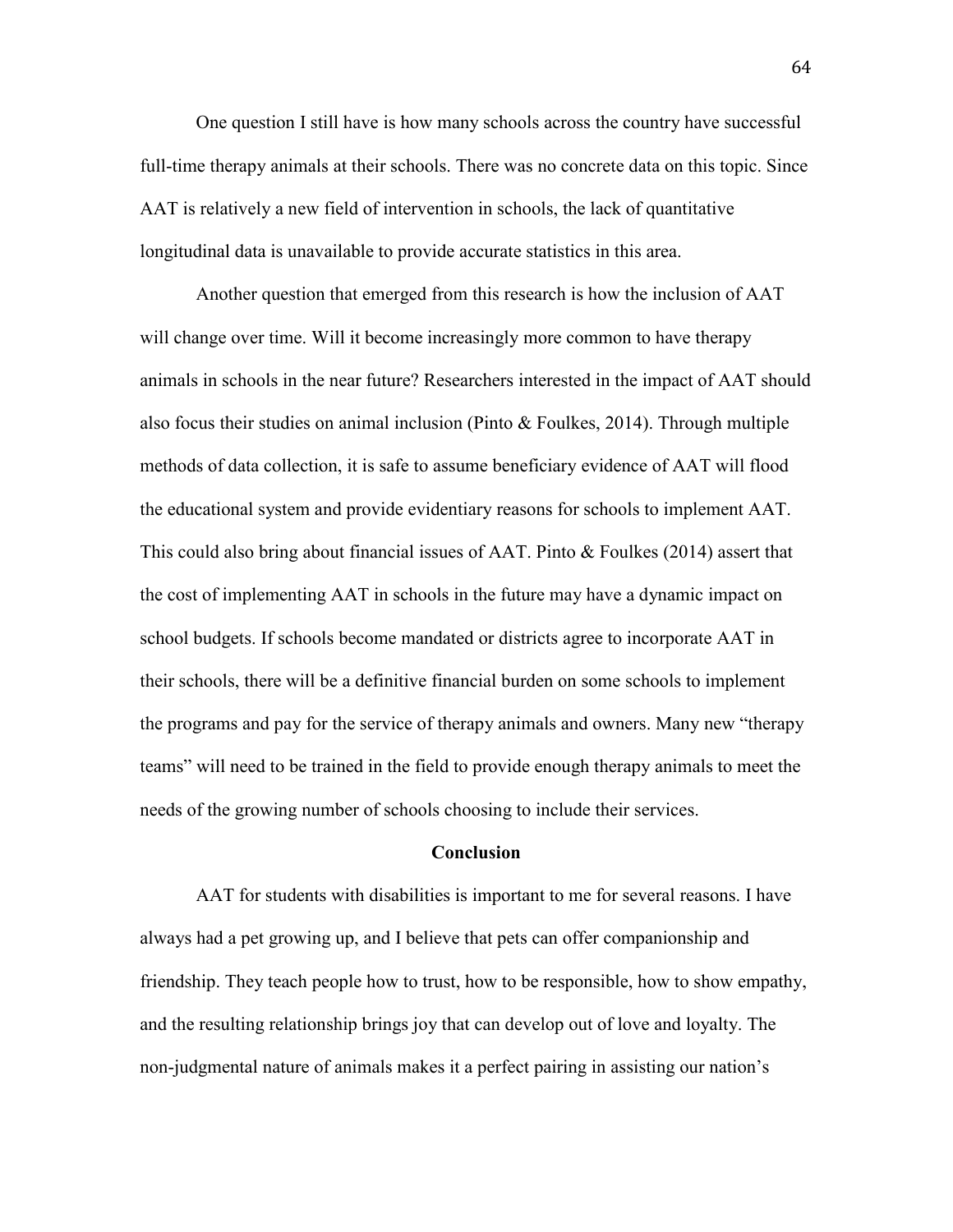One question I still have is how many schools across the country have successful full-time therapy animals at their schools. There was no concrete data on this topic. Since AAT is relatively a new field of intervention in schools, the lack of quantitative longitudinal data is unavailable to provide accurate statistics in this area.

Another question that emerged from this research is how the inclusion of AAT will change over time. Will it become increasingly more common to have therapy animals in schools in the near future? Researchers interested in the impact of AAT should also focus their studies on animal inclusion (Pinto & Foulkes, 2014). Through multiple methods of data collection, it is safe to assume beneficiary evidence of AAT will flood the educational system and provide evidentiary reasons for schools to implement AAT. This could also bring about financial issues of AAT. Pinto & Foulkes (2014) assert that the cost of implementing AAT in schools in the future may have a dynamic impact on school budgets. If schools become mandated or districts agree to incorporate AAT in their schools, there will be a definitive financial burden on some schools to implement the programs and pay for the service of therapy animals and owners. Many new "therapy teams" will need to be trained in the field to provide enough therapy animals to meet the needs of the growing number of schools choosing to include their services.

## Conclusion

AAT for students with disabilities is important to me for several reasons. I have always had a pet growing up, and I believe that pets can offer companionship and friendship. They teach people how to trust, how to be responsible, how to show empathy, and the resulting relationship brings joy that can develop out of love and loyalty. The non-judgmental nature of animals makes it a perfect pairing in assisting our nation's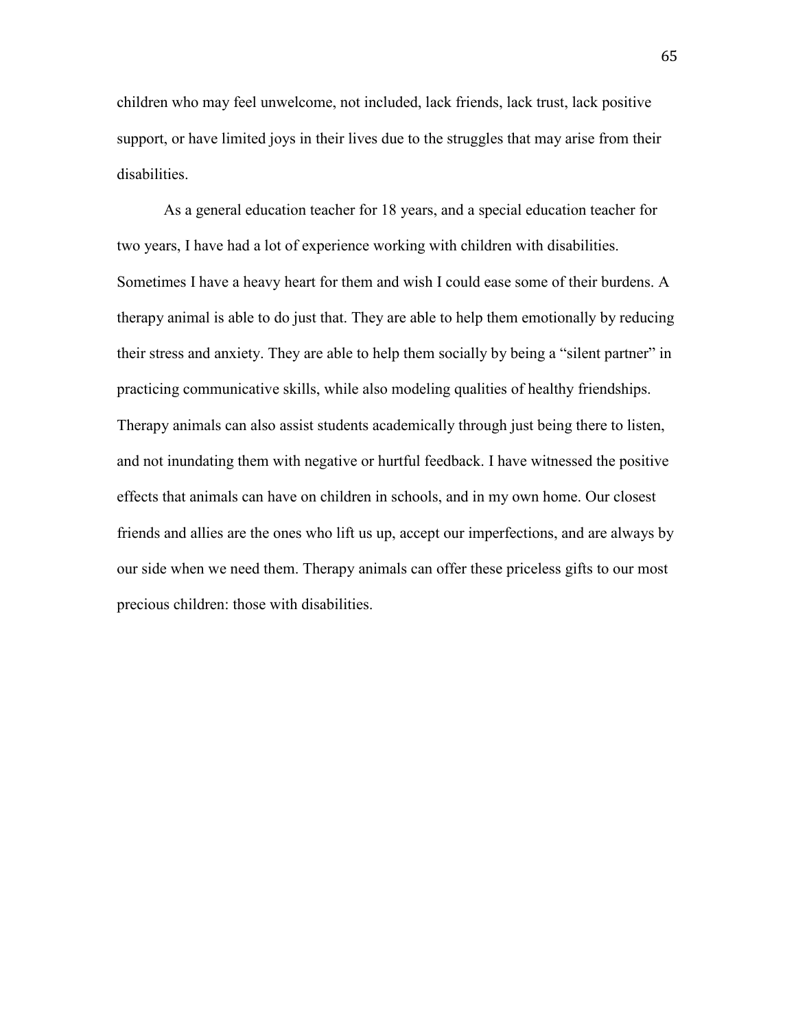children who may feel unwelcome, not included, lack friends, lack trust, lack positive support, or have limited joys in their lives due to the struggles that may arise from their disabilities.

As a general education teacher for 18 years, and a special education teacher for two years, I have had a lot of experience working with children with disabilities. Sometimes I have a heavy heart for them and wish I could ease some of their burdens. A therapy animal is able to do just that. They are able to help them emotionally by reducing their stress and anxiety. They are able to help them socially by being a "silent partner" in practicing communicative skills, while also modeling qualities of healthy friendships. Therapy animals can also assist students academically through just being there to listen, and not inundating them with negative or hurtful feedback. I have witnessed the positive effects that animals can have on children in schools, and in my own home. Our closest friends and allies are the ones who lift us up, accept our imperfections, and are always by our side when we need them. Therapy animals can offer these priceless gifts to our most precious children: those with disabilities.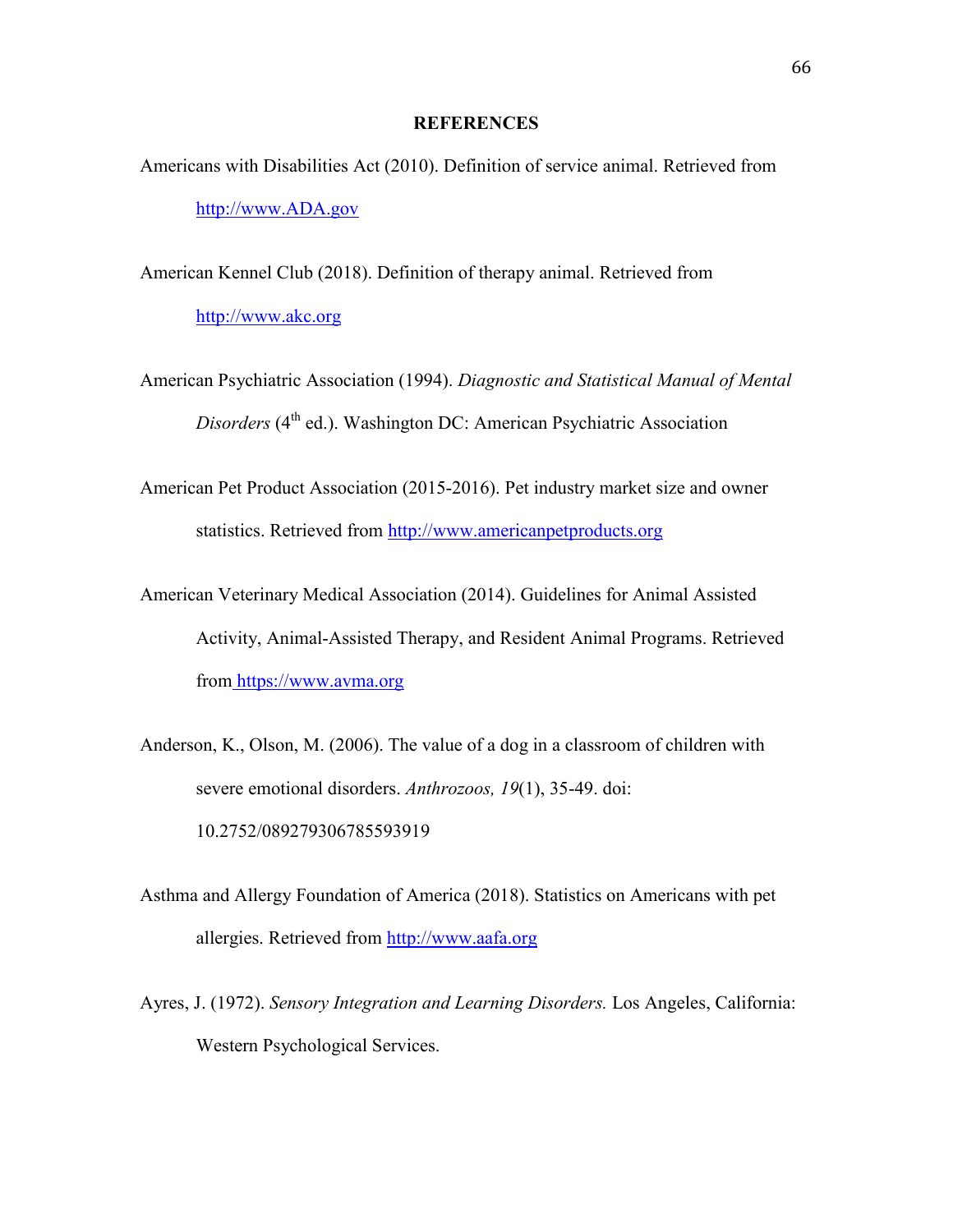# REFERENCES

Americans with Disabilities Act (2010). Definition of service animal. Retrieved from http://www.ADA.gov

American Kennel Club (2018). Definition of therapy animal. Retrieved from http://www.akc.org

American Psychiatric Association (1994). *Diagnostic and Statistical Manual of Mental Disorders* (4th ed.). Washington DC: American Psychiatric Association

American Pet Product Association (2015-2016). Pet industry market size and owner statistics. Retrieved from http://www.americanpetproducts.org

American Veterinary Medical Association (2014). Guidelines for Animal Assisted Activity, Animal-Assisted Therapy, and Resident Animal Programs. Retrieved from https://www.avma.org

Anderson, K., Olson, M. (2006). The value of a dog in a classroom of children with severe emotional disorders. *Anthrozoos, 19*(1), 35-49. doi: 10.2752/089279306785593919

Asthma and Allergy Foundation of America (2018). Statistics on Americans with pet allergies. Retrieved from http://www.aafa.org

Ayres, J. (1972). *Sensory Integration and Learning Disorders.* Los Angeles, California: Western Psychological Services.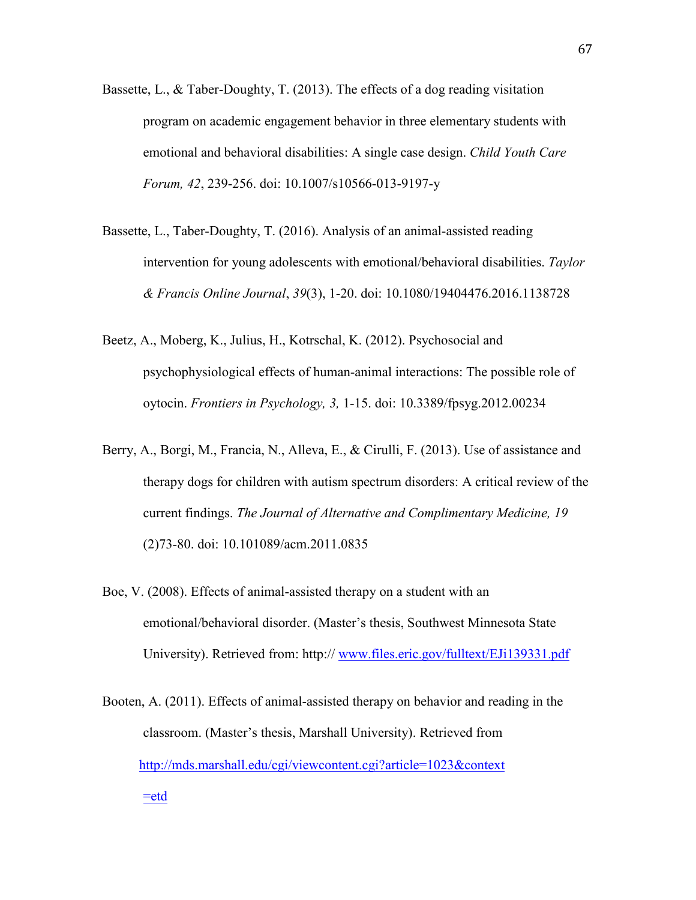Bassette, L., & Taber-Doughty, T. (2013). The effects of a dog reading visitation program on academic engagement behavior in three elementary students with emotional and behavioral disabilities: A single case design. *Child Youth Care Forum, 42*, 239-256. doi: 10.1007/s10566-013-9197-y

Bassette, L., Taber-Doughty, T. (2016). Analysis of an animal-assisted reading intervention for young adolescents with emotional/behavioral disabilities. *Taylor & Francis Online Journal*, *39*(3), 1-20. doi: 10.1080/19404476.2016.1138728

Beetz, A., Moberg, K., Julius, H., Kotrschal, K. (2012). Psychosocial and psychophysiological effects of human-animal interactions: The possible role of oytocin. *Frontiers in Psychology, 3,* 1-15. doi: 10.3389/fpsyg.2012.00234

Berry, A., Borgi, M., Francia, N., Alleva, E., & Cirulli, F. (2013). Use of assistance and therapy dogs for children with autism spectrum disorders: A critical review of the current findings. *The Journal of Alternative and Complimentary Medicine, 19* (2)73-80. doi: 10.101089/acm.2011.0835

Boe, V. (2008). Effects of animal-assisted therapy on a student with an emotional/behavioral disorder. (Master's thesis, Southwest Minnesota State University). Retrieved from: http:// www.files.eric.gov/fulltext/EJi139331.pdf

Booten, A. (2011). Effects of animal-assisted therapy on behavior and reading in the classroom. (Master's thesis, Marshall University). Retrieved from http://mds.marshall.edu/cgi/viewcontent.cgi?article=1023&context =etd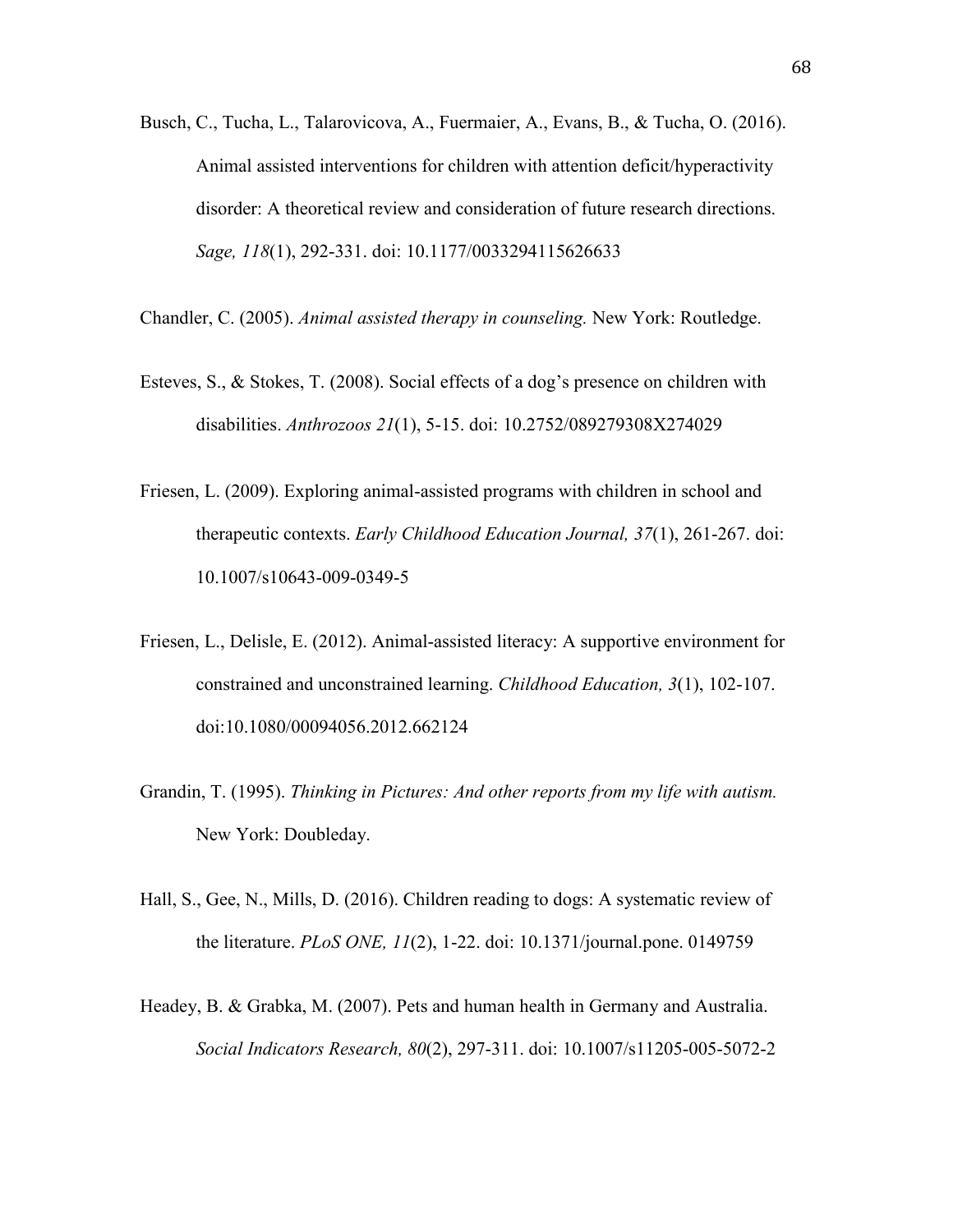Busch, C., Tucha, L., Talarovicova, A., Fuermaier, A., Evans, B., & Tucha, O. (2016). Animal assisted interventions for children with attention deficit/hyperactivity disorder: A theoretical review and consideration of future research directions. *Sage, 118*(1), 292-331. doi: 10.1177/0033294115626633

Chandler, C. (2005). *Animal assisted therapy in counseling.* New York: Routledge.

Esteves, S., & Stokes, T. (2008). Social effects of a dog's presence on children with disabilities. *Anthrozoos 21*(1), 5-15. doi: 10.2752/089279308X274029

Friesen, L. (2009). Exploring animal-assisted programs with children in school and therapeutic contexts. *Early Childhood Education Journal, 37*(1), 261-267. doi: 10.1007/s10643-009-0349-5

Friesen, L., Delisle, E. (2012). Animal-assisted literacy: A supportive environment for constrained and unconstrained learning. *Childhood Education, 3*(1), 102-107. doi:10.1080/00094056.2012.662124

Grandin, T. (1995). *Thinking in Pictures: And other reports from my life with autism.* New York: Doubleday.

Hall, S., Gee, N., Mills, D. (2016). Children reading to dogs: A systematic review of the literature. *PLoS ONE, 11*(2), 1-22. doi: 10.1371/journal.pone. 0149759

Headey, B. & Grabka, M. (2007). Pets and human health in Germany and Australia. *Social Indicators Research, 80*(2), 297-311. doi: 10.1007/s11205-005-5072-2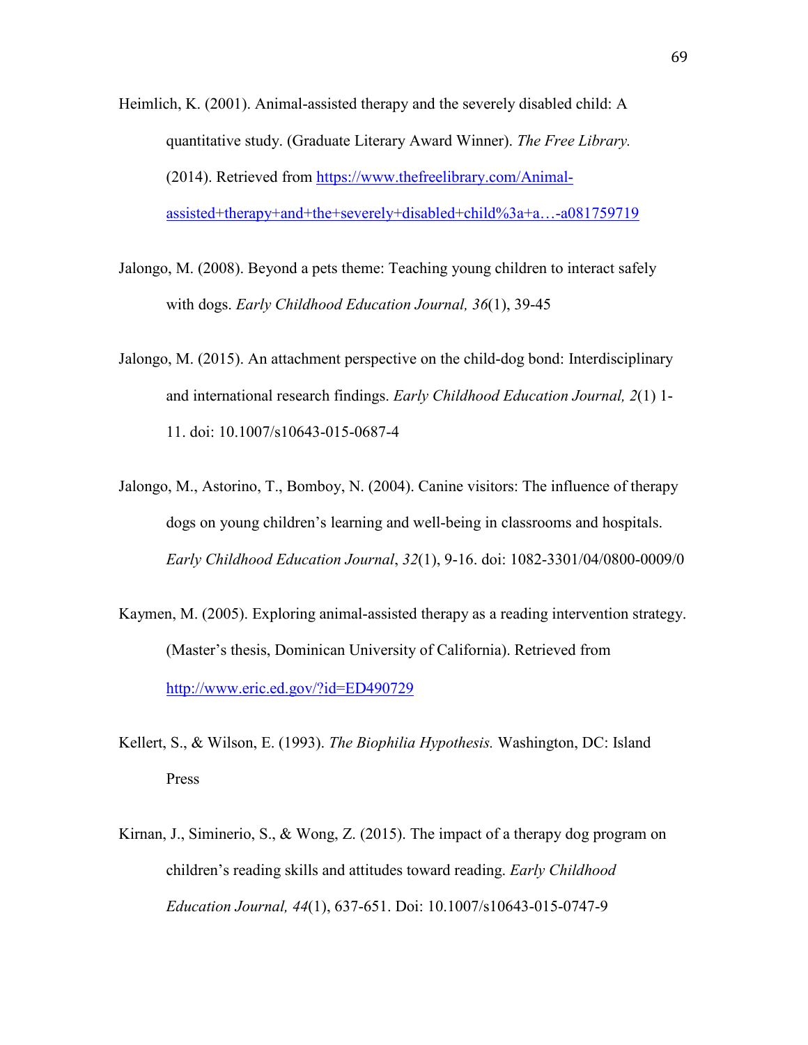Heimlich, K. (2001). Animal-assisted therapy and the severely disabled child: A quantitative study. (Graduate Literary Award Winner). *The Free Library.* (2014). Retrieved from https://www.thefreelibrary.com/Animal-assisted+therapy+and+the+severely+disabled+child%3a+a…-a081759719

Jalongo, M. (2008). Beyond a pets theme: Teaching young children to interact safely with dogs. *Early Childhood Education Journal, 36*(1), 39-45

Jalongo, M. (2015). An attachment perspective on the child-dog bond: Interdisciplinary and international research findings. *Early Childhood Education Journal, 2*(1) 1-11. doi: 10.1007/s10643-015-0687-4

Jalongo, M., Astorino, T., Bomboy, N. (2004). Canine visitors: The influence of therapy dogs on young children's learning and well-being in classrooms and hospitals. *Early Childhood Education Journal*, *32*(1), 9-16. doi: 1082-3301/04/0800-0009/0

Kaymen, M. (2005). Exploring animal-assisted therapy as a reading intervention strategy. (Master's thesis, Dominican University of California). Retrieved from http://www.eric.ed.gov/?id=ED490729

Kellert, S., & Wilson, E. (1993). *The Biophilia Hypothesis.* Washington, DC: Island Press

Kirnan, J., Siminerio, S., & Wong, Z. (2015). The impact of a therapy dog program on children's reading skills and attitudes toward reading. *Early Childhood Education Journal, 44*(1), 637-651. Doi: 10.1007/s10643-015-0747-9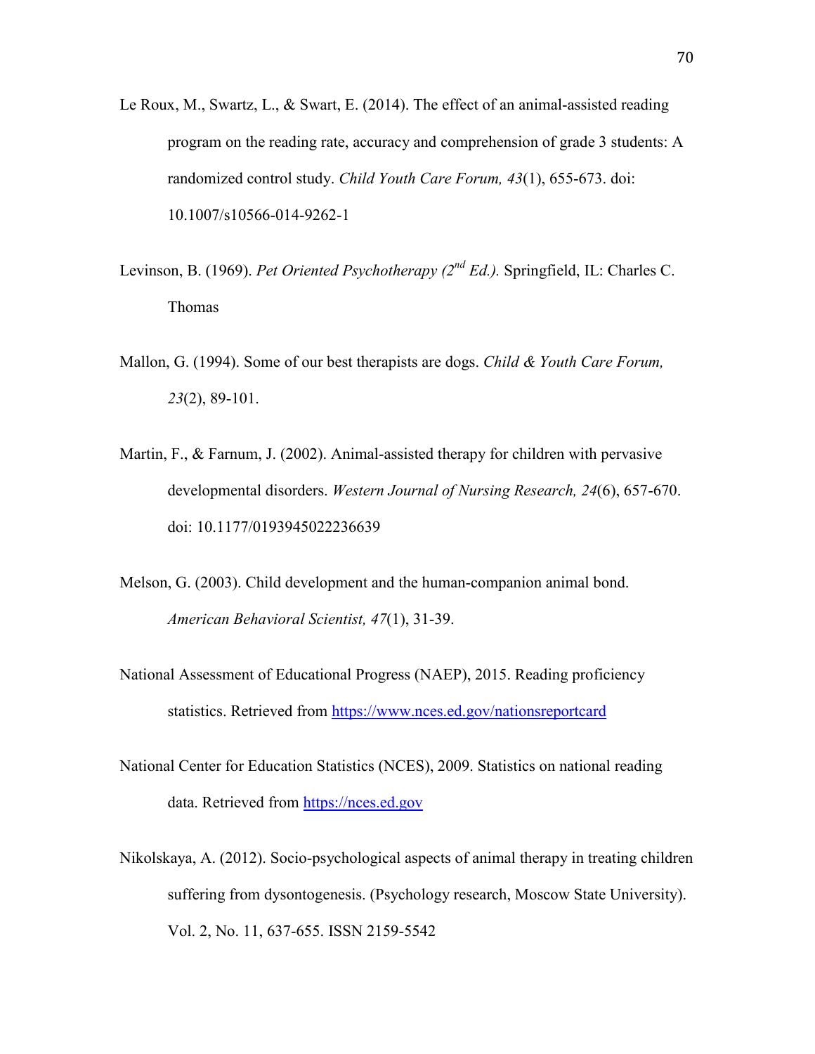Le Roux, M., Swartz, L., & Swart, E. (2014). The effect of an animal-assisted reading program on the reading rate, accuracy and comprehension of grade 3 students: A randomized control study. *Child Youth Care Forum, 43*(1), 655-673. doi: 10.1007/s10566-014-9262-1

Levinson, B. (1969). *Pet Oriented Psychotherapy (2nd Ed.).* Springfield, IL: Charles C. Thomas

Mallon, G. (1994). Some of our best therapists are dogs. *Child & Youth Care Forum, 23*(2), 89-101.

Martin, F., & Farnum, J. (2002). Animal-assisted therapy for children with pervasive developmental disorders. *Western Journal of Nursing Research, 24*(6), 657-670. doi: 10.1177/0193945022236639

Melson, G. (2003). Child development and the human-companion animal bond. *American Behavioral Scientist, 47*(1), 31-39.

National Assessment of Educational Progress (NAEP), 2015. Reading proficiency statistics. Retrieved from https://www.nces.ed.gov/nationsreportcard

National Center for Education Statistics (NCES), 2009. Statistics on national reading data. Retrieved from https://nces.ed.gov

Nikolskaya, A. (2012). Socio-psychological aspects of animal therapy in treating children suffering from dysontogenesis. (Psychology research, Moscow State University). Vol. 2, No. 11, 637-655. ISSN 2159-5542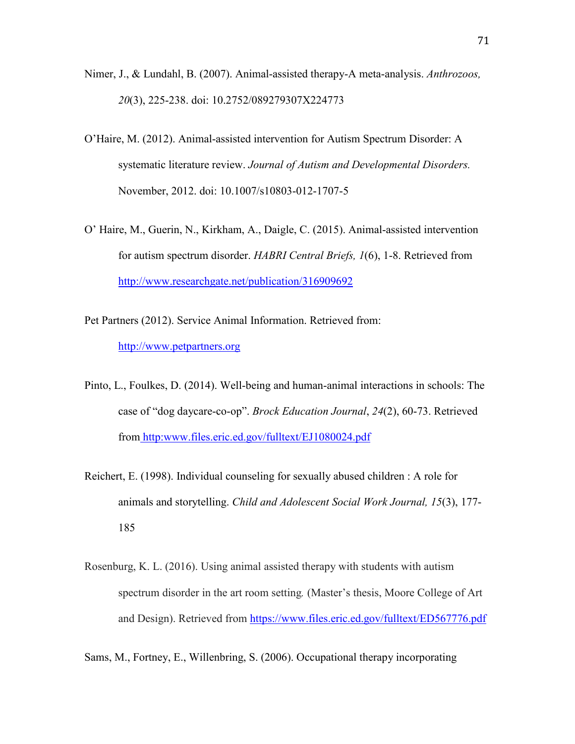Nimer, J., & Lundahl, B. (2007). Animal-assisted therapy-A meta-analysis. *Anthrozoos, 20*(3), 225-238. doi: 10.2752/089279307X224773

O'Haire, M. (2012). Animal-assisted intervention for Autism Spectrum Disorder: A systematic literature review. *Journal of Autism and Developmental Disorders.* November, 2012. doi: 10.1007/s10803-012-1707-5

O' Haire, M., Guerin, N., Kirkham, A., Daigle, C. (2015). Animal-assisted intervention for autism spectrum disorder. *HABRI Central Briefs, 1*(6), 1-8. Retrieved from http://www.researchgate.net/publication/316909692

Pet Partners (2012). Service Animal Information. Retrieved from: http://www.petpartners.org

Pinto, L., Foulkes, D. (2014). Well-being and human-animal interactions in schools: The case of "dog daycare-co-op". *Brock Education Journal*, *24*(2), 60-73. Retrieved from http:www.files.eric.ed.gov/fulltext/EJ1080024.pdf

Reichert, E. (1998). Individual counseling for sexually abused children : A role for animals and storytelling. *Child and Adolescent Social Work Journal, 15*(3), 177-185

Rosenburg, K. L. (2016). Using animal assisted therapy with students with autism spectrum disorder in the art room setting*.* (Master's thesis, Moore College of Art and Design). Retrieved from https://www.files.eric.ed.gov/fulltext/ED567776.pdf

Sams, M., Fortney, E., Willenbring, S. (2006). Occupational therapy incorporating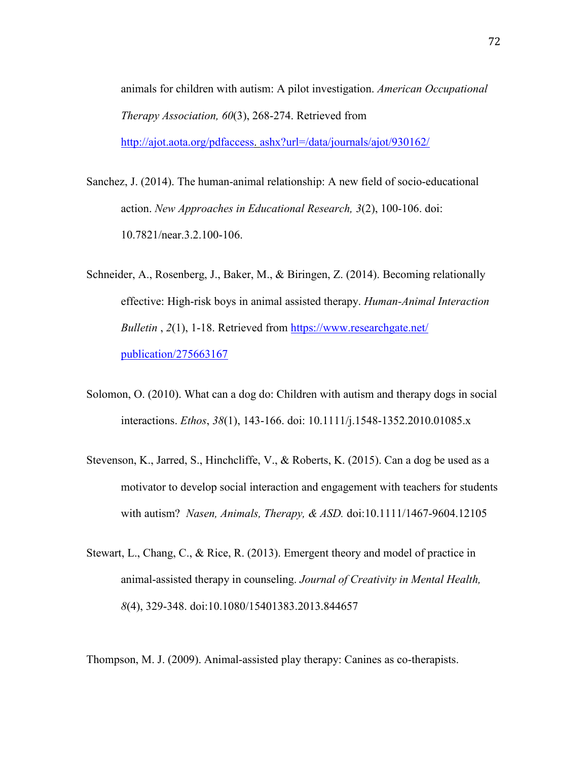animals for children with autism: A pilot investigation. *American Occupational Therapy Association, 60*(3), 268-274. Retrieved from http://ajot.aota.org/pdfaccess. ashx?url=/data/journals/ajot/930162/

Sanchez, J. (2014). The human-animal relationship: A new field of socio-educational action. *New Approaches in Educational Research, 3*(2), 100-106. doi: 10.7821/near.3.2.100-106.

Schneider, A., Rosenberg, J., Baker, M., & Biringen, Z. (2014). Becoming relationally effective: High-risk boys in animal assisted therapy. *Human-Animal Interaction Bulletin* , *2*(1), 1-18. Retrieved from https://www.researchgate.net/publication/275663167

Solomon, O. (2010). What can a dog do: Children with autism and therapy dogs in social interactions. *Ethos*, *38*(1), 143-166. doi: 10.1111/j.1548-1352.2010.01085.x

Stevenson, K., Jarred, S., Hinchcliffe, V., & Roberts, K. (2015). Can a dog be used as a motivator to develop social interaction and engagement with teachers for students with autism? *Nasen, Animals, Therapy, & ASD.* doi:10.1111/1467-9604.12105

Stewart, L., Chang, C., & Rice, R. (2013). Emergent theory and model of practice in animal-assisted therapy in counseling. *Journal of Creativity in Mental Health, 8*(4), 329-348. doi:10.1080/15401383.2013.844657

Thompson, M. J. (2009). Animal-assisted play therapy: Canines as co-therapists.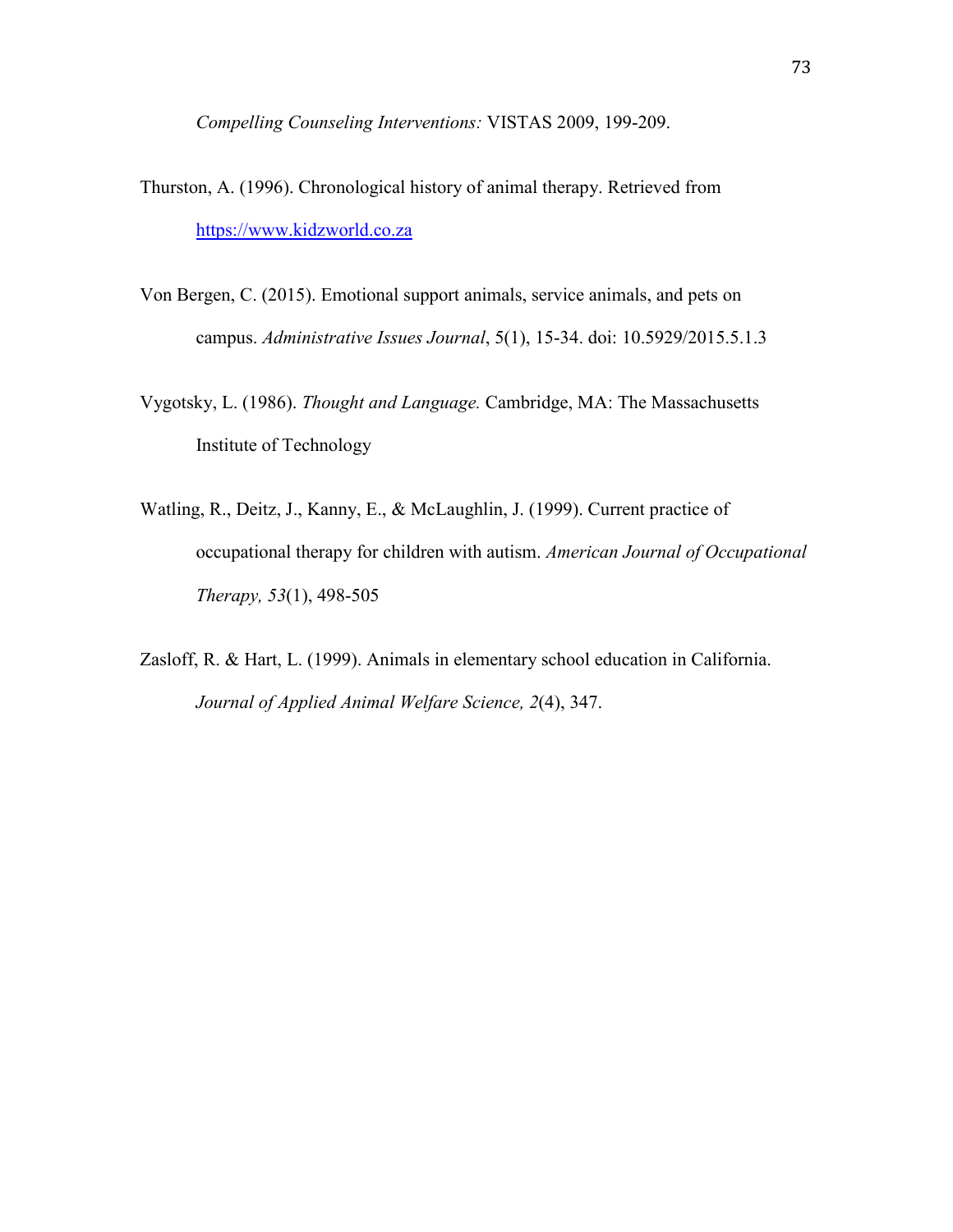*Compelling Counseling Interventions:* VISTAS 2009, 199-209.

Thurston, A. (1996). Chronological history of animal therapy. Retrieved from https://www.kidzworld.co.za

Von Bergen, C. (2015). Emotional support animals, service animals, and pets on campus. *Administrative Issues Journal*, 5(1), 15-34. doi: 10.5929/2015.5.1.3

Vygotsky, L. (1986). *Thought and Language.* Cambridge, MA: The Massachusetts Institute of Technology

Watling, R., Deitz, J., Kanny, E., & McLaughlin, J. (1999). Current practice of occupational therapy for children with autism. *American Journal of Occupational Therapy, 53*(1), 498-505

Zasloff, R. & Hart, L. (1999). Animals in elementary school education in California. *Journal of Applied Animal Welfare Science, 2*(4), 347.